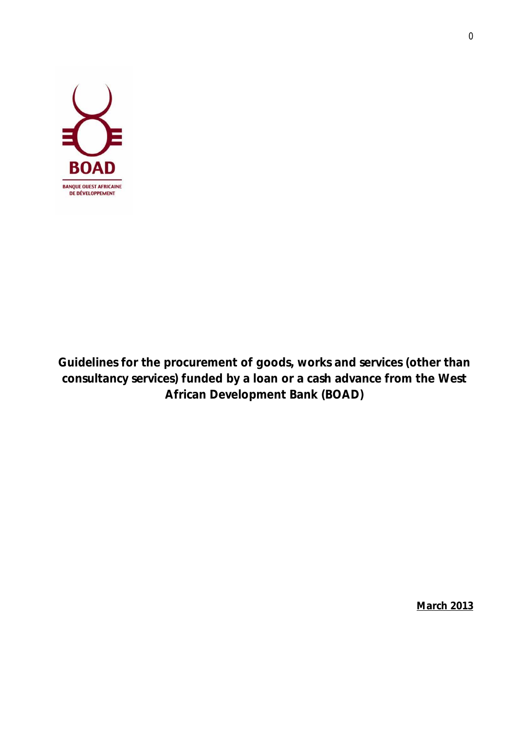BOAD

BANQUE OUEST AFRICAINE DE DÉVELOPPEMENT

# Guidelines for the procurement of goods, works and services (other than consultancy services) funded by a loan or a cash advance from the West African Development Bank (BOAD)

**March 2013**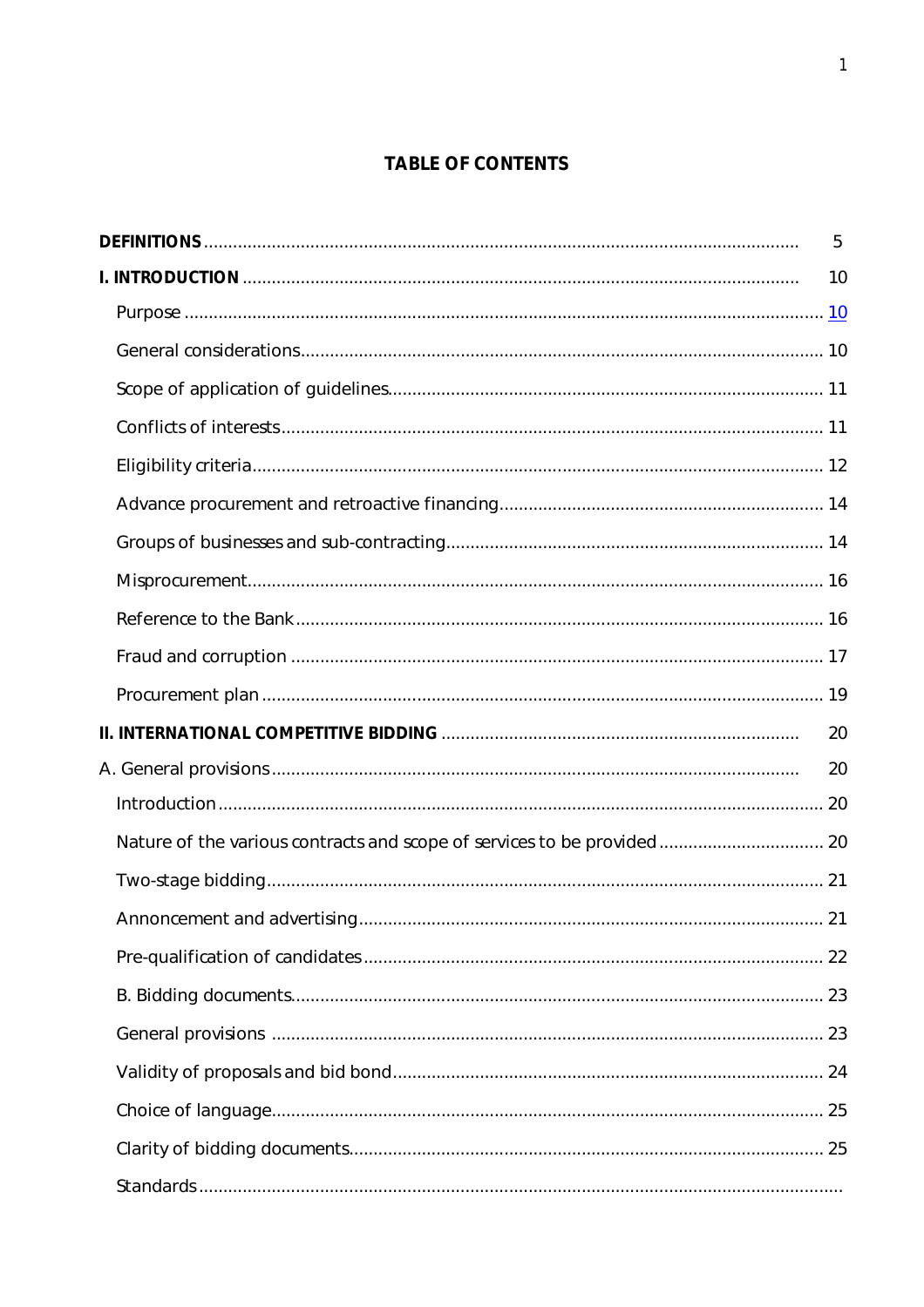# TABLE OF CONTENTS

| | |
|---|---|
| **DEFINITIONS** | 5 |
| **I. INTRODUCTION** | 10 |
| Purpose | 10 |
| General considerations | 10 |
| Scope of application of guidelines | 11 |
| Conflicts of interests | 11 |
| Eligibility criteria | 12 |
| Advance procurement and retroactive financing | 14 |
| Groups of businesses and sub-contracting | 14 |
| Misprocurement | 16 |
| Reference to the Bank | 16 |
| Fraud and corruption | 17 |
| Procurement plan | 19 |
| **II. INTERNATIONAL COMPETITIVE BIDDING** | 20 |
| A. General provisions | 20 |
| Introduction | 20 |
| Nature of the various contracts and scope of services to be provided | 20 |
| Two-stage bidding | 21 |
| Annoncement and advertising | 21 |
| Pre-qualification of candidates | 22 |
| B. Bidding documents | 23 |
| General provisions | 23 |
| Validity of proposals and bid bond | 24 |
| Choice of language | 25 |
| Clarity of bidding documents | 25 |
| Standards | |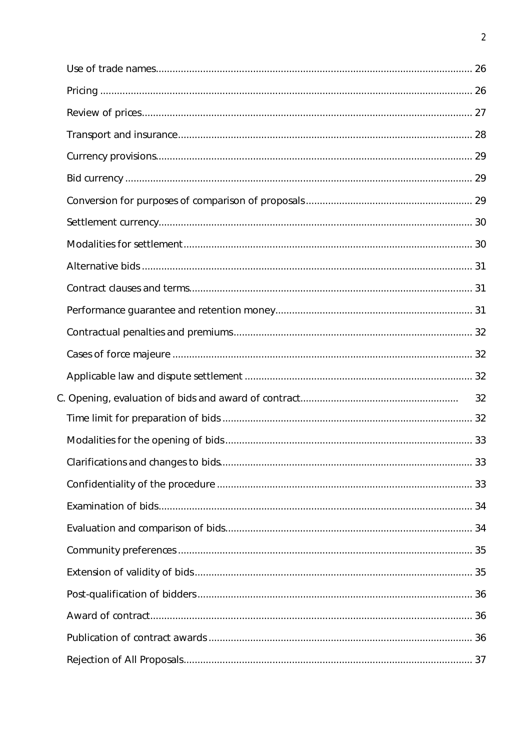Use of trade names ........................................................................................................ 26

Pricing ........................................................................................................................ 26

Review of prices ............................................................................................................ 27

Transport and insurance ................................................................................................ 28

Currency provisions ....................................................................................................... 29

Bid currency ................................................................................................................. 29

Conversion for purposes of comparison of proposals ........................................................ 29

Settlement currency ....................................................................................................... 30

Modalities for settlement ............................................................................................... 30

Alternative bids ............................................................................................................. 31

Contract clauses and terms ............................................................................................ 31

Performance guarantee and retention money .................................................................. 31

Contractual penalties and premiums ............................................................................... 32

Cases of force majeure .................................................................................................. 32

Applicable law and dispute settlement ............................................................................ 32

C. Opening, evaluation of bids and award of contract ....................................................... 32

Time limit for preparation of bids ................................................................................... 32

Modalities for the opening of bids ................................................................................... 33

Clarifications and changes to bids ................................................................................... 33

Confidentiality of the procedure ..................................................................................... 33

Examination of bids ....................................................................................................... 34

Evaluation and comparison of bids .................................................................................. 34

Community preferences ................................................................................................. 35

Extension of validity of bids ........................................................................................... 35

Post-qualification of bidders ........................................................................................... 36

Award of contract .......................................................................................................... 36

Publication of contract awards ........................................................................................ 36

Rejection of All Proposals ............................................................................................... 37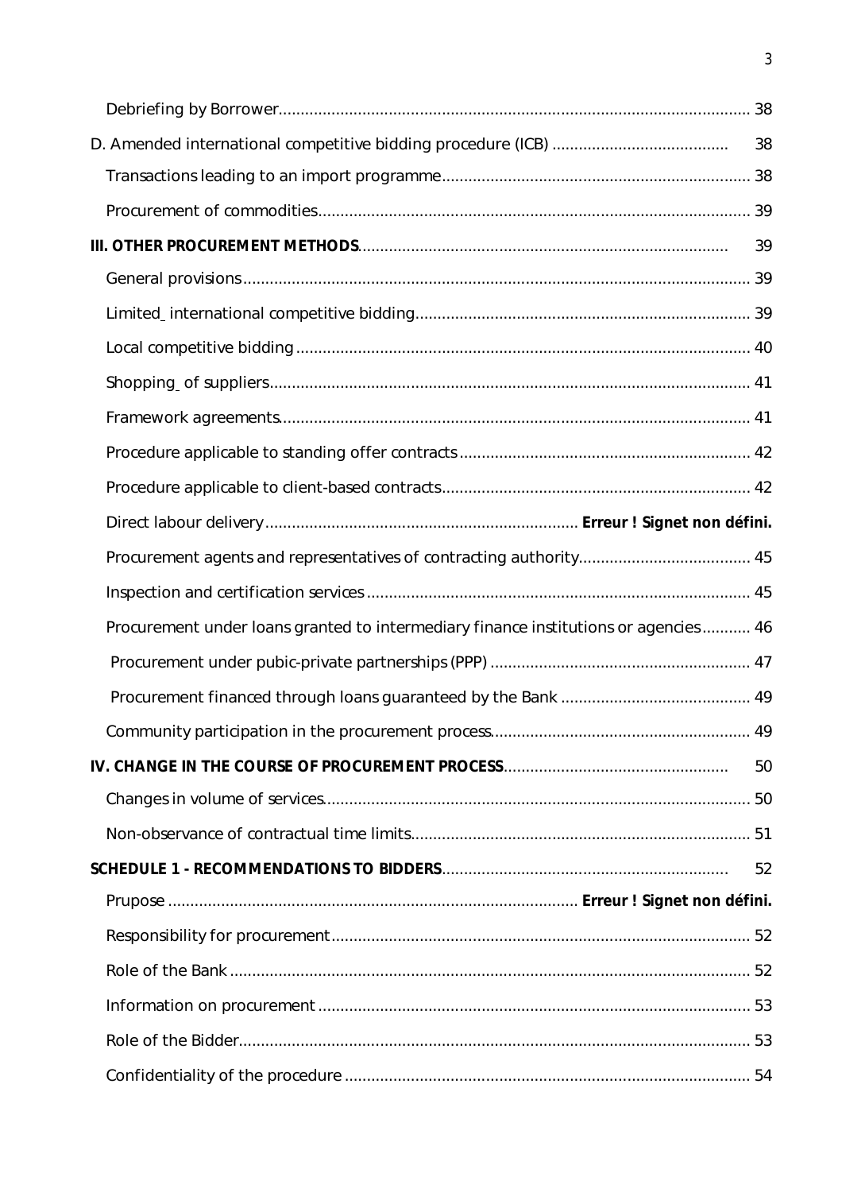Debriefing by Borrower ........ 38

D. Amended international competitive bidding procedure (ICB) ........ 38

Transactions leading to an import programme ........ 38

Procurement of commodities ........ 39

**III. OTHER PROCUREMENT METHODS** ........ 39

General provisions ........ 39

Limited international competitive bidding ........ 39

Local competitive bidding ........ 40

Shopping of suppliers ........ 41

Framework agreements ........ 41

Procedure applicable to standing offer contracts ........ 42

Procedure applicable to client-based contracts ........ 42

Direct labour delivery ........ **Erreur ! Signet non défini.**

Procurement agents and representatives of contracting authority ........ 45

Inspection and certification services ........ 45

Procurement under loans granted to intermediary finance institutions or agencies ........ 46

Procurement under pubic-private partnerships (PPP) ........ 47

Procurement financed through loans guaranteed by the Bank ........ 49

Community participation in the procurement process ........ 49

**IV. CHANGE IN THE COURSE OF PROCUREMENT PROCESS** ........ 50

Changes in volume of services ........ 50

Non-observance of contractual time limits ........ 51

**SCHEDULE 1 - RECOMMENDATIONS TO BIDDERS** ........ 52

Prupose ........ **Erreur ! Signet non défini.**

Responsibility for procurement ........ 52

Role of the Bank ........ 52

Information on procurement ........ 53

Role of the Bidder ........ 53

Confidentiality of the procedure ........ 54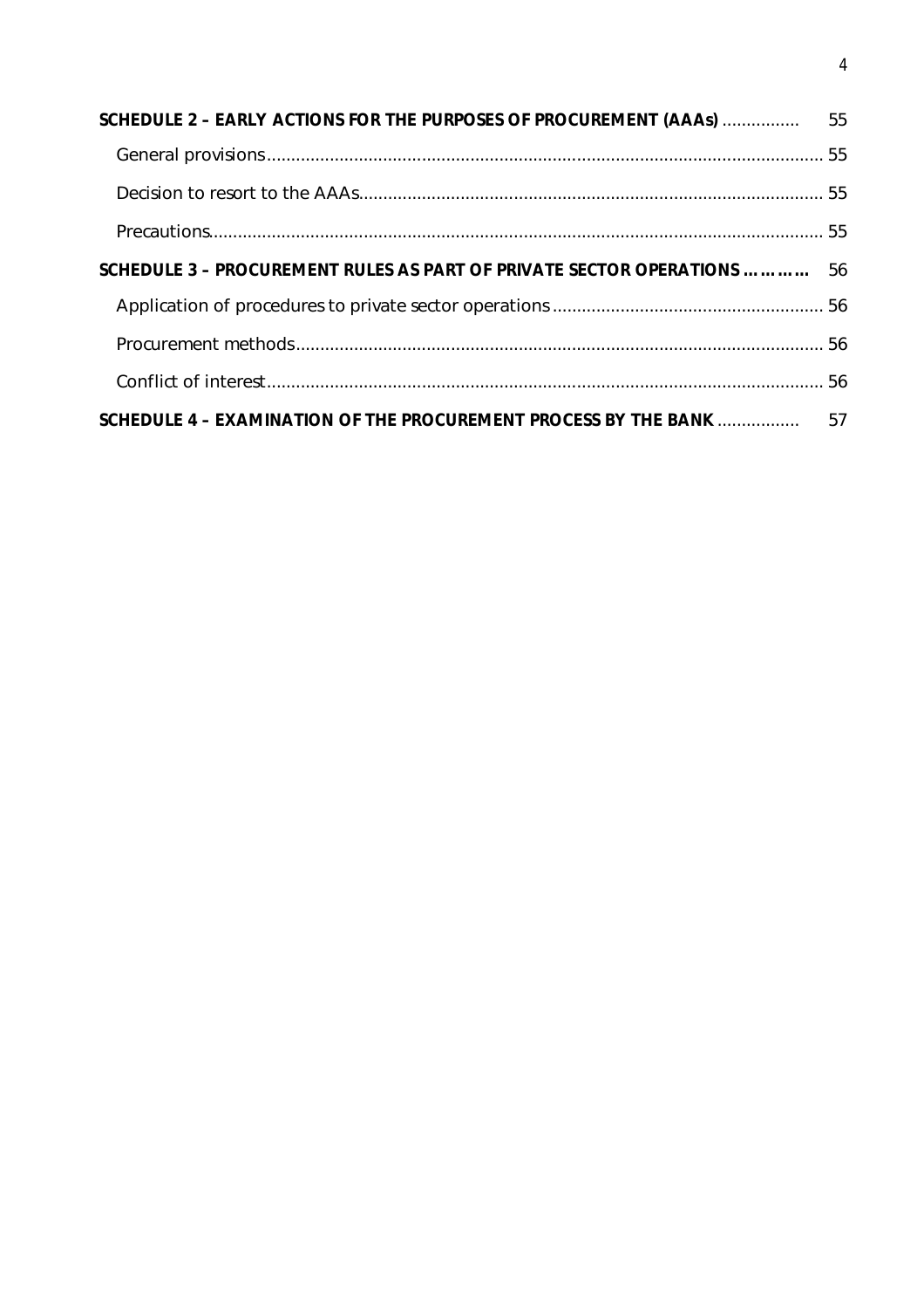**SCHEDULE 2 – EARLY ACTIONS FOR THE PURPOSES OF PROCUREMENT (AAAs)** ................ 55

General provisions ................................................................................................................. 55

Decision to resort to the AAAs ............................................................................................. 55

Precautions ............................................................................................................................ 55

**SCHEDULE 3 – PROCUREMENT RULES AS PART OF PRIVATE SECTOR OPERATIONS …………** 56

Application of procedures to private sector operations ........................................................ 56

Procurement methods ........................................................................................................... 56

Conflict of interest ................................................................................................................. 56

**SCHEDULE 4 – EXAMINATION OF THE PROCUREMENT PROCESS BY THE BANK** ................. 57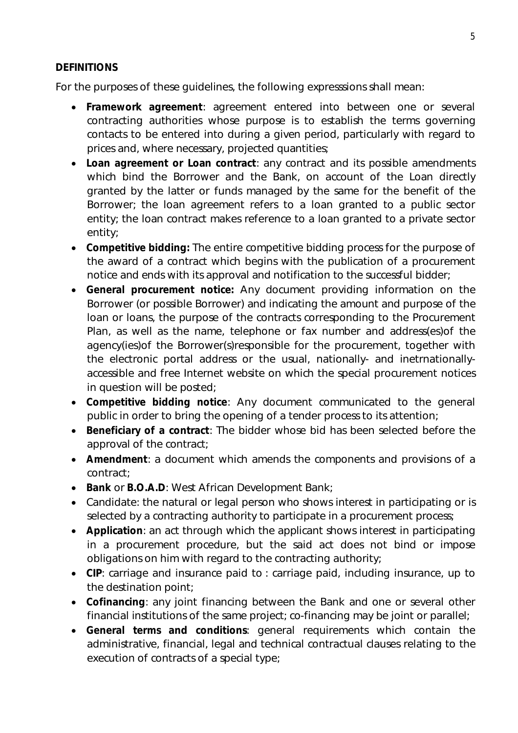**DEFINITIONS**

For the purposes of these guidelines, the following expresssions shall mean:

- **Framework agreement**: agreement entered into between one or several contracting authorities whose purpose is to establish the terms governing contacts to be entered into during a given period, particularly with regard to prices and, where necessary, projected quantities;
- **Loan agreement or Loan contract**: any contract and its possible amendments which bind the Borrower and the Bank, on account of the Loan directly granted by the latter or funds managed by the same for the benefit of the Borrower; the loan agreement refers to a loan granted to a public sector entity; the loan contract makes reference to a loan granted to a private sector entity;
- **Competitive bidding:** The entire competitive bidding process for the purpose of the award of a contract which begins with the publication of a procurement notice and ends with its approval and notification to the successful bidder;
- **General procurement notice:** Any document providing information on the Borrower (or possible Borrower) and indicating the amount and purpose of the loan or loans, the purpose of the contracts corresponding to the Procurement Plan, as well as the name, telephone or fax number and address(es)of the agency(ies)of the Borrower(s)responsible for the procurement, together with the electronic portal address or the usual, nationally- and inetrnationally-accessible and free Internet website on which the special procurement notices in question will be posted;
- **Competitive bidding notice**: Any document communicated to the general public in order to bring the opening of a tender process to its attention;
- **Beneficiary of a contract**: The bidder whose bid has been selected before the approval of the contract;
- **Amendment**: a document which amends the components and provisions of a contract;
- **Bank** or **B.O.A.D**: West African Development Bank;
- Candidate: the natural or legal person who shows interest in participating or is selected by a contracting authority to participate in a procurement process;
- **Application**: an act through which the applicant shows interest in participating in a procurement procedure, but the said act does not bind or impose obligations on him with regard to the contracting authority;
- **CIP**: carriage and insurance paid to : carriage paid, including insurance, up to the destination point;
- **Cofinancing**: any joint financing between the Bank and one or several other financial institutions of the same project; co-financing may be joint or parallel;
- **General terms and conditions**: general requirements which contain the administrative, financial, legal and technical contractual clauses relating to the execution of contracts of a special type;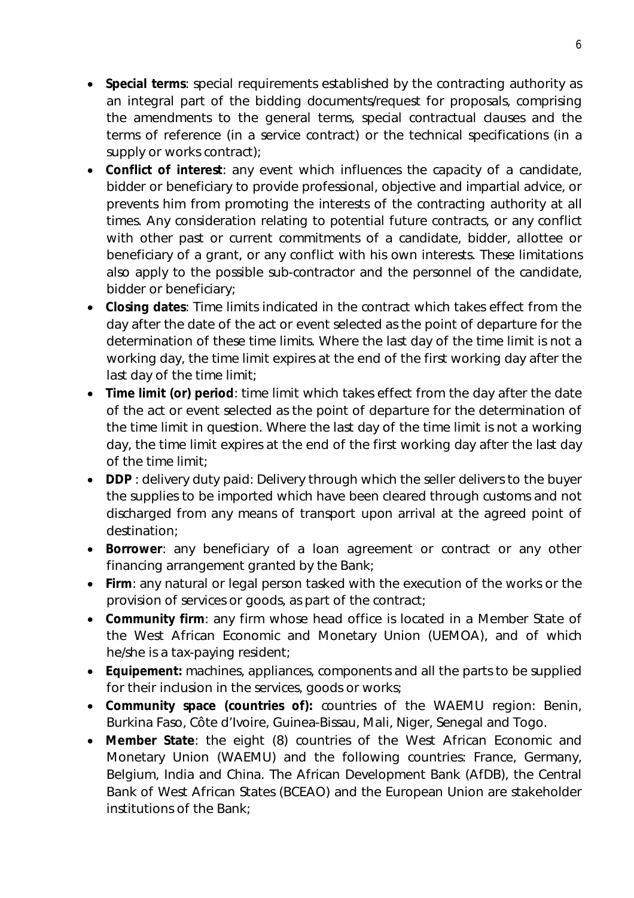- **Special terms**: special requirements established by the contracting authority as an integral part of the bidding documents/request for proposals, comprising the amendments to the general terms, special contractual clauses and the terms of reference (in a service contract) or the technical specifications (in a supply or works contract);
- **Conflict of interest**: any event which influences the capacity of a candidate, bidder or beneficiary to provide professional, objective and impartial advice, or prevents him from promoting the interests of the contracting authority at all times. Any consideration relating to potential future contracts, or any conflict with other past or current commitments of a candidate, bidder, allottee or beneficiary of a grant, or any conflict with his own interests. These limitations also apply to the possible sub-contractor and the personnel of the candidate, bidder or beneficiary;
- **Closing dates**: Time limits indicated in the contract which takes effect from the day after the date of the act or event selected as the point of departure for the determination of these time limits. Where the last day of the time limit is not a working day, the time limit expires at the end of the first working day after the last day of the time limit;
- **Time limit (or) period**: time limit which takes effect from the day after the date of the act or event selected as the point of departure for the determination of the time limit in question. Where the last day of the time limit is not a working day, the time limit expires at the end of the first working day after the last day of the time limit;
- **DDP** : delivery duty paid: Delivery through which the seller delivers to the buyer the supplies to be imported which have been cleared through customs and not discharged from any means of transport upon arrival at the agreed point of destination;
- **Borrower**: any beneficiary of a loan agreement or contract or any other financing arrangement granted by the Bank;
- **Firm**: any natural or legal person tasked with the execution of the works or the provision of services or goods, as part of the contract;
- **Community firm**: any firm whose head office is located in a Member State of the West African Economic and Monetary Union (UEMOA), and of which he/she is a tax-paying resident;
- **Equipement:** machines, appliances, components and all the parts to be supplied for their inclusion in the services, goods or works;
- **Community space (countries of):** countries of the WAEMU region: Benin, Burkina Faso, Côte d'Ivoire, Guinea-Bissau, Mali, Niger, Senegal and Togo.
- **Member State**: the eight (8) countries of the West African Economic and Monetary Union (WAEMU) and the following countries: France, Germany, Belgium, India and China. The African Development Bank (AfDB), the Central Bank of West African States (BCEAO) and the European Union are stakeholder institutions of the Bank;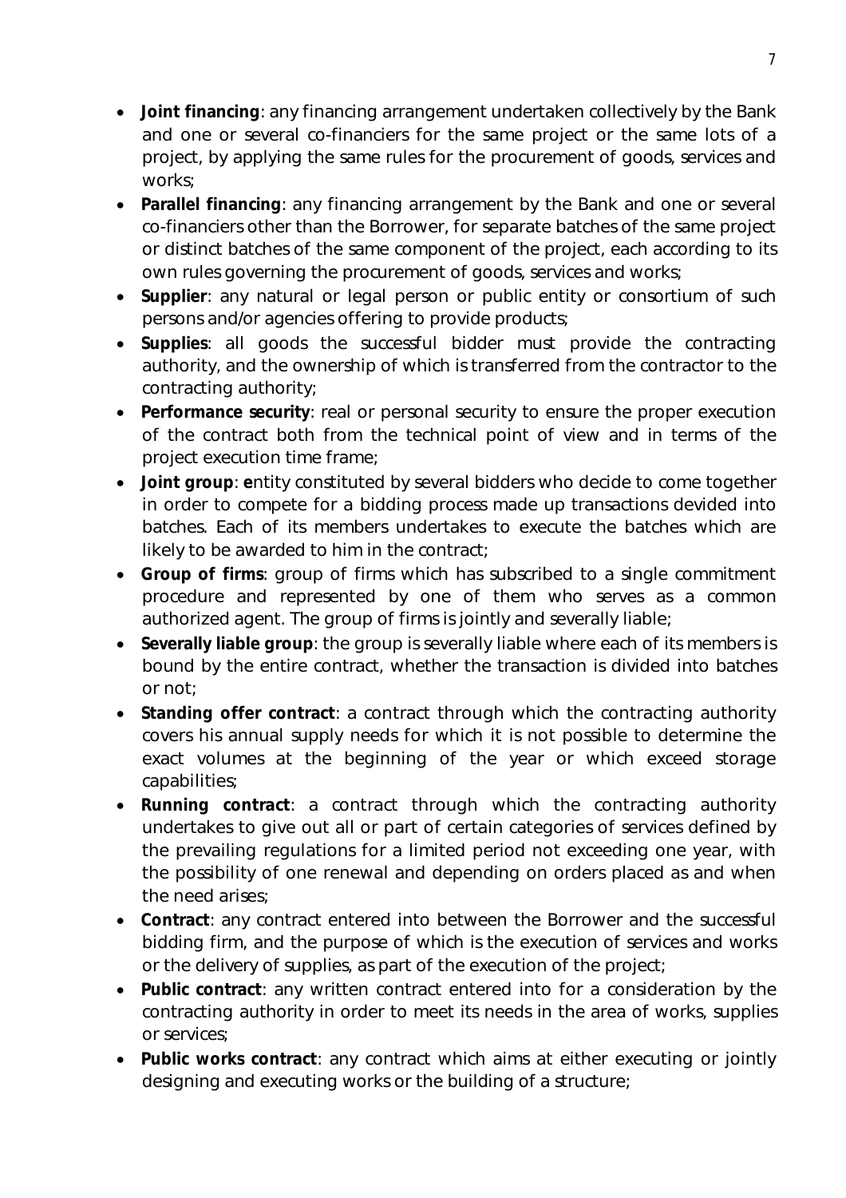- **Joint financing**: any financing arrangement undertaken collectively by the Bank and one or several co-financiers for the same project or the same lots of a project, by applying the same rules for the procurement of goods, services and works;
- **Parallel financing**: any financing arrangement by the Bank and one or several co-financiers other than the Borrower, for separate batches of the same project or distinct batches of the same component of the project, each according to its own rules governing the procurement of goods, services and works;
- **Supplier**: any natural or legal person or public entity or consortium of such persons and/or agencies offering to provide products;
- **Supplies**: all goods the successful bidder must provide the contracting authority, and the ownership of which is transferred from the contractor to the contracting authority;
- **Performance security**: real or personal security to ensure the proper execution of the contract both from the technical point of view and in terms of the project execution time frame;
- **Joint group**: **e**ntity constituted by several bidders who decide to come together in order to compete for a bidding process made up transactions devided into batches. Each of its members undertakes to execute the batches which are likely to be awarded to him in the contract;
- **Group of firms**: group of firms which has subscribed to a single commitment procedure and represented by one of them who serves as a common authorized agent. The group of firms is jointly and severally liable;
- **Severally liable group**: the group is severally liable where each of its members is bound by the entire contract, whether the transaction is divided into batches or not;
- **Standing offer contract**: a contract through which the contracting authority covers his annual supply needs for which it is not possible to determine the exact volumes at the beginning of the year or which exceed storage capabilities;
- **Running contract**: a contract through which the contracting authority undertakes to give out all or part of certain categories of services defined by the prevailing regulations for a limited period not exceeding one year, with the possibility of one renewal and depending on orders placed as and when the need arises;
- **Contract**: any contract entered into between the Borrower and the successful bidding firm, and the purpose of which is the execution of services and works or the delivery of supplies, as part of the execution of the project;
- **Public contract**: any written contract entered into for a consideration by the contracting authority in order to meet its needs in the area of works, supplies or services;
- **Public works contract**: any contract which aims at either executing or jointly designing and executing works or the building of a structure;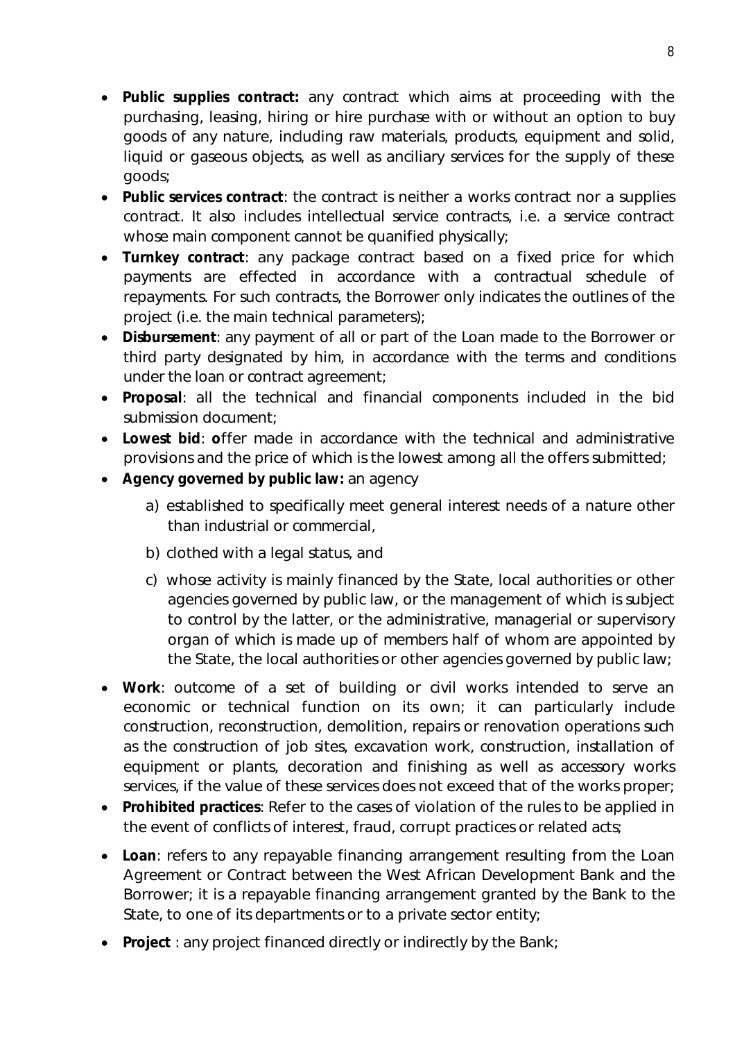- **Public supplies contract:** any contract which aims at proceeding with the purchasing, leasing, hiring or hire purchase with or without an option to buy goods of any nature, including raw materials, products, equipment and solid, liquid or gaseous objects, as well as anciliary services for the supply of these goods;
- **Public services contract**: the contract is neither a works contract nor a supplies contract. It also includes intellectual service contracts, i.e. a service contract whose main component cannot be quanified physically;
- **Turnkey contract**: any package contract based on a fixed price for which payments are effected in accordance with a contractual schedule of repayments. For such contracts, the Borrower only indicates the outlines of the project (i.e. the main technical parameters);
- **Disbursement**: any payment of all or part of the Loan made to the Borrower or third party designated by him, in accordance with the terms and conditions under the loan or contract agreement;
- **Proposal**: all the technical and financial components included in the bid submission document;
- **Lowest bid**: **o**ffer made in accordance with the technical and administrative provisions and the price of which is the lowest among all the offers submitted;
- **Agency governed by public law:** an agency
  - a) established to specifically meet general interest needs of a nature other than industrial or commercial,
  - b) clothed with a legal status, and
  - c) whose activity is mainly financed by the State, local authorities or other agencies governed by public law, or the management of which is subject to control by the latter, or the administrative, managerial or supervisory organ of which is made up of members half of whom are appointed by the State, the local authorities or other agencies governed by public law;
- **Work**: outcome of a set of building or civil works intended to serve an economic or technical function on its own; it can particularly include construction, reconstruction, demolition, repairs or renovation operations such as the construction of job sites, excavation work, construction, installation of equipment or plants, decoration and finishing as well as accessory works services, if the value of these services does not exceed that of the works proper;
- **Prohibited practices**: Refer to the cases of violation of the rules to be applied in the event of conflicts of interest, fraud, corrupt practices or related acts;
- **Loan**: refers to any repayable financing arrangement resulting from the Loan Agreement or Contract between the West African Development Bank and the Borrower; it is a repayable financing arrangement granted by the Bank to the State, to one of its departments or to a private sector entity;
- **Project** : any project financed directly or indirectly by the Bank;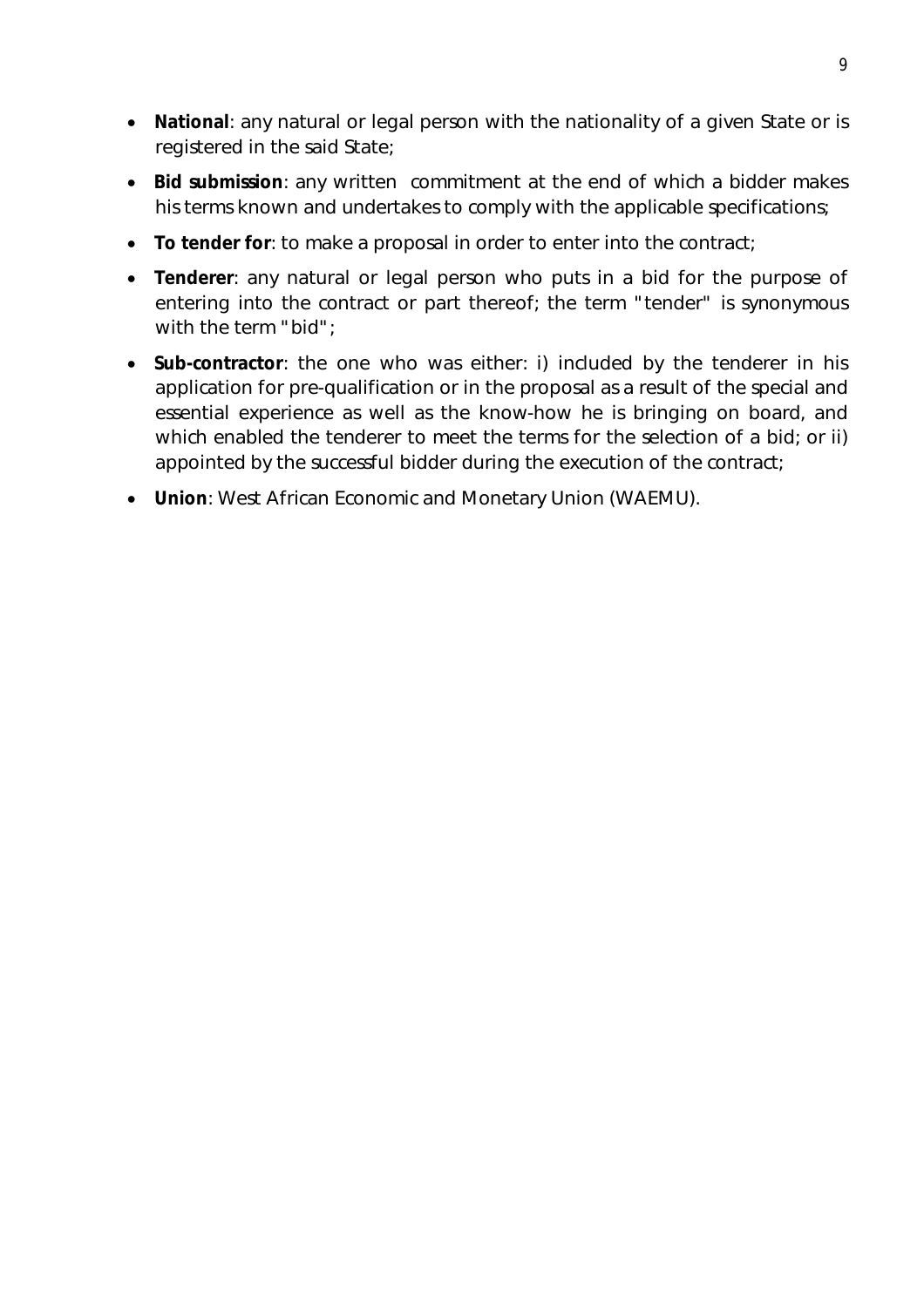- **National**: any natural or legal person with the nationality of a given State or is registered in the said State;
- **Bid submission**: any written commitment at the end of which a bidder makes his terms known and undertakes to comply with the applicable specifications;
- **To tender for**: to make a proposal in order to enter into the contract;
- **Tenderer**: any natural or legal person who puts in a bid for the purpose of entering into the contract or part thereof; the term "tender" is synonymous with the term "bid";
- **Sub-contractor**: the one who was either: i) included by the tenderer in his application for pre-qualification or in the proposal as a result of the special and essential experience as well as the know-how he is bringing on board, and which enabled the tenderer to meet the terms for the selection of a bid; or ii) appointed by the successful bidder during the execution of the contract;
- **Union**: West African Economic and Monetary Union (WAEMU).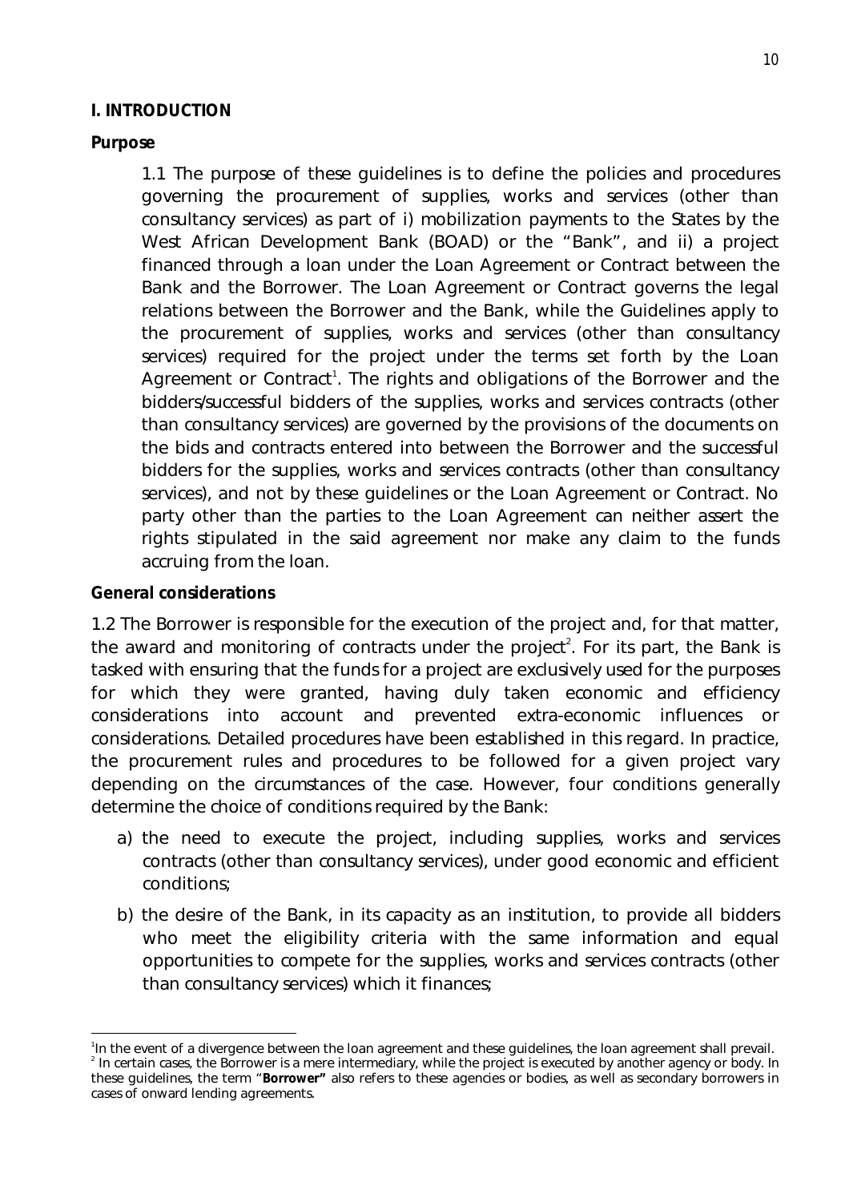## I. INTRODUCTION

### Purpose

1.1 The purpose of these guidelines is to define the policies and procedures governing the procurement of supplies, works and services (other than consultancy services) as part of i) mobilization payments to the States by the West African Development Bank (BOAD) or the "Bank", and ii) a project financed through a loan under the Loan Agreement or Contract between the Bank and the Borrower. The Loan Agreement or Contract governs the legal relations between the Borrower and the Bank, while the Guidelines apply to the procurement of supplies, works and services (other than consultancy services) required for the project under the terms set forth by the Loan Agreement or Contract[1]. The rights and obligations of the Borrower and the bidders/successful bidders of the supplies, works and services contracts (other than consultancy services) are governed by the provisions of the documents on the bids and contracts entered into between the Borrower and the successful bidders for the supplies, works and services contracts (other than consultancy services), and not by these guidelines or the Loan Agreement or Contract. No party other than the parties to the Loan Agreement can neither assert the rights stipulated in the said agreement nor make any claim to the funds accruing from the loan.

### General considerations

1.2 The Borrower is responsible for the execution of the project and, for that matter, the award and monitoring of contracts under the project[2]. For its part, the Bank is tasked with ensuring that the funds for a project are exclusively used for the purposes for which they were granted, having duly taken economic and efficiency considerations into account and prevented extra-economic influences or considerations. Detailed procedures have been established in this regard. In practice, the procurement rules and procedures to be followed for a given project vary depending on the circumstances of the case. However, four conditions generally determine the choice of conditions required by the Bank:

a) the need to execute the project, including supplies, works and services contracts (other than consultancy services), under good economic and efficient conditions;

b) the desire of the Bank, in its capacity as an institution, to provide all bidders who meet the eligibility criteria with the same information and equal opportunities to compete for the supplies, works and services contracts (other than consultancy services) which it finances;

---

[1] In the event of a divergence between the loan agreement and these guidelines, the loan agreement shall prevail.

[2] In certain cases, the Borrower is a mere intermediary, while the project is executed by another agency or body. In these guidelines, the term "**Borrower**" also refers to these agencies or bodies, as well as secondary borrowers in cases of onward lending agreements.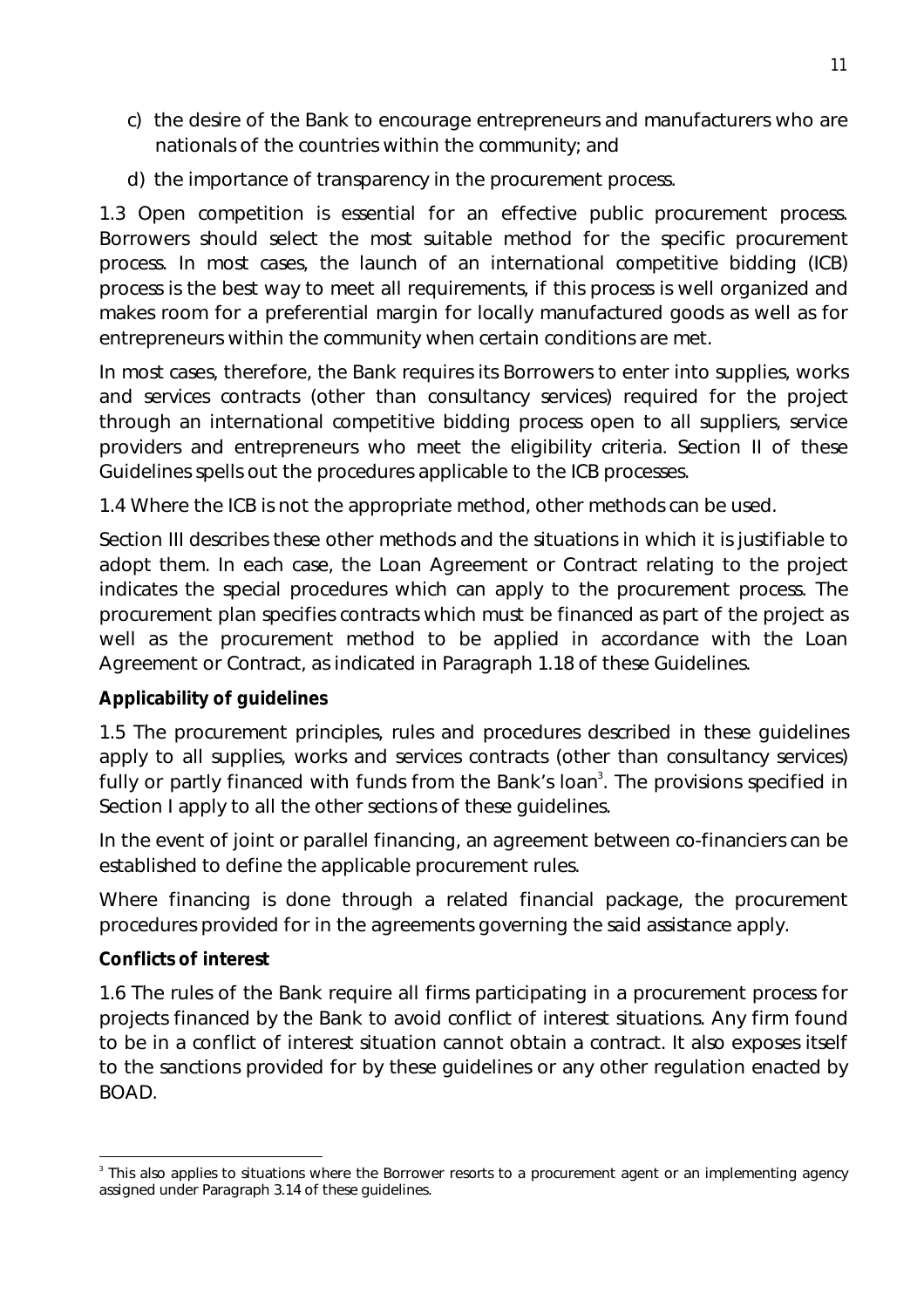c) the desire of the Bank to encourage entrepreneurs and manufacturers who are nationals of the countries within the community; and

d) the importance of transparency in the procurement process.

1.3 Open competition is essential for an effective public procurement process. Borrowers should select the most suitable method for the specific procurement process. In most cases, the launch of an international competitive bidding (ICB) process is the best way to meet all requirements, if this process is well organized and makes room for a preferential margin for locally manufactured goods as well as for entrepreneurs within the community when certain conditions are met.

In most cases, therefore, the Bank requires its Borrowers to enter into supplies, works and services contracts (other than consultancy services) required for the project through an international competitive bidding process open to all suppliers, service providers and entrepreneurs who meet the eligibility criteria. Section II of these Guidelines spells out the procedures applicable to the ICB processes.

1.4 Where the ICB is not the appropriate method, other methods can be used.

Section III describes these other methods and the situations in which it is justifiable to adopt them. In each case, the Loan Agreement or Contract relating to the project indicates the special procedures which can apply to the procurement process. The procurement plan specifies contracts which must be financed as part of the project as well as the procurement method to be applied in accordance with the Loan Agreement or Contract, as indicated in Paragraph 1.18 of these Guidelines.

**Applicability of guidelines**

1.5 The procurement principles, rules and procedures described in these guidelines apply to all supplies, works and services contracts (other than consultancy services) fully or partly financed with funds from the Bank's loan[3]. The provisions specified in Section I apply to all the other sections of these guidelines.

In the event of joint or parallel financing, an agreement between co-financiers can be established to define the applicable procurement rules.

Where financing is done through a related financial package, the procurement procedures provided for in the agreements governing the said assistance apply.

**Conflicts of interest**

1.6 The rules of the Bank require all firms participating in a procurement process for projects financed by the Bank to avoid conflict of interest situations. Any firm found to be in a conflict of interest situation cannot obtain a contract. It also exposes itself to the sanctions provided for by these guidelines or any other regulation enacted by BOAD.

[3] This also applies to situations where the Borrower resorts to a procurement agent or an implementing agency assigned under Paragraph 3.14 of these guidelines.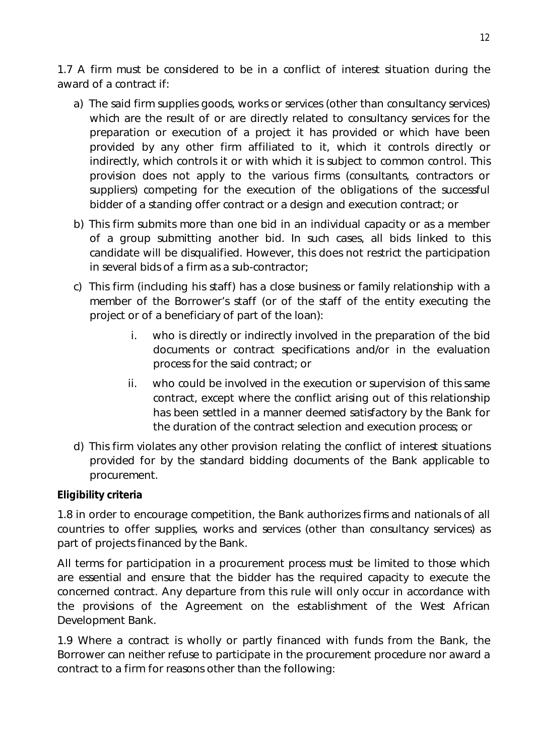1.7 A firm must be considered to be in a conflict of interest situation during the award of a contract if:

a) The said firm supplies goods, works or services (other than consultancy services) which are the result of or are directly related to consultancy services for the preparation or execution of a project it has provided or which have been provided by any other firm affiliated to it, which it controls directly or indirectly, which controls it or with which it is subject to common control. This provision does not apply to the various firms (consultants, contractors or suppliers) competing for the execution of the obligations of the successful bidder of a standing offer contract or a design and execution contract; or

b) This firm submits more than one bid in an individual capacity or as a member of a group submitting another bid. In such cases, all bids linked to this candidate will be disqualified. However, this does not restrict the participation in several bids of a firm as a sub-contractor;

c) This firm (including his staff) has a close business or family relationship with a member of the Borrower's staff (or of the staff of the entity executing the project or of a beneficiary of part of the loan):

    i. who is directly or indirectly involved in the preparation of the bid documents or contract specifications and/or in the evaluation process for the said contract; or

    ii. who could be involved in the execution or supervision of this same contract, except where the conflict arising out of this relationship has been settled in a manner deemed satisfactory by the Bank for the duration of the contract selection and execution process; or

d) This firm violates any other provision relating the conflict of interest situations provided for by the standard bidding documents of the Bank applicable to procurement.

**Eligibility criteria**

1.8 in order to encourage competition, the Bank authorizes firms and nationals of all countries to offer supplies, works and services (other than consultancy services) as part of projects financed by the Bank.

All terms for participation in a procurement process must be limited to those which are essential and ensure that the bidder has the required capacity to execute the concerned contract. Any departure from this rule will only occur in accordance with the provisions of the Agreement on the establishment of the West African Development Bank.

1.9 Where a contract is wholly or partly financed with funds from the Bank, the Borrower can neither refuse to participate in the procurement procedure nor award a contract to a firm for reasons other than the following: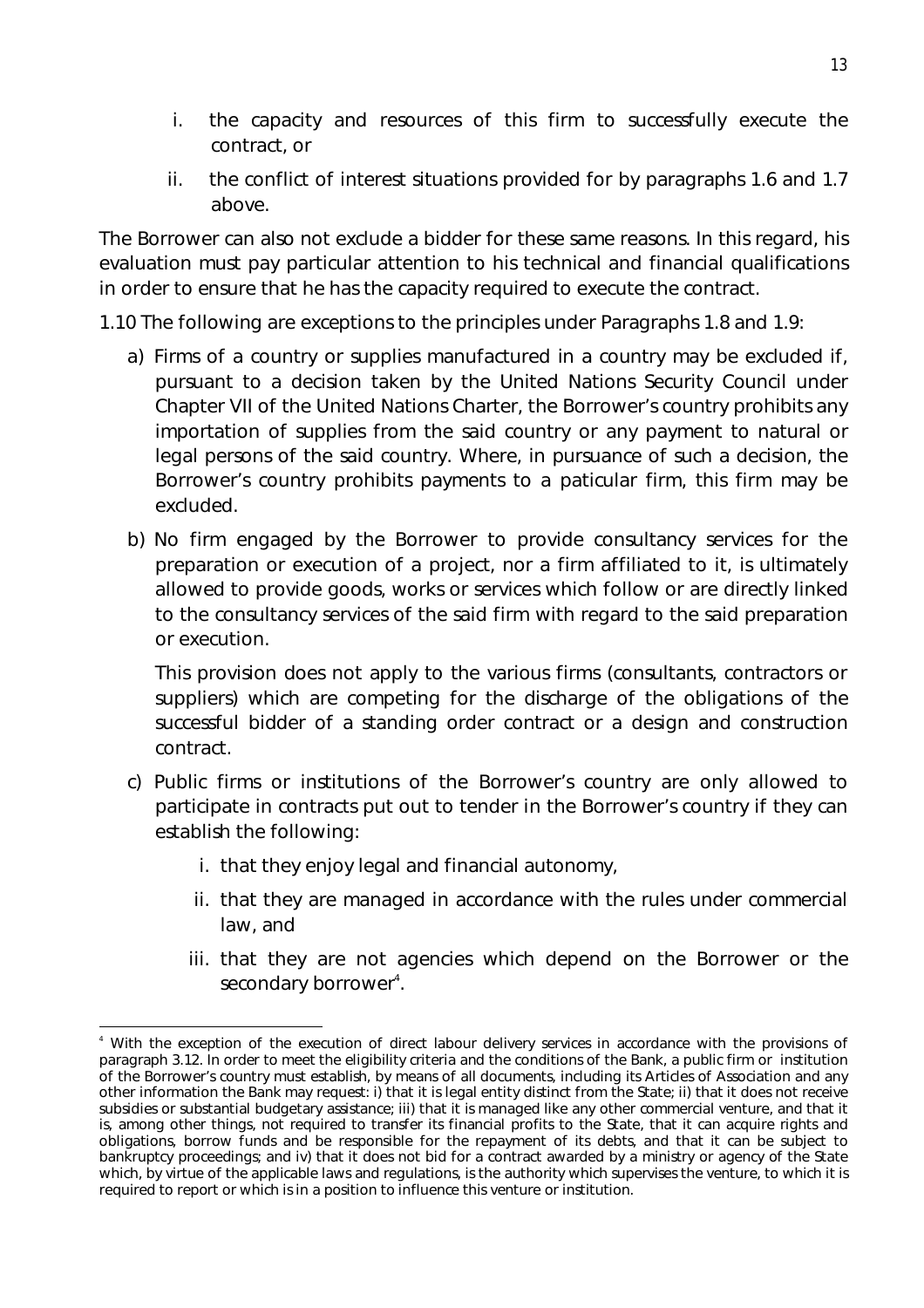i. the capacity and resources of this firm to successfully execute the contract, or

ii. the conflict of interest situations provided for by paragraphs 1.6 and 1.7 above.

The Borrower can also not exclude a bidder for these same reasons. In this regard, his evaluation must pay particular attention to his technical and financial qualifications in order to ensure that he has the capacity required to execute the contract.

1.10 The following are exceptions to the principles under Paragraphs 1.8 and 1.9:

a) Firms of a country or supplies manufactured in a country may be excluded if, pursuant to a decision taken by the United Nations Security Council under Chapter VII of the United Nations Charter, the Borrower's country prohibits any importation of supplies from the said country or any payment to natural or legal persons of the said country. Where, in pursuance of such a decision, the Borrower's country prohibits payments to a paticular firm, this firm may be excluded.

b) No firm engaged by the Borrower to provide consultancy services for the preparation or execution of a project, nor a firm affiliated to it, is ultimately allowed to provide goods, works or services which follow or are directly linked to the consultancy services of the said firm with regard to the said preparation or execution.

   This provision does not apply to the various firms (consultants, contractors or suppliers) which are competing for the discharge of the obligations of the successful bidder of a standing order contract or a design and construction contract.

c) Public firms or institutions of the Borrower's country are only allowed to participate in contracts put out to tender in the Borrower's country if they can establish the following:

   i. that they enjoy legal and financial autonomy,

   ii. that they are managed in accordance with the rules under commercial law, and

   iii. that they are not agencies which depend on the Borrower or the secondary borrower[4].

---

[4] With the exception of the execution of direct labour delivery services in accordance with the provisions of paragraph 3.12. In order to meet the eligibility criteria and the conditions of the Bank, a public firm or institution of the Borrower's country must establish, by means of all documents, including its Articles of Association and any other information the Bank may request: i) that it is legal entity distinct from the State; ii) that it does not receive subsidies or substantial budgetary assistance; iii) that it is managed like any other commercial venture, and that it is, among other things, not required to transfer its financial profits to the State, that it can acquire rights and obligations, borrow funds and be responsible for the repayment of its debts, and that it can be subject to bankruptcy proceedings; and iv) that it does not bid for a contract awarded by a ministry or agency of the State which, by virtue of the applicable laws and regulations, is the authority which supervises the venture, to which it is required to report or which is in a position to influence this venture or institution.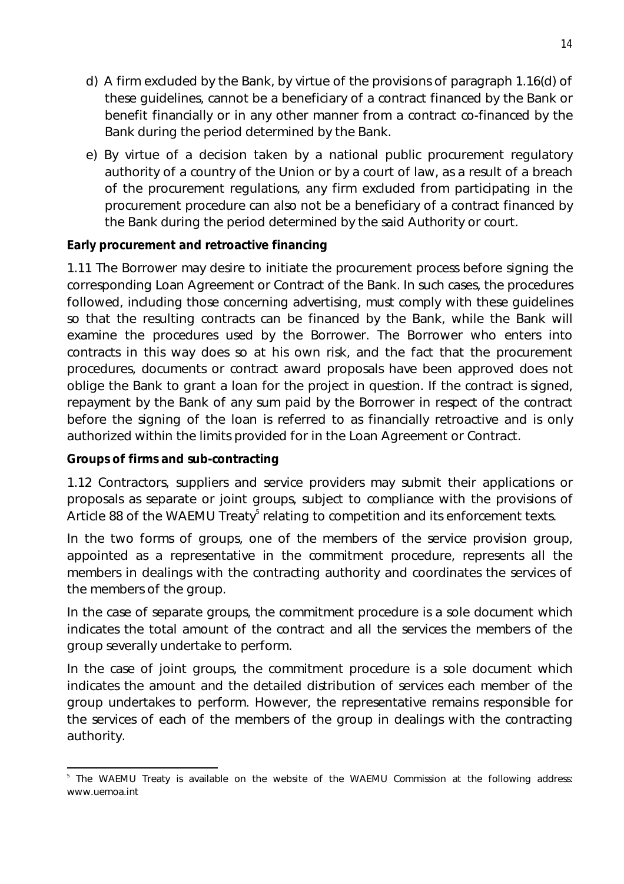d) A firm excluded by the Bank, by virtue of the provisions of paragraph 1.16(d) of these guidelines, cannot be a beneficiary of a contract financed by the Bank or benefit financially or in any other manner from a contract co-financed by the Bank during the period determined by the Bank.

e) By virtue of a decision taken by a national public procurement regulatory authority of a country of the Union or by a court of law, as a result of a breach of the procurement regulations, any firm excluded from participating in the procurement procedure can also not be a beneficiary of a contract financed by the Bank during the period determined by the said Authority or court.

**Early procurement and retroactive financing**

1.11 The Borrower may desire to initiate the procurement process before signing the corresponding Loan Agreement or Contract of the Bank. In such cases, the procedures followed, including those concerning advertising, must comply with these guidelines so that the resulting contracts can be financed by the Bank, while the Bank will examine the procedures used by the Borrower. The Borrower who enters into contracts in this way does so at his own risk, and the fact that the procurement procedures, documents or contract award proposals have been approved does not oblige the Bank to grant a loan for the project in question. If the contract is signed, repayment by the Bank of any sum paid by the Borrower in respect of the contract before the signing of the loan is referred to as financially retroactive and is only authorized within the limits provided for in the Loan Agreement or Contract.

**Groups of firms and sub-contracting**

1.12 Contractors, suppliers and service providers may submit their applications or proposals as separate or joint groups, subject to compliance with the provisions of Article 88 of the WAEMU Treaty[5] relating to competition and its enforcement texts.

In the two forms of groups, one of the members of the service provision group, appointed as a representative in the commitment procedure, represents all the members in dealings with the contracting authority and coordinates the services of the members of the group.

In the case of separate groups, the commitment procedure is a sole document which indicates the total amount of the contract and all the services the members of the group severally undertake to perform.

In the case of joint groups, the commitment procedure is a sole document which indicates the amount and the detailed distribution of services each member of the group undertakes to perform. However, the representative remains responsible for the services of each of the members of the group in dealings with the contracting authority.

[5] The WAEMU Treaty is available on the website of the WAEMU Commission at the following address: www.uemoa.int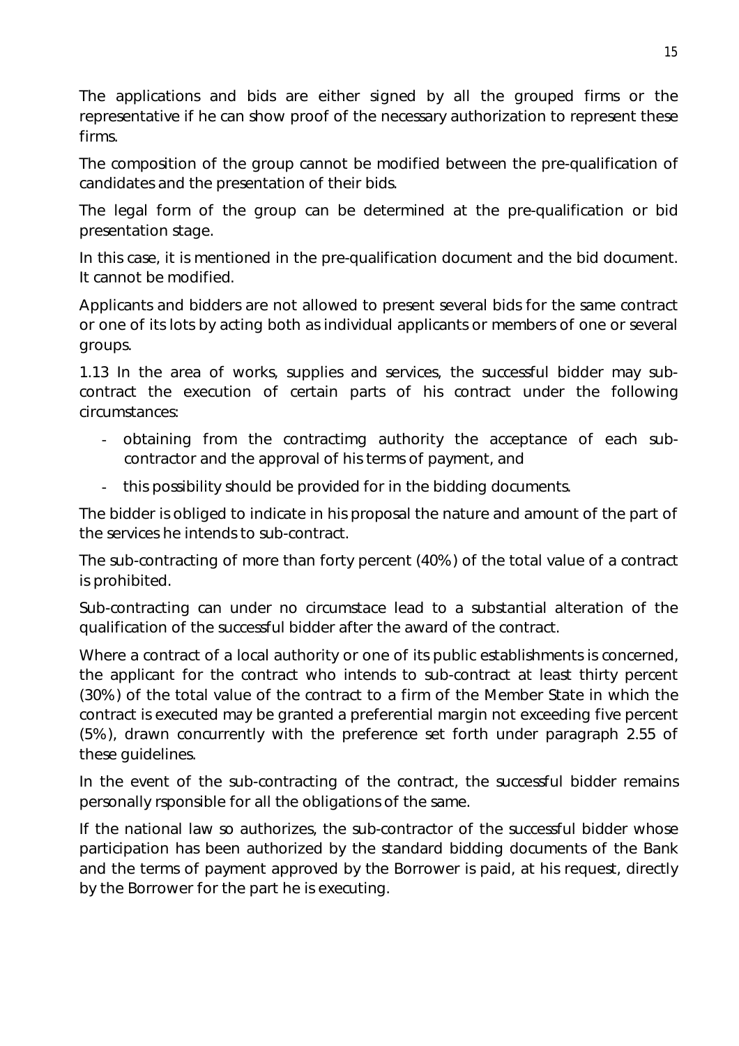The applications and bids are either signed by all the grouped firms or the representative if he can show proof of the necessary authorization to represent these firms.

The composition of the group cannot be modified between the pre-qualification of candidates and the presentation of their bids.

The legal form of the group can be determined at the pre-qualification or bid presentation stage.

In this case, it is mentioned in the pre-qualification document and the bid document. It cannot be modified.

Applicants and bidders are not allowed to present several bids for the same contract or one of its lots by acting both as individual applicants or members of one or several groups.

1.13 In the area of works, supplies and services, the successful bidder may sub-contract the execution of certain parts of his contract under the following circumstances:

- obtaining from the contractimg authority the acceptance of each sub-contractor and the approval of his terms of payment, and
- this possibility should be provided for in the bidding documents.

The bidder is obliged to indicate in his proposal the nature and amount of the part of the services he intends to sub-contract.

The sub-contracting of more than forty percent (40%) of the total value of a contract is prohibited.

Sub-contracting can under no circumstace lead to a substantial alteration of the qualification of the successful bidder after the award of the contract.

Where a contract of a local authority or one of its public establishments is concerned, the applicant for the contract who intends to sub-contract at least thirty percent (30%) of the total value of the contract to a firm of the Member State in which the contract is executed may be granted a preferential margin not exceeding five percent (5%), drawn concurrently with the preference set forth under paragraph 2.55 of these guidelines.

In the event of the sub-contracting of the contract, the successful bidder remains personally rsponsible for all the obligations of the same.

If the national law so authorizes, the sub-contractor of the successful bidder whose participation has been authorized by the standard bidding documents of the Bank and the terms of payment approved by the Borrower is paid, at his request, directly by the Borrower for the part he is executing.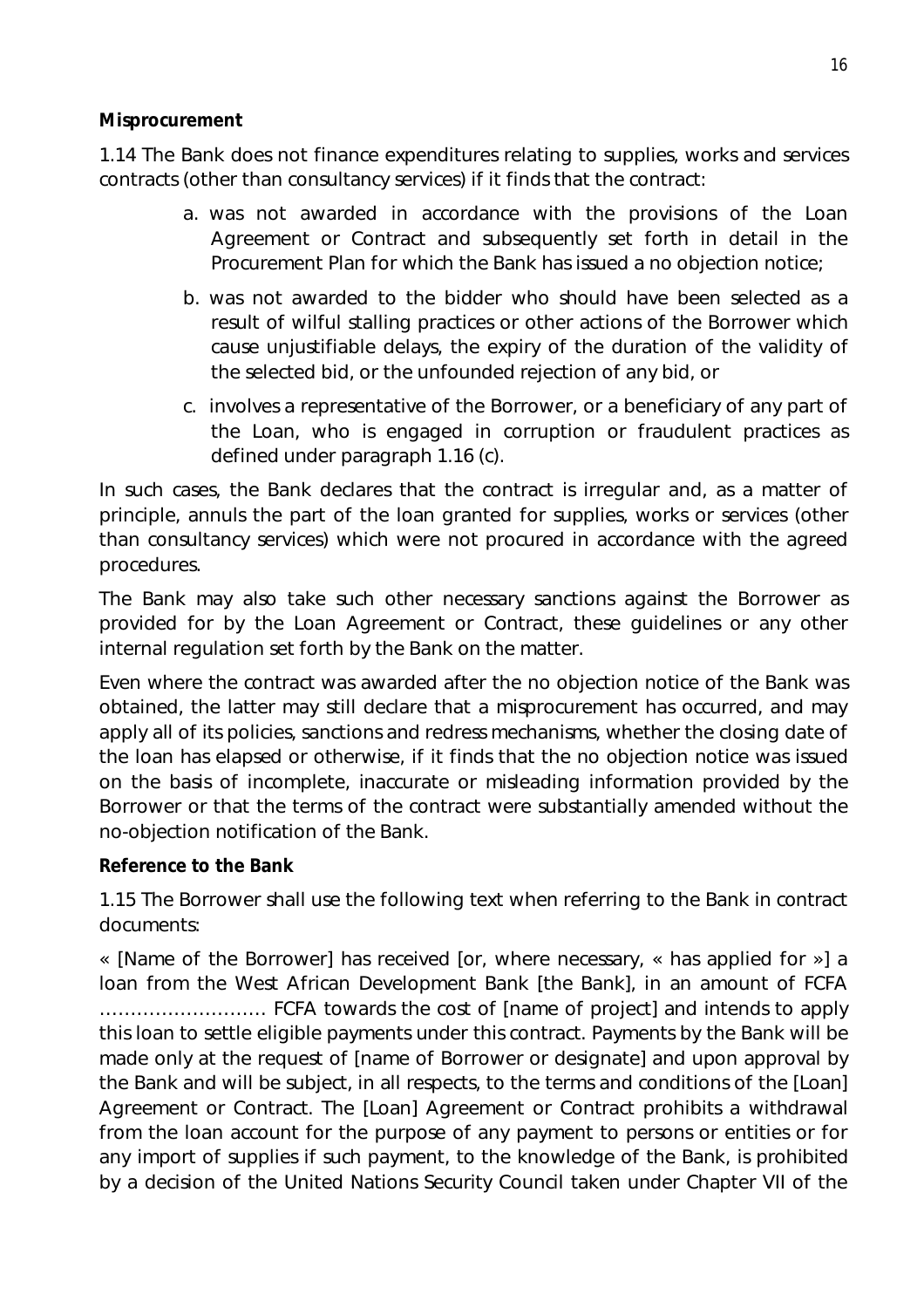**Misprocurement**

1.14 The Bank does not finance expenditures relating to supplies, works and services contracts (other than consultancy services) if it finds that the contract:

a. was not awarded in accordance with the provisions of the Loan Agreement or Contract and subsequently set forth in detail in the Procurement Plan for which the Bank has issued a no objection notice;

b. was not awarded to the bidder who should have been selected as a result of wilful stalling practices or other actions of the Borrower which cause unjustifiable delays, the expiry of the duration of the validity of the selected bid, or the unfounded rejection of any bid, or

c. involves a representative of the Borrower, or a beneficiary of any part of the Loan, who is engaged in corruption or fraudulent practices as defined under paragraph 1.16 (c).

In such cases, the Bank declares that the contract is irregular and, as a matter of principle, annuls the part of the loan granted for supplies, works or services (other than consultancy services) which were not procured in accordance with the agreed procedures.

The Bank may also take such other necessary sanctions against the Borrower as provided for by the Loan Agreement or Contract, these guidelines or any other internal regulation set forth by the Bank on the matter.

Even where the contract was awarded after the no objection notice of the Bank was obtained, the latter may still declare that a misprocurement has occurred, and may apply all of its policies, sanctions and redress mechanisms, whether the closing date of the loan has elapsed or otherwise, if it finds that the no objection notice was issued on the basis of incomplete, inaccurate or misleading information provided by the Borrower or that the terms of the contract were substantially amended without the no-objection notification of the Bank.

**Reference to the Bank**

1.15 The Borrower shall use the following text when referring to the Bank in contract documents:

« [Name of the Borrower] has received [or, where necessary, « has applied for »] a loan from the West African Development Bank [the Bank], in an amount of FCFA ……………………… FCFA towards the cost of [name of project] and intends to apply this loan to settle eligible payments under this contract. Payments by the Bank will be made only at the request of [name of Borrower or designate] and upon approval by the Bank and will be subject, in all respects, to the terms and conditions of the [Loan] Agreement or Contract. The [Loan] Agreement or Contract prohibits a withdrawal from the loan account for the purpose of any payment to persons or entities or for any import of supplies if such payment, to the knowledge of the Bank, is prohibited by a decision of the United Nations Security Council taken under Chapter VII of the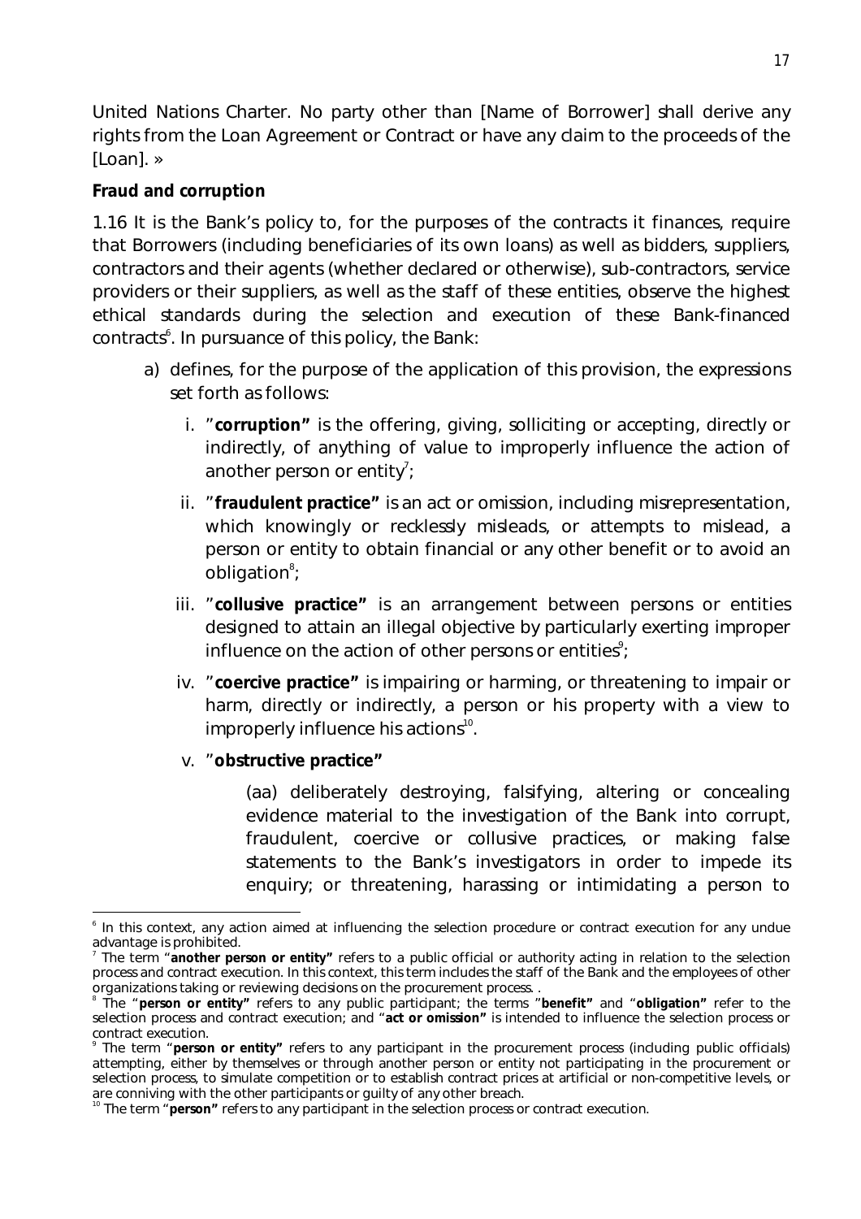United Nations Charter. No party other than [Name of Borrower] shall derive any rights from the Loan Agreement or Contract or have any claim to the proceeds of the [Loan]. »

**Fraud and corruption**

1.16 It is the Bank's policy to, for the purposes of the contracts it finances, require that Borrowers (including beneficiaries of its own loans) as well as bidders, suppliers, contractors and their agents (whether declared or otherwise), sub-contractors, service providers or their suppliers, as well as the staff of these entities, observe the highest ethical standards during the selection and execution of these Bank-financed contracts[6]. In pursuance of this policy, the Bank:

a) defines, for the purpose of the application of this provision, the expressions set forth as follows:

   i. "**corruption**" is the offering, giving, solliciting or accepting, directly or indirectly, of anything of value to improperly influence the action of another person or entity[7];

   ii. "**fraudulent practice**" is an act or omission, including misrepresentation, which knowingly or recklessly misleads, or attempts to mislead, a person or entity to obtain financial or any other benefit or to avoid an obligation[8];

   iii. "**collusive practice**" is an arrangement between persons or entities designed to attain an illegal objective by particularly exerting improper influence on the action of other persons or entities[9];

   iv. "**coercive practice**" is impairing or harming, or threatening to impair or harm, directly or indirectly, a person or his property with a view to improperly influence his actions[10].

   v. "**obstructive practice**"

      (aa) deliberately destroying, falsifying, altering or concealing evidence material to the investigation of the Bank into corrupt, fraudulent, coercive or collusive practices, or making false statements to the Bank's investigators in order to impede its enquiry; or threatening, harassing or intimidating a person to

---

[6] In this context, any action aimed at influencing the selection procedure or contract execution for any undue advantage is prohibited.

[7] The term "**another person or entity**" refers to a public official or authority acting in relation to the selection process and contract execution. In this context, this term includes the staff of the Bank and the employees of other organizations taking or reviewing decisions on the procurement process. .

[8] The "**person or entity**" refers to any public participant; the terms "**benefit**" and "**obligation**" refer to the selection process and contract execution; and "**act or omission**" is intended to influence the selection process or contract execution.

[9] The term "**person or entity**" refers to any participant in the procurement process (including public officials) attempting, either by themselves or through another person or entity not participating in the procurement or selection process, to simulate competition or to establish contract prices at artificial or non-competitive levels, or are conniving with the other participants or guilty of any other breach.

[10] The term "**person**" refers to any participant in the selection process or contract execution.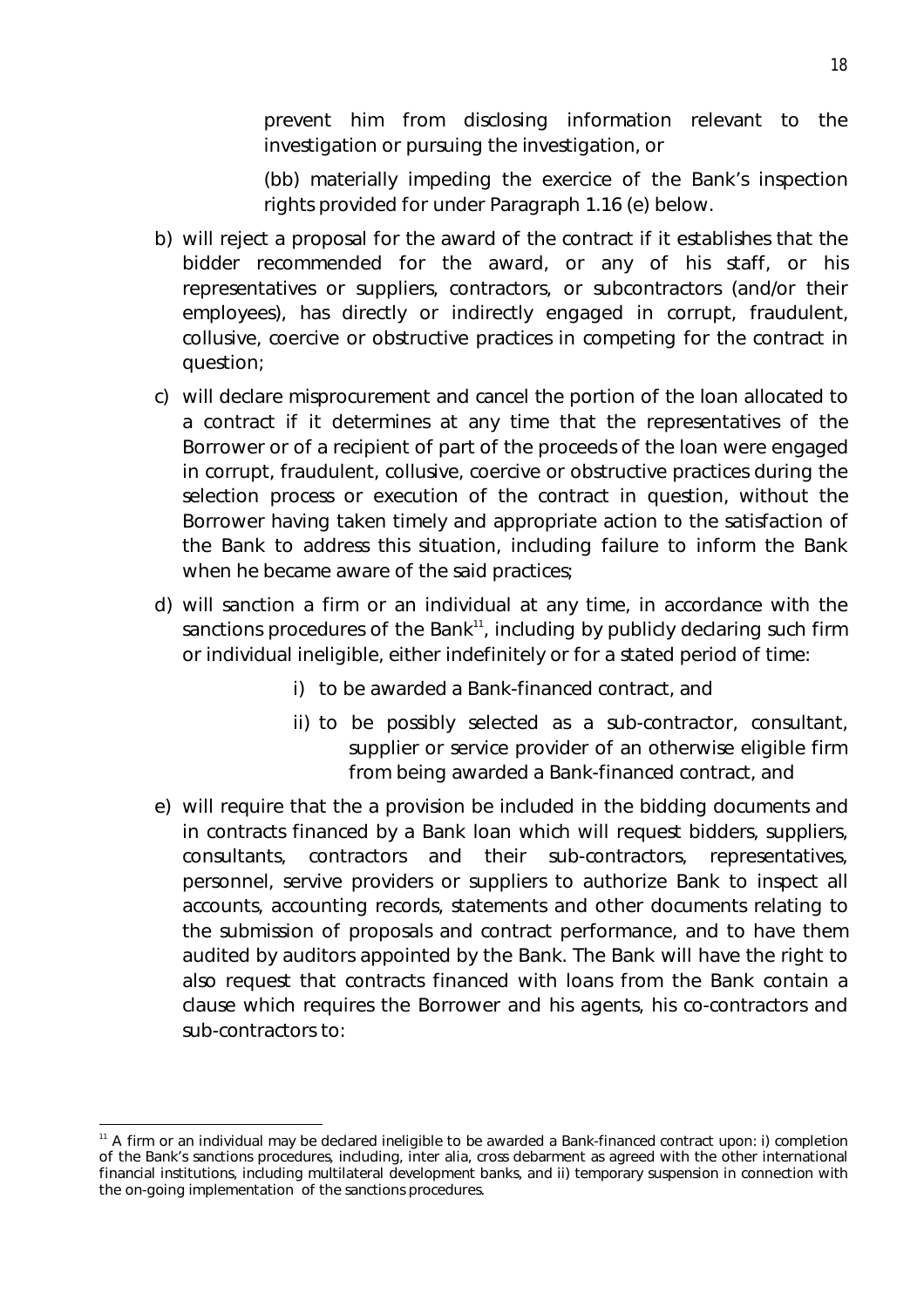prevent him from disclosing information relevant to the investigation or pursuing the investigation, or

(bb) materially impeding the exercice of the Bank's inspection rights provided for under Paragraph 1.16 (e) below.

b) will reject a proposal for the award of the contract if it establishes that the bidder recommended for the award, or any of his staff, or his representatives or suppliers, contractors, or subcontractors (and/or their employees), has directly or indirectly engaged in corrupt, fraudulent, collusive, coercive or obstructive practices in competing for the contract in question;

c) will declare misprocurement and cancel the portion of the loan allocated to a contract if it determines at any time that the representatives of the Borrower or of a recipient of part of the proceeds of the loan were engaged in corrupt, fraudulent, collusive, coercive or obstructive practices during the selection process or execution of the contract in question, without the Borrower having taken timely and appropriate action to the satisfaction of the Bank to address this situation, including failure to inform the Bank when he became aware of the said practices;

d) will sanction a firm or an individual at any time, in accordance with the sanctions procedures of the Bank[11], including by publicly declaring such firm or individual ineligible, either indefinitely or for a stated period of time:

   i) to be awarded a Bank-financed contract, and

   ii) to be possibly selected as a sub-contractor, consultant, supplier or service provider of an otherwise eligible firm from being awarded a Bank-financed contract, and

e) will require that the a provision be included in the bidding documents and in contracts financed by a Bank loan which will request bidders, suppliers, consultants, contractors and their sub-contractors, representatives, personnel, servive providers or suppliers to authorize Bank to inspect all accounts, accounting records, statements and other documents relating to the submission of proposals and contract performance, and to have them audited by auditors appointed by the Bank. The Bank will have the right to also request that contracts financed with loans from the Bank contain a clause which requires the Borrower and his agents, his co-contractors and sub-contractors to:

[11] A firm or an individual may be declared ineligible to be awarded a Bank-financed contract upon: i) completion of the Bank's sanctions procedures, including, inter alia, cross debarment as agreed with the other international financial institutions, including multilateral development banks, and ii) temporary suspension in connection with the on-going implementation of the sanctions procedures.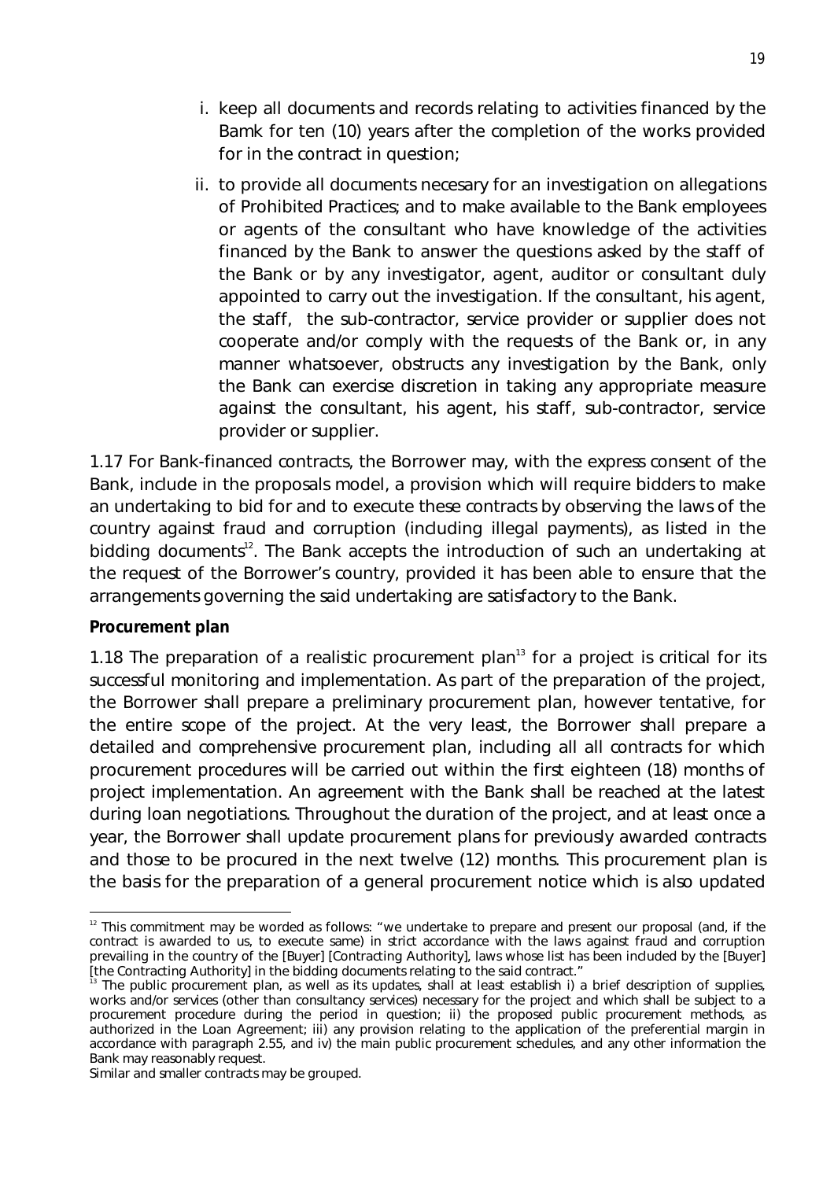i. keep all documents and records relating to activities financed by the Bamk for ten (10) years after the completion of the works provided for in the contract in question;

ii. to provide all documents necesary for an investigation on allegations of Prohibited Practices; and to make available to the Bank employees or agents of the consultant who have knowledge of the activities financed by the Bank to answer the questions asked by the staff of the Bank or by any investigator, agent, auditor or consultant duly appointed to carry out the investigation. If the consultant, his agent, the staff, the sub-contractor, service provider or supplier does not cooperate and/or comply with the requests of the Bank or, in any manner whatsoever, obstructs any investigation by the Bank, only the Bank can exercise discretion in taking any appropriate measure against the consultant, his agent, his staff, sub-contractor, service provider or supplier.

1.17 For Bank-financed contracts, the Borrower may, with the express consent of the Bank, include in the proposals model, a provision which will require bidders to make an undertaking to bid for and to execute these contracts by observing the laws of the country against fraud and corruption (including illegal payments), as listed in the bidding documents[12]. The Bank accepts the introduction of such an undertaking at the request of the Borrower's country, provided it has been able to ensure that the arrangements governing the said undertaking are satisfactory to the Bank.

**Procurement plan**

1.18 The preparation of a realistic procurement plan[13] for a project is critical for its successful monitoring and implementation. As part of the preparation of the project, the Borrower shall prepare a preliminary procurement plan, however tentative, for the entire scope of the project. At the very least, the Borrower shall prepare a detailed and comprehensive procurement plan, including all all contracts for which procurement procedures will be carried out within the first eighteen (18) months of project implementation. An agreement with the Bank shall be reached at the latest during loan negotiations. Throughout the duration of the project, and at least once a year, the Borrower shall update procurement plans for previously awarded contracts and those to be procured in the next twelve (12) months. This procurement plan is the basis for the preparation of a general procurement notice which is also updated

---

[12] This commitment may be worded as follows: "we undertake to prepare and present our proposal (and, if the contract is awarded to us, to execute same) in strict accordance with the laws against fraud and corruption prevailing in the country of the [Buyer] [Contracting Authority], laws whose list has been included by the [Buyer] [the Contracting Authority] in the bidding documents relating to the said contract."

[13] The public procurement plan, as well as its updates, shall at least establish i) a brief description of supplies, works and/or services (other than consultancy services) necessary for the project and which shall be subject to a procurement procedure during the period in question; ii) the proposed public procurement methods, as authorized in the Loan Agreement; iii) any provision relating to the application of the preferential margin in accordance with paragraph 2.55, and iv) the main public procurement schedules, and any other information the Bank may reasonably request.

Similar and smaller contracts may be grouped.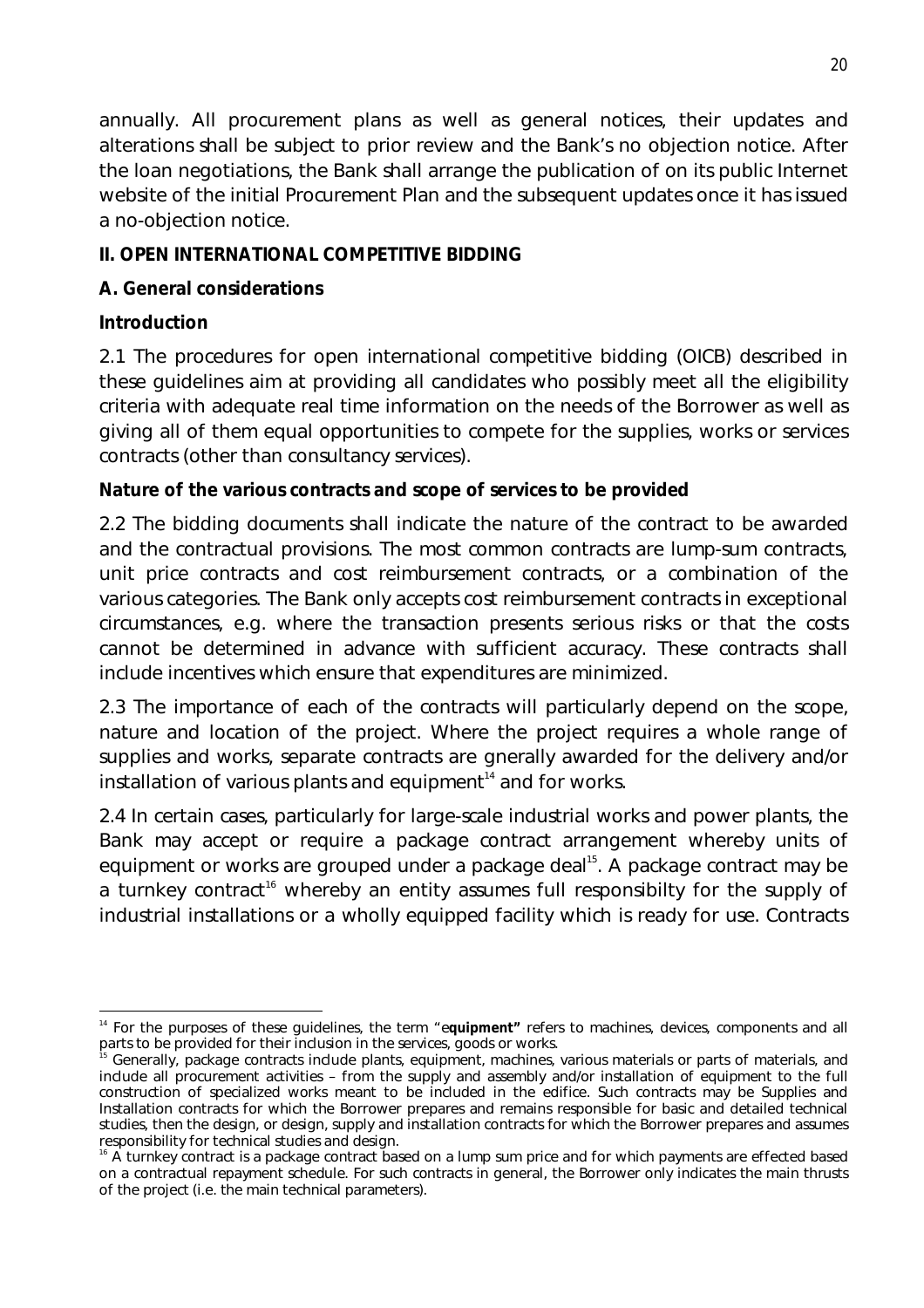annually. All procurement plans as well as general notices, their updates and alterations shall be subject to prior review and the Bank's no objection notice. After the loan negotiations, the Bank shall arrange the publication of on its public Internet website of the initial Procurement Plan and the subsequent updates once it has issued a no-objection notice.

## II. OPEN INTERNATIONAL COMPETITIVE BIDDING

### A. General considerations

#### Introduction

2.1 The procedures for open international competitive bidding (OICB) described in these guidelines aim at providing all candidates who possibly meet all the eligibility criteria with adequate real time information on the needs of the Borrower as well as giving all of them equal opportunities to compete for the supplies, works or services contracts (other than consultancy services).

#### Nature of the various contracts and scope of services to be provided

2.2 The bidding documents shall indicate the nature of the contract to be awarded and the contractual provisions. The most common contracts are lump-sum contracts, unit price contracts and cost reimbursement contracts, or a combination of the various categories. The Bank only accepts cost reimbursement contracts in exceptional circumstances, e.g. where the transaction presents serious risks or that the costs cannot be determined in advance with sufficient accuracy. These contracts shall include incentives which ensure that expenditures are minimized.

2.3 The importance of each of the contracts will particularly depend on the scope, nature and location of the project. Where the project requires a whole range of supplies and works, separate contracts are gnerally awarded for the delivery and/or installation of various plants and equipment[14] and for works.

2.4 In certain cases, particularly for large-scale industrial works and power plants, the Bank may accept or require a package contract arrangement whereby units of equipment or works are grouped under a package deal[15]. A package contract may be a turnkey contract[16] whereby an entity assumes full responsibilty for the supply of industrial installations or a wholly equipped facility which is ready for use. Contracts

---

[14] For the purposes of these guidelines, the term "**equipment**" refers to machines, devices, components and all parts to be provided for their inclusion in the services, goods or works.

[15] Generally, package contracts include plants, equipment, machines, various materials or parts of materials, and include all procurement activities – from the supply and assembly and/or installation of equipment to the full construction of specialized works meant to be included in the edifice. Such contracts may be Supplies and Installation contracts for which the Borrower prepares and remains responsible for basic and detailed technical studies, then the design, or design, supply and installation contracts for which the Borrower prepares and assumes responsibility for technical studies and design.

[16] A turnkey contract is a package contract based on a lump sum price and for which payments are effected based on a contractual repayment schedule. For such contracts in general, the Borrower only indicates the main thrusts of the project (i.e. the main technical parameters).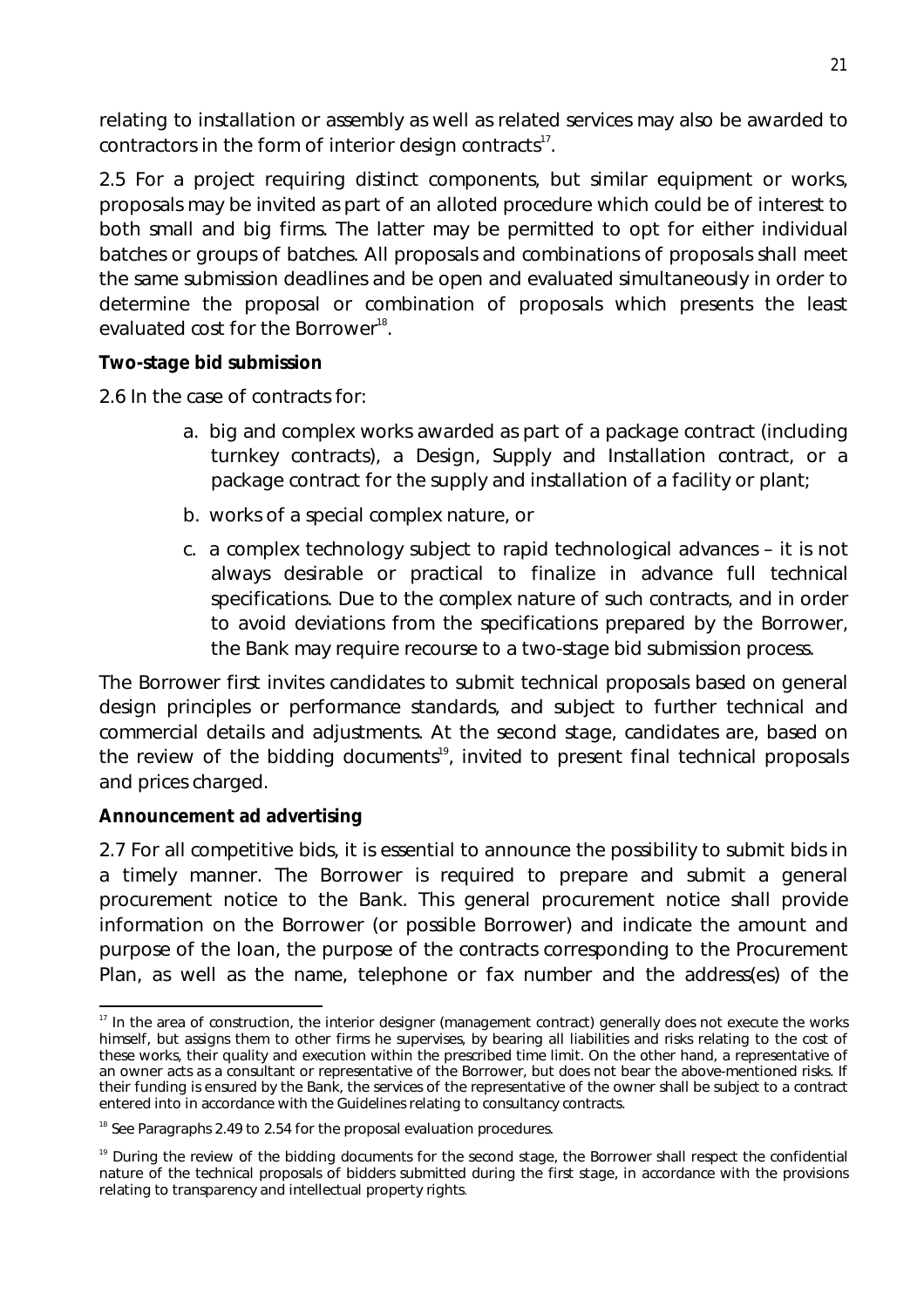relating to installation or assembly as well as related services may also be awarded to contractors in the form of interior design contracts[17].

2.5 For a project requiring distinct components, but similar equipment or works, proposals may be invited as part of an alloted procedure which could be of interest to both small and big firms. The latter may be permitted to opt for either individual batches or groups of batches. All proposals and combinations of proposals shall meet the same submission deadlines and be open and evaluated simultaneously in order to determine the proposal or combination of proposals which presents the least evaluated cost for the Borrower[18].

**Two-stage bid submission**

2.6 In the case of contracts for:

a. big and complex works awarded as part of a package contract (including turnkey contracts), a Design, Supply and Installation contract, or a package contract for the supply and installation of a facility or plant;

b. works of a special complex nature, or

c. a complex technology subject to rapid technological advances – it is not always desirable or practical to finalize in advance full technical specifications. Due to the complex nature of such contracts, and in order to avoid deviations from the specifications prepared by the Borrower, the Bank may require recourse to a two-stage bid submission process.

The Borrower first invites candidates to submit technical proposals based on general design principles or performance standards, and subject to further technical and commercial details and adjustments. At the second stage, candidates are, based on the review of the bidding documents[19], invited to present final technical proposals and prices charged.

**Announcement ad advertising**

2.7 For all competitive bids, it is essential to announce the possibility to submit bids in a timely manner. The Borrower is required to prepare and submit a general procurement notice to the Bank. This general procurement notice shall provide information on the Borrower (or possible Borrower) and indicate the amount and purpose of the loan, the purpose of the contracts corresponding to the Procurement Plan, as well as the name, telephone or fax number and the address(es) of the

---

[17] In the area of construction, the interior designer (management contract) generally does not execute the works himself, but assigns them to other firms he supervises, by bearing all liabilities and risks relating to the cost of these works, their quality and execution within the prescribed time limit. On the other hand, a representative of an owner acts as a consultant or representative of the Borrower, but does not bear the above-mentioned risks. If their funding is ensured by the Bank, the services of the representative of the owner shall be subject to a contract entered into in accordance with the Guidelines relating to consultancy contracts.

[18] See Paragraphs 2.49 to 2.54 for the proposal evaluation procedures.

[19] During the review of the bidding documents for the second stage, the Borrower shall respect the confidential nature of the technical proposals of bidders submitted during the first stage, in accordance with the provisions relating to transparency and intellectual property rights.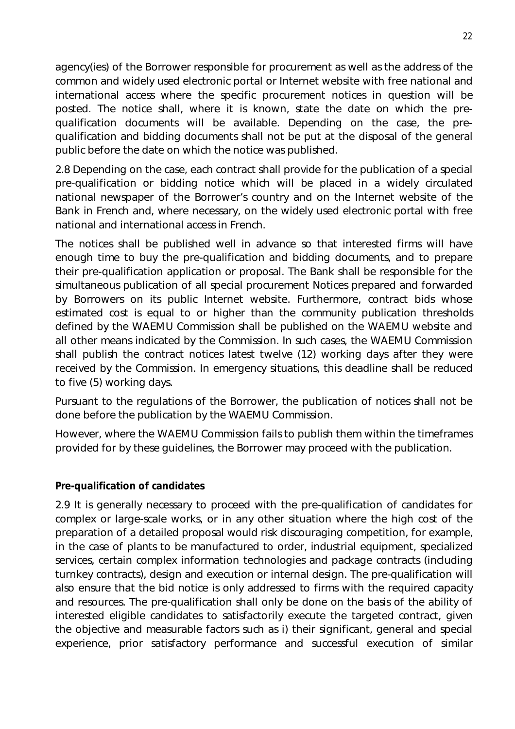agency(ies) of the Borrower responsible for procurement as well as the address of the common and widely used electronic portal or Internet website with free national and international access where the specific procurement notices in question will be posted. The notice shall, where it is known, state the date on which the pre-qualification documents will be available. Depending on the case, the pre-qualification and bidding documents shall not be put at the disposal of the general public before the date on which the notice was published.

2.8 Depending on the case, each contract shall provide for the publication of a special pre-qualification or bidding notice which will be placed in a widely circulated national newspaper of the Borrower's country and on the Internet website of the Bank in French and, where necessary, on the widely used electronic portal with free national and international access in French.

The notices shall be published well in advance so that interested firms will have enough time to buy the pre-qualification and bidding documents, and to prepare their pre-qualification application or proposal. The Bank shall be responsible for the simultaneous publication of all special procurement Notices prepared and forwarded by Borrowers on its public Internet website. Furthermore, contract bids whose estimated cost is equal to or higher than the community publication thresholds defined by the WAEMU Commission shall be published on the WAEMU website and all other means indicated by the Commission. In such cases, the WAEMU Commission shall publish the contract notices latest twelve (12) working days after they were received by the Commission. In emergency situations, this deadline shall be reduced to five (5) working days.

Pursuant to the regulations of the Borrower, the publication of notices shall not be done before the publication by the WAEMU Commission.

However, where the WAEMU Commission fails to publish them within the timeframes provided for by these guidelines, the Borrower may proceed with the publication.

**Pre-qualification of candidates**

2.9 It is generally necessary to proceed with the pre-qualification of candidates for complex or large-scale works, or in any other situation where the high cost of the preparation of a detailed proposal would risk discouraging competition, for example, in the case of plants to be manufactured to order, industrial equipment, specialized services, certain complex information technologies and package contracts (including turnkey contracts), design and execution or internal design. The pre-qualification will also ensure that the bid notice is only addressed to firms with the required capacity and resources. The pre-qualification shall only be done on the basis of the ability of interested eligible candidates to satisfactorily execute the targeted contract, given the objective and measurable factors such as i) their significant, general and special experience, prior satisfactory performance and successful execution of similar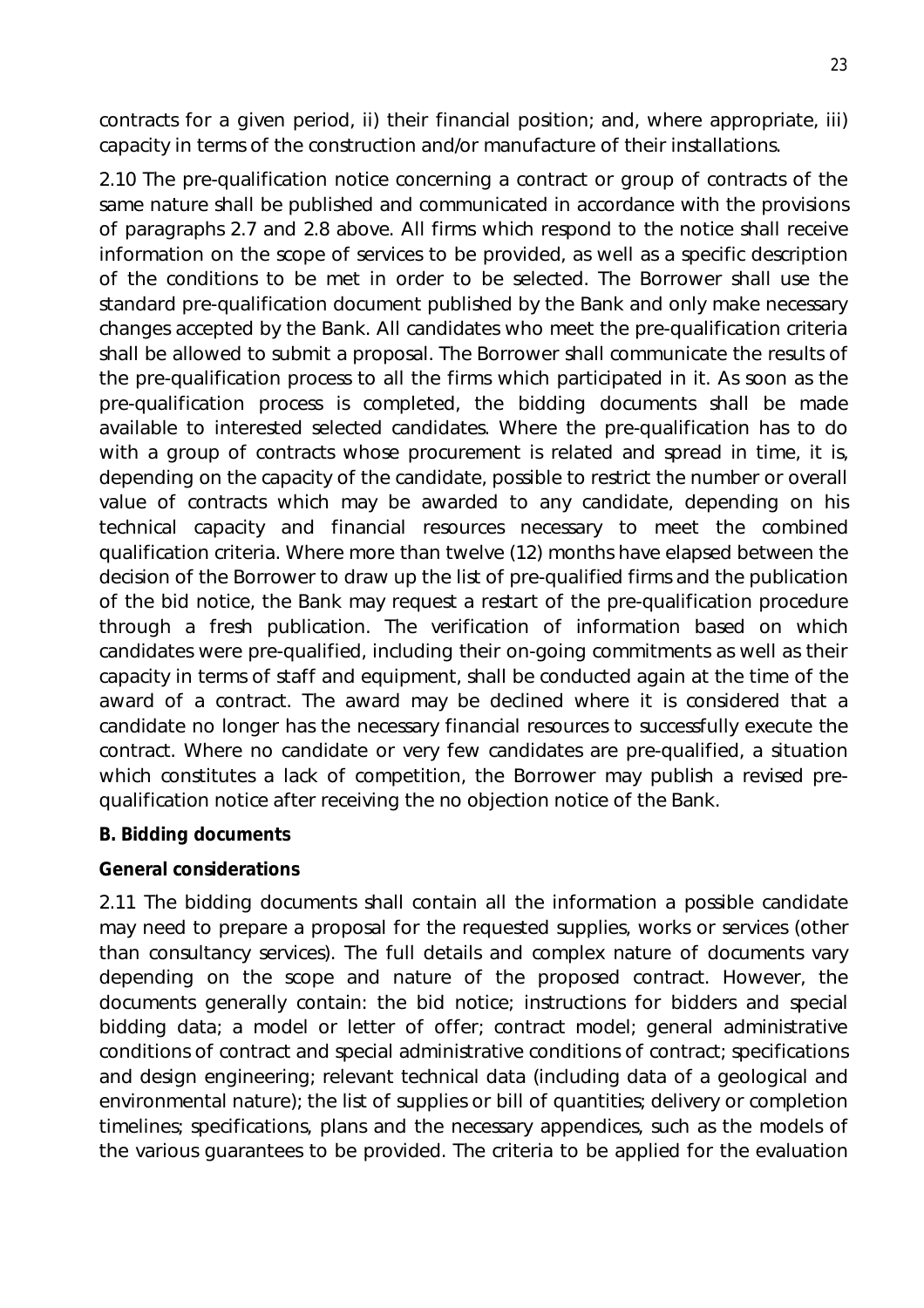contracts for a given period, ii) their financial position; and, where appropriate, iii) capacity in terms of the construction and/or manufacture of their installations.

2.10 The pre-qualification notice concerning a contract or group of contracts of the same nature shall be published and communicated in accordance with the provisions of paragraphs 2.7 and 2.8 above. All firms which respond to the notice shall receive information on the scope of services to be provided, as well as a specific description of the conditions to be met in order to be selected. The Borrower shall use the standard pre-qualification document published by the Bank and only make necessary changes accepted by the Bank. All candidates who meet the pre-qualification criteria shall be allowed to submit a proposal. The Borrower shall communicate the results of the pre-qualification process to all the firms which participated in it. As soon as the pre-qualification process is completed, the bidding documents shall be made available to interested selected candidates. Where the pre-qualification has to do with a group of contracts whose procurement is related and spread in time, it is, depending on the capacity of the candidate, possible to restrict the number or overall value of contracts which may be awarded to any candidate, depending on his technical capacity and financial resources necessary to meet the combined qualification criteria. Where more than twelve (12) months have elapsed between the decision of the Borrower to draw up the list of pre-qualified firms and the publication of the bid notice, the Bank may request a restart of the pre-qualification procedure through a fresh publication. The verification of information based on which candidates were pre-qualified, including their on-going commitments as well as their capacity in terms of staff and equipment, shall be conducted again at the time of the award of a contract. The award may be declined where it is considered that a candidate no longer has the necessary financial resources to successfully execute the contract. Where no candidate or very few candidates are pre-qualified, a situation which constitutes a lack of competition, the Borrower may publish a revised pre-qualification notice after receiving the no objection notice of the Bank.

**B. Bidding documents**

**General considerations**

2.11 The bidding documents shall contain all the information a possible candidate may need to prepare a proposal for the requested supplies, works or services (other than consultancy services). The full details and complex nature of documents vary depending on the scope and nature of the proposed contract. However, the documents generally contain: the bid notice; instructions for bidders and special bidding data; a model or letter of offer; contract model; general administrative conditions of contract and special administrative conditions of contract; specifications and design engineering; relevant technical data (including data of a geological and environmental nature); the list of supplies or bill of quantities; delivery or completion timelines; specifications, plans and the necessary appendices, such as the models of the various guarantees to be provided. The criteria to be applied for the evaluation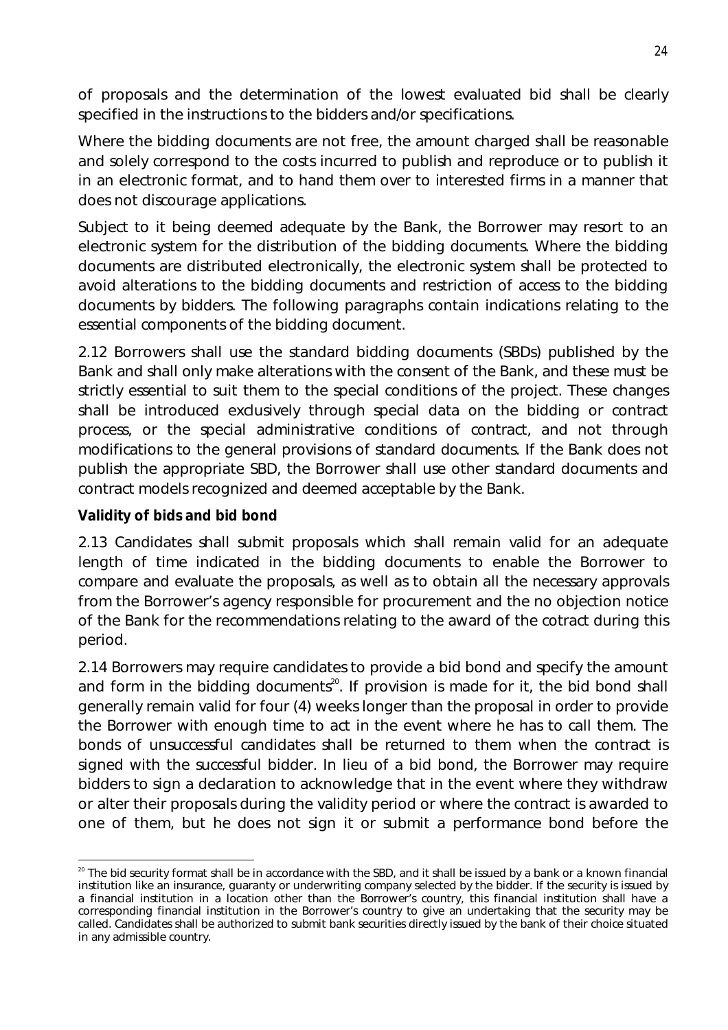of proposals and the determination of the lowest evaluated bid shall be clearly specified in the instructions to the bidders and/or specifications.

Where the bidding documents are not free, the amount charged shall be reasonable and solely correspond to the costs incurred to publish and reproduce or to publish it in an electronic format, and to hand them over to interested firms in a manner that does not discourage applications.

Subject to it being deemed adequate by the Bank, the Borrower may resort to an electronic system for the distribution of the bidding documents. Where the bidding documents are distributed electronically, the electronic system shall be protected to avoid alterations to the bidding documents and restriction of access to the bidding documents by bidders. The following paragraphs contain indications relating to the essential components of the bidding document.

2.12 Borrowers shall use the standard bidding documents (SBDs) published by the Bank and shall only make alterations with the consent of the Bank, and these must be strictly essential to suit them to the special conditions of the project. These changes shall be introduced exclusively through special data on the bidding or contract process, or the special administrative conditions of contract, and not through modifications to the general provisions of standard documents. If the Bank does not publish the appropriate SBD, the Borrower shall use other standard documents and contract models recognized and deemed acceptable by the Bank.

**Validity of bids and bid bond**

2.13 Candidates shall submit proposals which shall remain valid for an adequate length of time indicated in the bidding documents to enable the Borrower to compare and evaluate the proposals, as well as to obtain all the necessary approvals from the Borrower's agency responsible for procurement and the no objection notice of the Bank for the recommendations relating to the award of the cotract during this period.

2.14 Borrowers may require candidates to provide a bid bond and specify the amount and form in the bidding documents[20]. If provision is made for it, the bid bond shall generally remain valid for four (4) weeks longer than the proposal in order to provide the Borrower with enough time to act in the event where he has to call them. The bonds of unsuccessful candidates shall be returned to them when the contract is signed with the successful bidder. In lieu of a bid bond, the Borrower may require bidders to sign a declaration to acknowledge that in the event where they withdraw or alter their proposals during the validity period or where the contract is awarded to one of them, but he does not sign it or submit a performance bond before the

[20] The bid security format shall be in accordance with the SBD, and it shall be issued by a bank or a known financial institution like an insurance, guaranty or underwriting company selected by the bidder. If the security is issued by a financial institution in a location other than the Borrower's country, this financial institution shall have a corresponding financial institution in the Borrower's country to give an undertaking that the security may be called. Candidates shall be authorized to submit bank securities directly issued by the bank of their choice situated in any admissible country.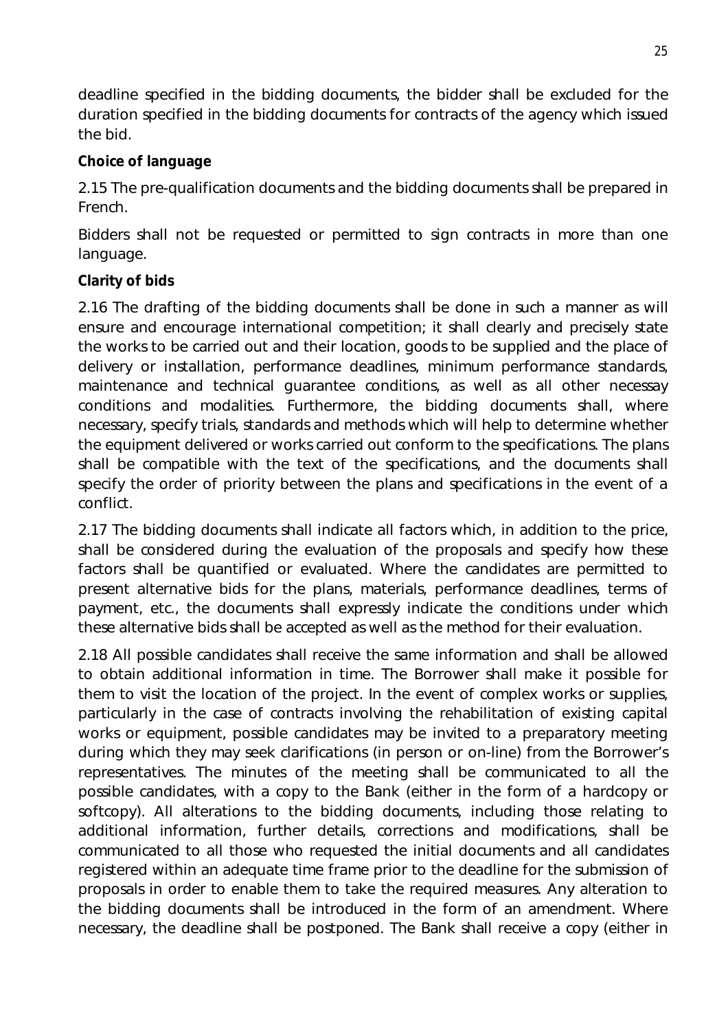deadline specified in the bidding documents, the bidder shall be excluded for the duration specified in the bidding documents for contracts of the agency which issued the bid.

**Choice of language**

2.15 The pre-qualification documents and the bidding documents shall be prepared in French.

Bidders shall not be requested or permitted to sign contracts in more than one language.

**Clarity of bids**

2.16 The drafting of the bidding documents shall be done in such a manner as will ensure and encourage international competition; it shall clearly and precisely state the works to be carried out and their location, goods to be supplied and the place of delivery or installation, performance deadlines, minimum performance standards, maintenance and technical guarantee conditions, as well as all other necessay conditions and modalities. Furthermore, the bidding documents shall, where necessary, specify trials, standards and methods which will help to determine whether the equipment delivered or works carried out conform to the specifications. The plans shall be compatible with the text of the specifications, and the documents shall specify the order of priority between the plans and specifications in the event of a conflict.

2.17 The bidding documents shall indicate all factors which, in addition to the price, shall be considered during the evaluation of the proposals and specify how these factors shall be quantified or evaluated. Where the candidates are permitted to present alternative bids for the plans, materials, performance deadlines, terms of payment, etc., the documents shall expressly indicate the conditions under which these alternative bids shall be accepted as well as the method for their evaluation.

2.18 All possible candidates shall receive the same information and shall be allowed to obtain additional information in time. The Borrower shall make it possible for them to visit the location of the project. In the event of complex works or supplies, particularly in the case of contracts involving the rehabilitation of existing capital works or equipment, possible candidates may be invited to a preparatory meeting during which they may seek clarifications (in person or on-line) from the Borrower's representatives. The minutes of the meeting shall be communicated to all the possible candidates, with a copy to the Bank (either in the form of a hardcopy or softcopy). All alterations to the bidding documents, including those relating to additional information, further details, corrections and modifications, shall be communicated to all those who requested the initial documents and all candidates registered within an adequate time frame prior to the deadline for the submission of proposals in order to enable them to take the required measures. Any alteration to the bidding documents shall be introduced in the form of an amendment. Where necessary, the deadline shall be postponed. The Bank shall receive a copy (either in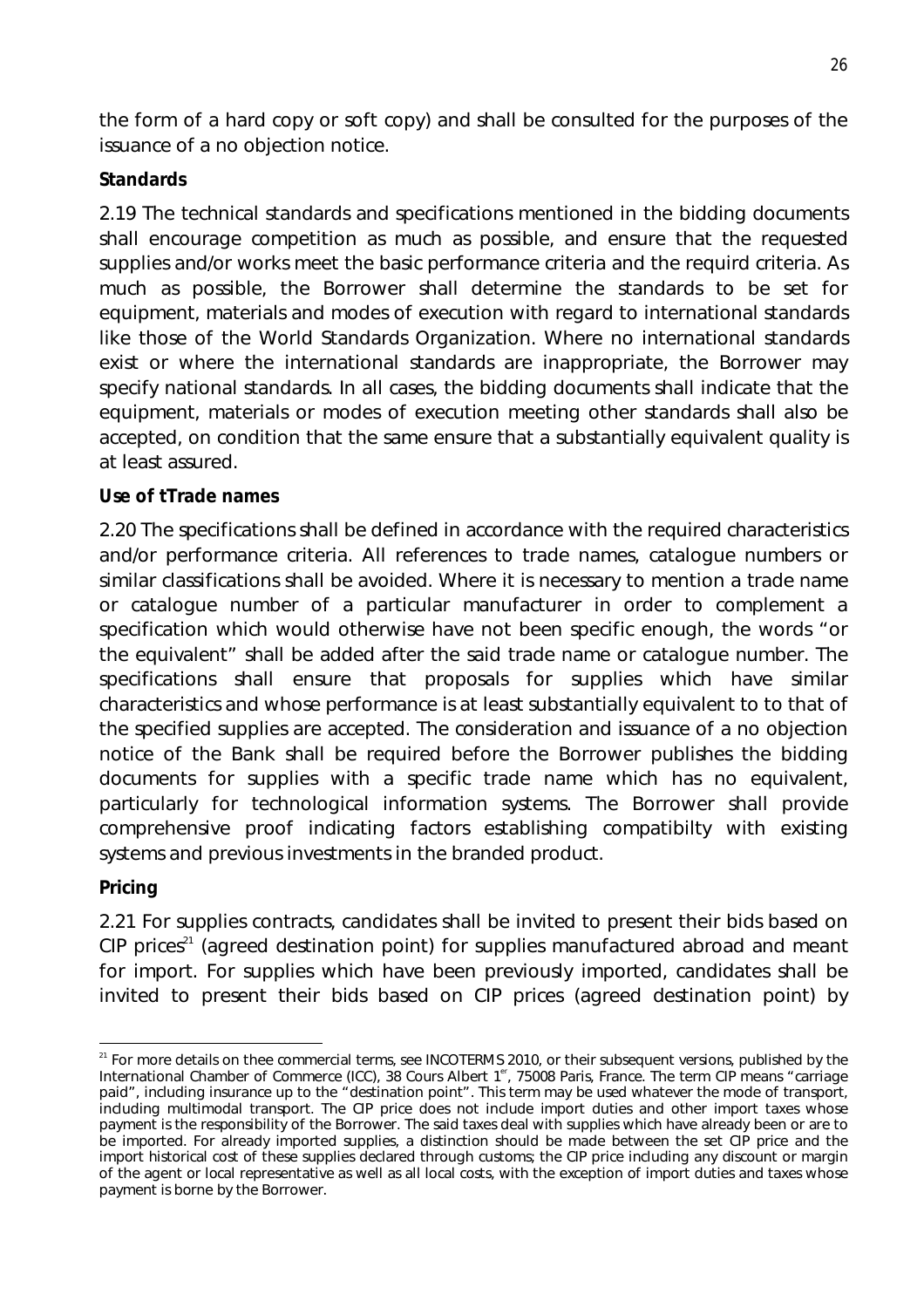the form of a hard copy or soft copy) and shall be consulted for the purposes of the issuance of a no objection notice.

**Standards**

2.19 The technical standards and specifications mentioned in the bidding documents shall encourage competition as much as possible, and ensure that the requested supplies and/or works meet the basic performance criteria and the requird criteria. As much as possible, the Borrower shall determine the standards to be set for equipment, materials and modes of execution with regard to international standards like those of the World Standards Organization. Where no international standards exist or where the international standards are inappropriate, the Borrower may specify national standards. In all cases, the bidding documents shall indicate that the equipment, materials or modes of execution meeting other standards shall also be accepted, on condition that the same ensure that a substantially equivalent quality is at least assured.

**Use of tTrade names**

2.20 The specifications shall be defined in accordance with the required characteristics and/or performance criteria. All references to trade names, catalogue numbers or similar classifications shall be avoided. Where it is necessary to mention a trade name or catalogue number of a particular manufacturer in order to complement a specification which would otherwise have not been specific enough, the words "or the equivalent" shall be added after the said trade name or catalogue number. The specifications shall ensure that proposals for supplies which have similar characteristics and whose performance is at least substantially equivalent to to that of the specified supplies are accepted. The consideration and issuance of a no objection notice of the Bank shall be required before the Borrower publishes the bidding documents for supplies with a specific trade name which has no equivalent, particularly for technological information systems. The Borrower shall provide comprehensive proof indicating factors establishing compatibilty with existing systems and previous investments in the branded product.

**Pricing**

2.21 For supplies contracts, candidates shall be invited to present their bids based on CIP prices[21] (agreed destination point) for supplies manufactured abroad and meant for import. For supplies which have been previously imported, candidates shall be invited to present their bids based on CIP prices (agreed destination point) by

---

[21] For more details on thee commercial terms, see INCOTERMS 2010, or their subsequent versions, published by the International Chamber of Commerce (ICC), 38 Cours Albert 1er, 75008 Paris, France. The term CIP means "carriage paid", including insurance up to the "destination point". This term may be used whatever the mode of transport, including multimodal transport. The CIP price does not include import duties and other import taxes whose payment is the responsibility of the Borrower. The said taxes deal with supplies which have already been or are to be imported. For already imported supplies, a distinction should be made between the set CIP price and the import historical cost of these supplies declared through customs; the CIP price including any discount or margin of the agent or local representative as well as all local costs, with the exception of import duties and taxes whose payment is borne by the Borrower.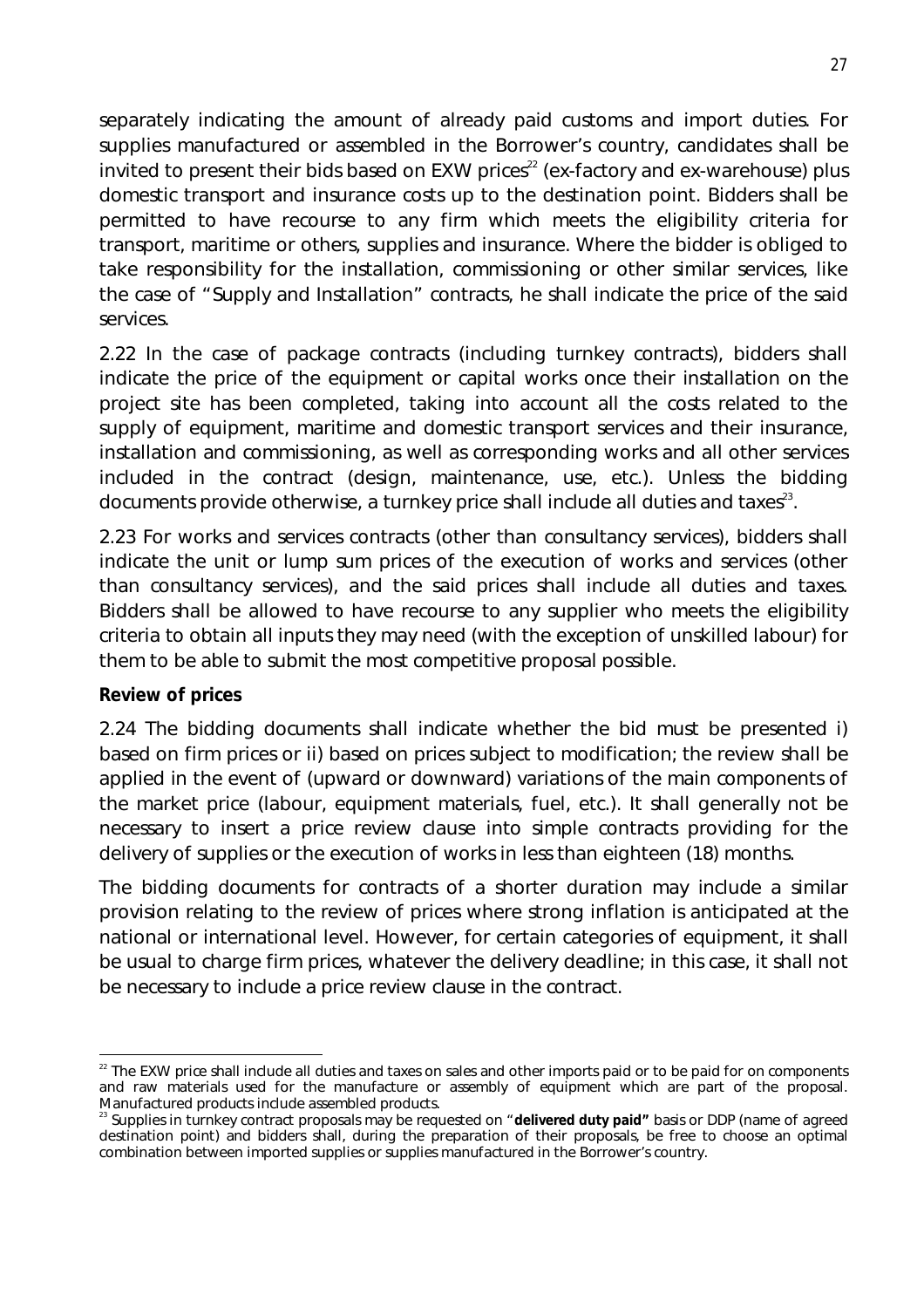separately indicating the amount of already paid customs and import duties. For supplies manufactured or assembled in the Borrower's country, candidates shall be invited to present their bids based on EXW prices[22] (ex-factory and ex-warehouse) plus domestic transport and insurance costs up to the destination point. Bidders shall be permitted to have recourse to any firm which meets the eligibility criteria for transport, maritime or others, supplies and insurance. Where the bidder is obliged to take responsibility for the installation, commissioning or other similar services, like the case of "Supply and Installation" contracts, he shall indicate the price of the said services.

2.22 In the case of package contracts (including turnkey contracts), bidders shall indicate the price of the equipment or capital works once their installation on the project site has been completed, taking into account all the costs related to the supply of equipment, maritime and domestic transport services and their insurance, installation and commissioning, as well as corresponding works and all other services included in the contract (design, maintenance, use, etc.). Unless the bidding documents provide otherwise, a turnkey price shall include all duties and taxes[23].

2.23 For works and services contracts (other than consultancy services), bidders shall indicate the unit or lump sum prices of the execution of works and services (other than consultancy services), and the said prices shall include all duties and taxes. Bidders shall be allowed to have recourse to any supplier who meets the eligibility criteria to obtain all inputs they may need (with the exception of unskilled labour) for them to be able to submit the most competitive proposal possible.

**Review of prices**

2.24 The bidding documents shall indicate whether the bid must be presented i) based on firm prices or ii) based on prices subject to modification; the review shall be applied in the event of (upward or downward) variations of the main components of the market price (labour, equipment materials, fuel, etc.). It shall generally not be necessary to insert a price review clause into simple contracts providing for the delivery of supplies or the execution of works in less than eighteen (18) months.

The bidding documents for contracts of a shorter duration may include a similar provision relating to the review of prices where strong inflation is anticipated at the national or international level. However, for certain categories of equipment, it shall be usual to charge firm prices, whatever the delivery deadline; in this case, it shall not be necessary to include a price review clause in the contract.

---

[22] The EXW price shall include all duties and taxes on sales and other imports paid or to be paid for on components and raw materials used for the manufacture or assembly of equipment which are part of the proposal. Manufactured products include assembled products.

[23] Supplies in turnkey contract proposals may be requested on "**delivered duty paid"** basis or DDP (name of agreed destination point) and bidders shall, during the preparation of their proposals, be free to choose an optimal combination between imported supplies or supplies manufactured in the Borrower's country.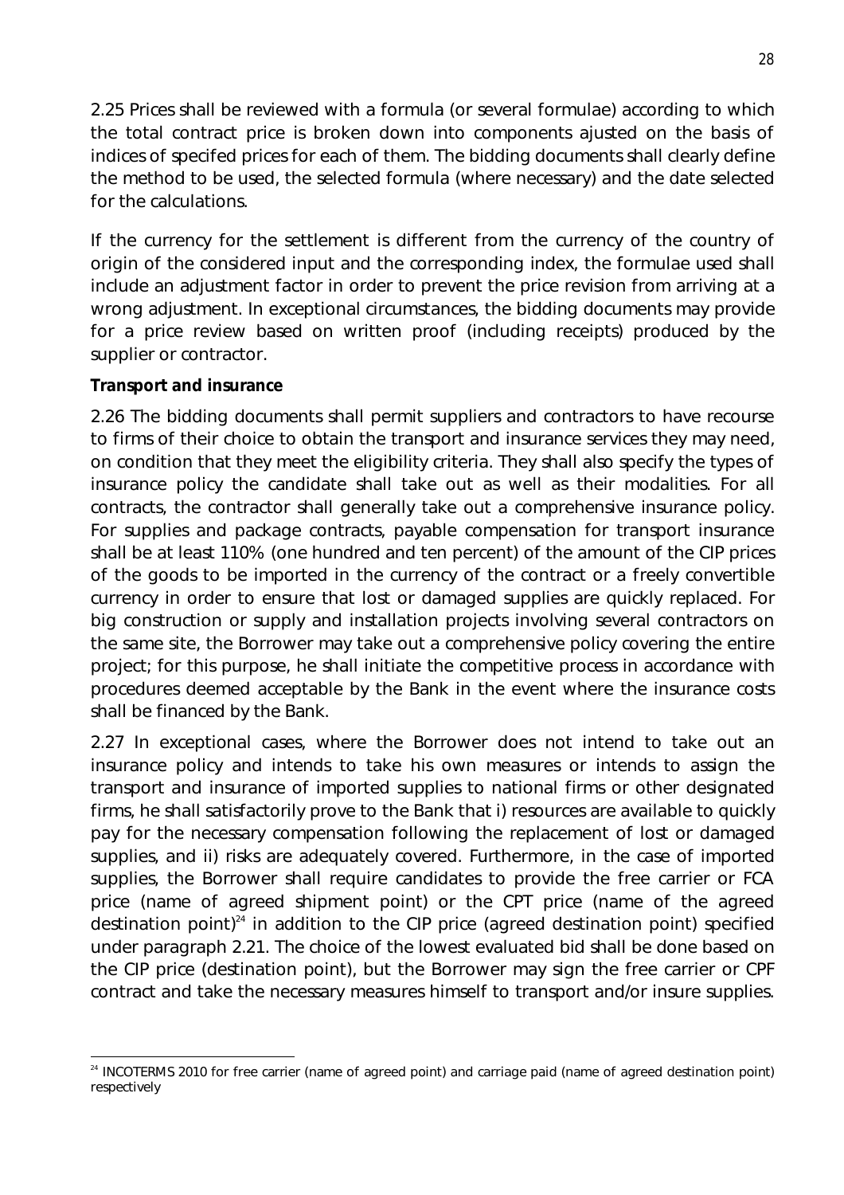2.25 Prices shall be reviewed with a formula (or several formulae) according to which the total contract price is broken down into components ajusted on the basis of indices of specifed prices for each of them. The bidding documents shall clearly define the method to be used, the selected formula (where necessary) and the date selected for the calculations.

If the currency for the settlement is different from the currency of the country of origin of the considered input and the corresponding index, the formulae used shall include an adjustment factor in order to prevent the price revision from arriving at a wrong adjustment. In exceptional circumstances, the bidding documents may provide for a price review based on written proof (including receipts) produced by the supplier or contractor.

**Transport and insurance**

2.26 The bidding documents shall permit suppliers and contractors to have recourse to firms of their choice to obtain the transport and insurance services they may need, on condition that they meet the eligibility criteria. They shall also specify the types of insurance policy the candidate shall take out as well as their modalities. For all contracts, the contractor shall generally take out a comprehensive insurance policy. For supplies and package contracts, payable compensation for transport insurance shall be at least 110% (one hundred and ten percent) of the amount of the CIP prices of the goods to be imported in the currency of the contract or a freely convertible currency in order to ensure that lost or damaged supplies are quickly replaced. For big construction or supply and installation projects involving several contractors on the same site, the Borrower may take out a comprehensive policy covering the entire project; for this purpose, he shall initiate the competitive process in accordance with procedures deemed acceptable by the Bank in the event where the insurance costs shall be financed by the Bank.

2.27 In exceptional cases, where the Borrower does not intend to take out an insurance policy and intends to take his own measures or intends to assign the transport and insurance of imported supplies to national firms or other designated firms, he shall satisfactorily prove to the Bank that i) resources are available to quickly pay for the necessary compensation following the replacement of lost or damaged supplies, and ii) risks are adequately covered. Furthermore, in the case of imported supplies, the Borrower shall require candidates to provide the free carrier or FCA price (name of agreed shipment point) or the CPT price (name of the agreed destination point)[24] in addition to the CIP price (agreed destination point) specified under paragraph 2.21. The choice of the lowest evaluated bid shall be done based on the CIP price (destination point), but the Borrower may sign the free carrier or CPF contract and take the necessary measures himself to transport and/or insure supplies.

---

[24] INCOTERMS 2010 for free carrier (name of agreed point) and carriage paid (name of agreed destination point) respectively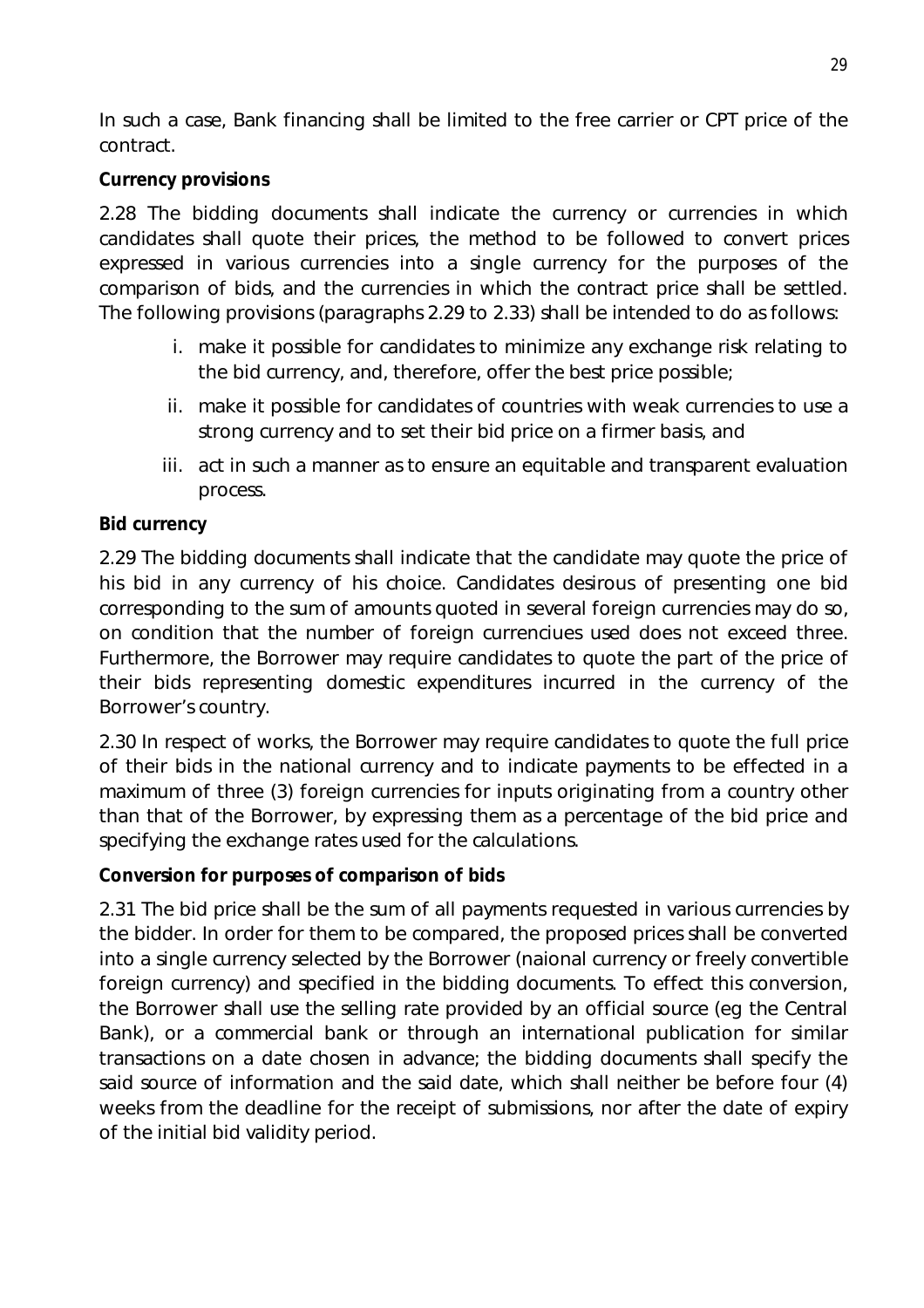In such a case, Bank financing shall be limited to the free carrier or CPT price of the contract.

**Currency provisions**

2.28 The bidding documents shall indicate the currency or currencies in which candidates shall quote their prices, the method to be followed to convert prices expressed in various currencies into a single currency for the purposes of the comparison of bids, and the currencies in which the contract price shall be settled. The following provisions (paragraphs 2.29 to 2.33) shall be intended to do as follows:

i. make it possible for candidates to minimize any exchange risk relating to the bid currency, and, therefore, offer the best price possible;
ii. make it possible for candidates of countries with weak currencies to use a strong currency and to set their bid price on a firmer basis, and
iii. act in such a manner as to ensure an equitable and transparent evaluation process.

**Bid currency**

2.29 The bidding documents shall indicate that the candidate may quote the price of his bid in any currency of his choice. Candidates desirous of presenting one bid corresponding to the sum of amounts quoted in several foreign currencies may do so, on condition that the number of foreign currenciues used does not exceed three. Furthermore, the Borrower may require candidates to quote the part of the price of their bids representing domestic expenditures incurred in the currency of the Borrower's country.

2.30 In respect of works, the Borrower may require candidates to quote the full price of their bids in the national currency and to indicate payments to be effected in a maximum of three (3) foreign currencies for inputs originating from a country other than that of the Borrower, by expressing them as a percentage of the bid price and specifying the exchange rates used for the calculations.

**Conversion for purposes of comparison of bids**

2.31 The bid price shall be the sum of all payments requested in various currencies by the bidder. In order for them to be compared, the proposed prices shall be converted into a single currency selected by the Borrower (naional currency or freely convertible foreign currency) and specified in the bidding documents. To effect this conversion, the Borrower shall use the selling rate provided by an official source (eg the Central Bank), or a commercial bank or through an international publication for similar transactions on a date chosen in advance; the bidding documents shall specify the said source of information and the said date, which shall neither be before four (4) weeks from the deadline for the receipt of submissions, nor after the date of expiry of the initial bid validity period.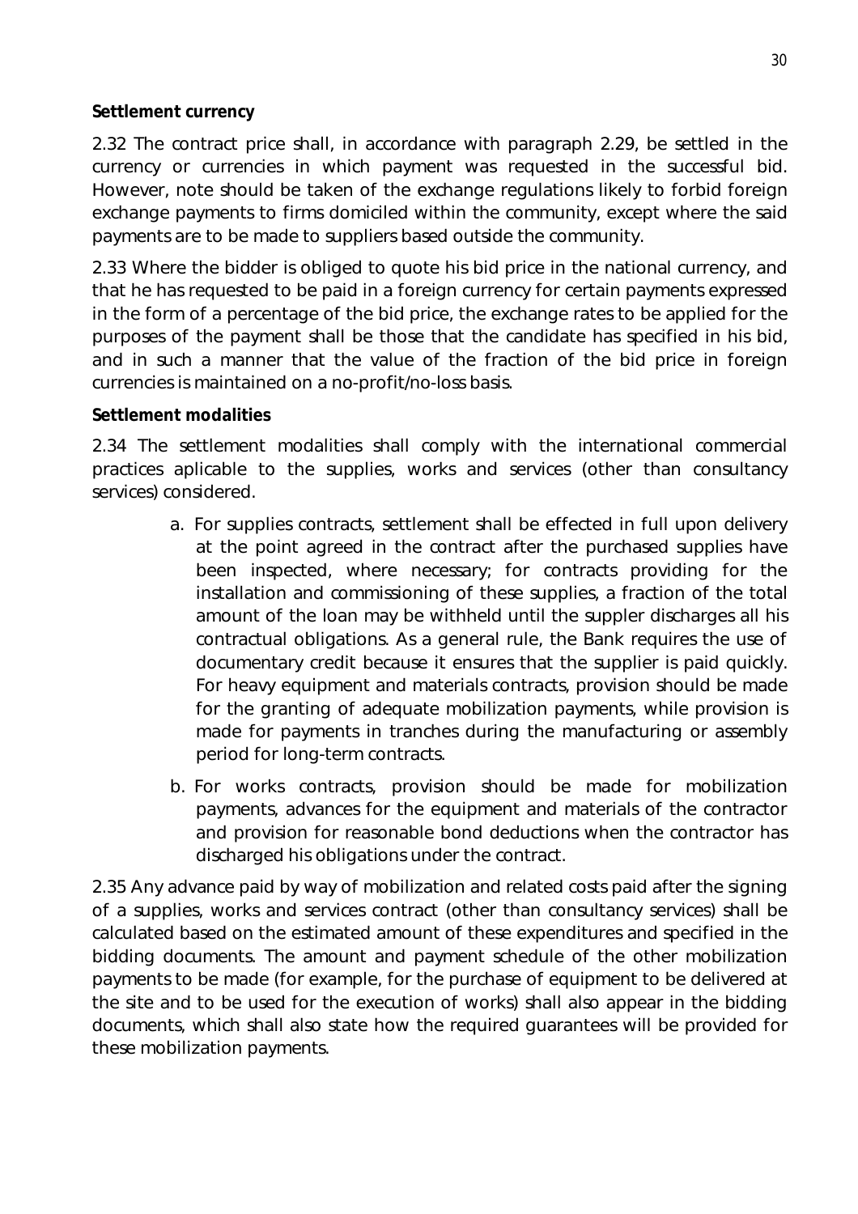**Settlement currency**

2.32 The contract price shall, in accordance with paragraph 2.29, be settled in the currency or currencies in which payment was requested in the successful bid. However, note should be taken of the exchange regulations likely to forbid foreign exchange payments to firms domiciled within the community, except where the said payments are to be made to suppliers based outside the community.

2.33 Where the bidder is obliged to quote his bid price in the national currency, and that he has requested to be paid in a foreign currency for certain payments expressed in the form of a percentage of the bid price, the exchange rates to be applied for the purposes of the payment shall be those that the candidate has specified in his bid, and in such a manner that the value of the fraction of the bid price in foreign currencies is maintained on a no-profit/no-loss basis.

**Settlement modalities**

2.34 The settlement modalities shall comply with the international commercial practices aplicable to the supplies, works and services (other than consultancy services) considered.

a. For supplies contracts, settlement shall be effected in full upon delivery at the point agreed in the contract after the purchased supplies have been inspected, where necessary; for contracts providing for the installation and commissioning of these supplies, a fraction of the total amount of the loan may be withheld until the suppler discharges all his contractual obligations. As a general rule, the Bank requires the use of documentary credit because it ensures that the supplier is paid quickly. For heavy equipment and materials contracts, provision should be made for the granting of adequate mobilization payments, while provision is made for payments in tranches during the manufacturing or assembly period for long-term contracts.

b. For works contracts, provision should be made for mobilization payments, advances for the equipment and materials of the contractor and provision for reasonable bond deductions when the contractor has discharged his obligations under the contract.

2.35 Any advance paid by way of mobilization and related costs paid after the signing of a supplies, works and services contract (other than consultancy services) shall be calculated based on the estimated amount of these expenditures and specified in the bidding documents. The amount and payment schedule of the other mobilization payments to be made (for example, for the purchase of equipment to be delivered at the site and to be used for the execution of works) shall also appear in the bidding documents, which shall also state how the required guarantees will be provided for these mobilization payments.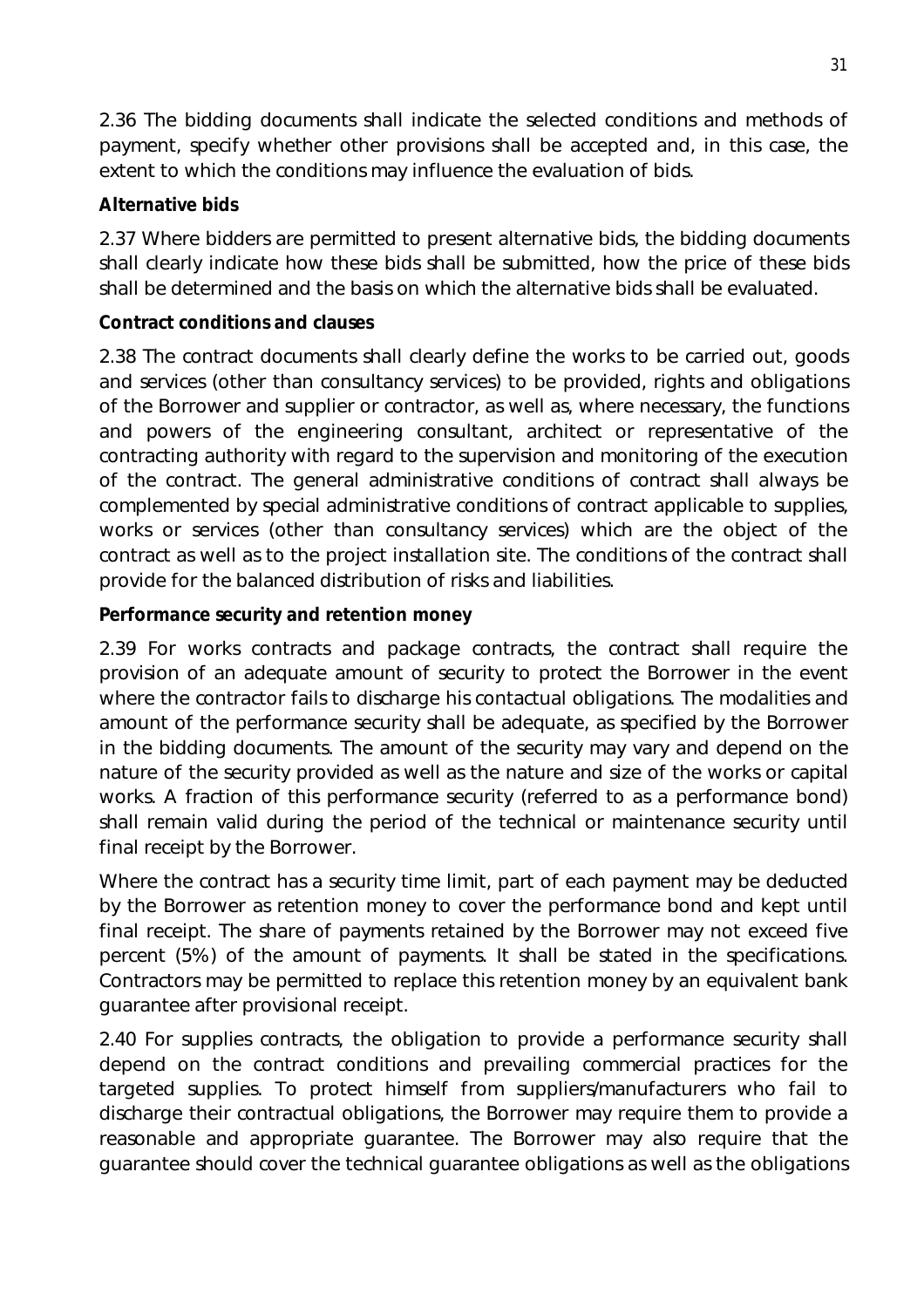2.36 The bidding documents shall indicate the selected conditions and methods of payment, specify whether other provisions shall be accepted and, in this case, the extent to which the conditions may influence the evaluation of bids.

**Alternative bids**

2.37 Where bidders are permitted to present alternative bids, the bidding documents shall clearly indicate how these bids shall be submitted, how the price of these bids shall be determined and the basis on which the alternative bids shall be evaluated.

**Contract conditions and clauses**

2.38 The contract documents shall clearly define the works to be carried out, goods and services (other than consultancy services) to be provided, rights and obligations of the Borrower and supplier or contractor, as well as, where necessary, the functions and powers of the engineering consultant, architect or representative of the contracting authority with regard to the supervision and monitoring of the execution of the contract. The general administrative conditions of contract shall always be complemented by special administrative conditions of contract applicable to supplies, works or services (other than consultancy services) which are the object of the contract as well as to the project installation site. The conditions of the contract shall provide for the balanced distribution of risks and liabilities.

**Performance security and retention money**

2.39 For works contracts and package contracts, the contract shall require the provision of an adequate amount of security to protect the Borrower in the event where the contractor fails to discharge his contactual obligations. The modalities and amount of the performance security shall be adequate, as specified by the Borrower in the bidding documents. The amount of the security may vary and depend on the nature of the security provided as well as the nature and size of the works or capital works. A fraction of this performance security (referred to as a performance bond) shall remain valid during the period of the technical or maintenance security until final receipt by the Borrower.

Where the contract has a security time limit, part of each payment may be deducted by the Borrower as retention money to cover the performance bond and kept until final receipt. The share of payments retained by the Borrower may not exceed five percent (5%) of the amount of payments. It shall be stated in the specifications. Contractors may be permitted to replace this retention money by an equivalent bank guarantee after provisional receipt.

2.40 For supplies contracts, the obligation to provide a performance security shall depend on the contract conditions and prevailing commercial practices for the targeted supplies. To protect himself from suppliers/manufacturers who fail to discharge their contractual obligations, the Borrower may require them to provide a reasonable and appropriate guarantee. The Borrower may also require that the guarantee should cover the technical guarantee obligations as well as the obligations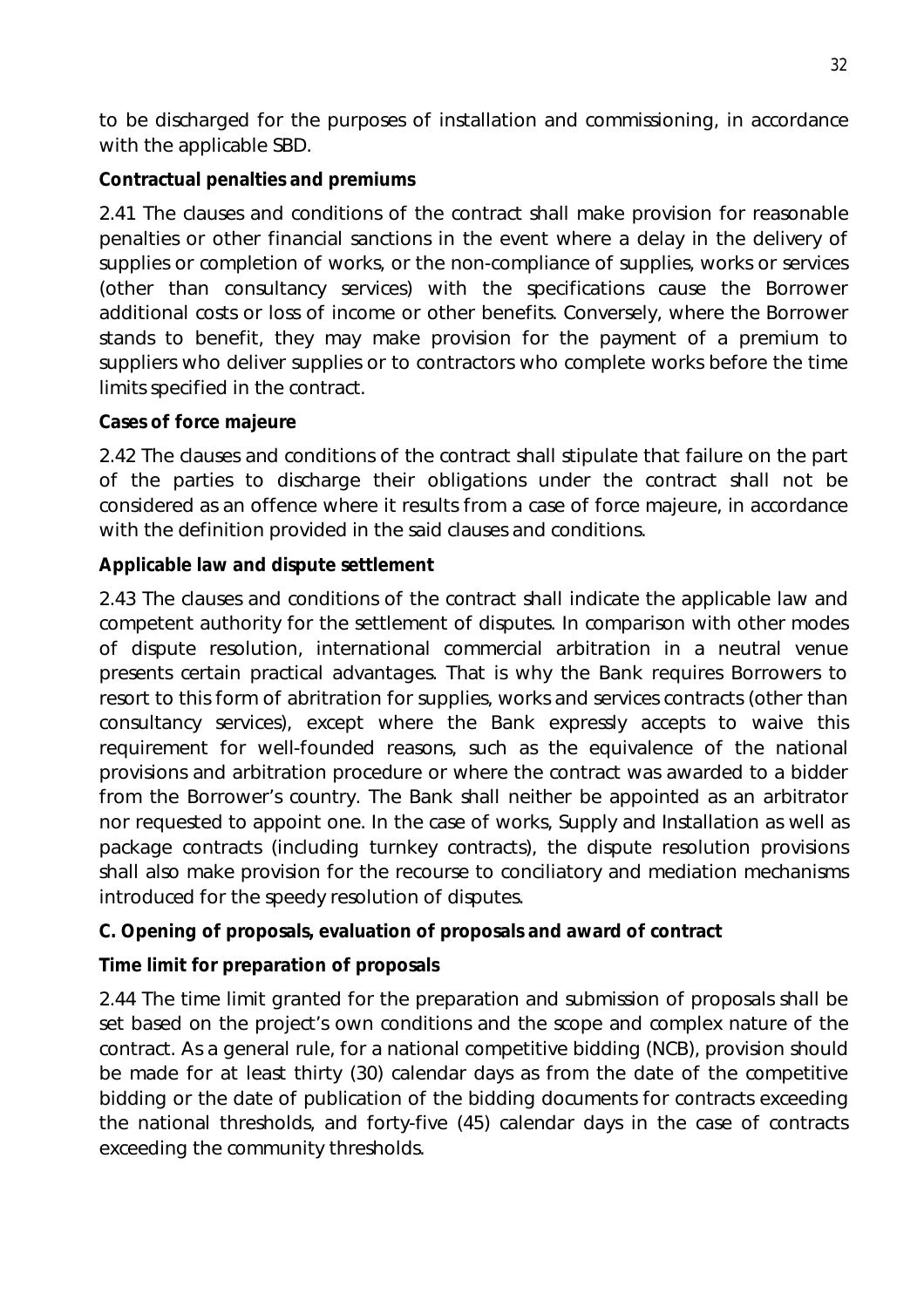to be discharged for the purposes of installation and commissioning, in accordance with the applicable SBD.

**Contractual penalties and premiums**

2.41 The clauses and conditions of the contract shall make provision for reasonable penalties or other financial sanctions in the event where a delay in the delivery of supplies or completion of works, or the non-compliance of supplies, works or services (other than consultancy services) with the specifications cause the Borrower additional costs or loss of income or other benefits. Conversely, where the Borrower stands to benefit, they may make provision for the payment of a premium to suppliers who deliver supplies or to contractors who complete works before the time limits specified in the contract.

**Cases of force majeure**

2.42 The clauses and conditions of the contract shall stipulate that failure on the part of the parties to discharge their obligations under the contract shall not be considered as an offence where it results from a case of force majeure, in accordance with the definition provided in the said clauses and conditions.

**Applicable law and dispute settlement**

2.43 The clauses and conditions of the contract shall indicate the applicable law and competent authority for the settlement of disputes. In comparison with other modes of dispute resolution, international commercial arbitration in a neutral venue presents certain practical advantages. That is why the Bank requires Borrowers to resort to this form of abritration for supplies, works and services contracts (other than consultancy services), except where the Bank expressly accepts to waive this requirement for well-founded reasons, such as the equivalence of the national provisions and arbitration procedure or where the contract was awarded to a bidder from the Borrower's country. The Bank shall neither be appointed as an arbitrator nor requested to appoint one. In the case of works, Supply and Installation as well as package contracts (including turnkey contracts), the dispute resolution provisions shall also make provision for the recourse to conciliatory and mediation mechanisms introduced for the speedy resolution of disputes.

**C. Opening of proposals, evaluation of proposals and award of contract**

**Time limit for preparation of proposals**

2.44 The time limit granted for the preparation and submission of proposals shall be set based on the project's own conditions and the scope and complex nature of the contract. As a general rule, for a national competitive bidding (NCB), provision should be made for at least thirty (30) calendar days as from the date of the competitive bidding or the date of publication of the bidding documents for contracts exceeding the national thresholds, and forty-five (45) calendar days in the case of contracts exceeding the community thresholds.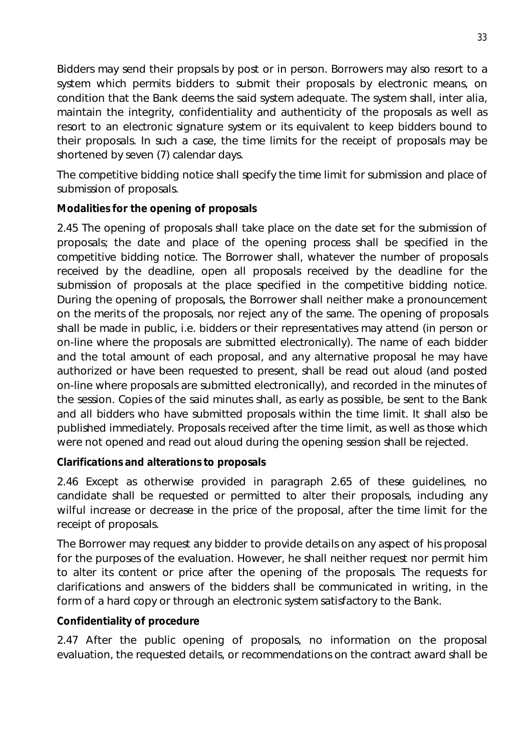Bidders may send their propsals by post or in person. Borrowers may also resort to a system which permits bidders to submit their proposals by electronic means, on condition that the Bank deems the said system adequate. The system shall, inter alia, maintain the integrity, confidentiality and authenticity of the proposals as well as resort to an electronic signature system or its equivalent to keep bidders bound to their proposals. In such a case, the time limits for the receipt of proposals may be shortened by seven (7) calendar days.

The competitive bidding notice shall specify the time limit for submission and place of submission of proposals.

**Modalities for the opening of proposals**

2.45 The opening of proposals shall take place on the date set for the submission of proposals; the date and place of the opening process shall be specified in the competitive bidding notice. The Borrower shall, whatever the number of proposals received by the deadline, open all proposals received by the deadline for the submission of proposals at the place specified in the competitive bidding notice. During the opening of proposals, the Borrower shall neither make a pronouncement on the merits of the proposals, nor reject any of the same. The opening of proposals shall be made in public, i.e. bidders or their representatives may attend (in person or on-line where the proposals are submitted electronically). The name of each bidder and the total amount of each proposal, and any alternative proposal he may have authorized or have been requested to present, shall be read out aloud (and posted on-line where proposals are submitted electronically), and recorded in the minutes of the session. Copies of the said minutes shall, as early as possible, be sent to the Bank and all bidders who have submitted proposals within the time limit. It shall also be published immediately. Proposals received after the time limit, as well as those which were not opened and read out aloud during the opening session shall be rejected.

**Clarifications and alterations to proposals**

2.46 Except as otherwise provided in paragraph 2.65 of these guidelines, no candidate shall be requested or permitted to alter their proposals, including any wilful increase or decrease in the price of the proposal, after the time limit for the receipt of proposals.

The Borrower may request any bidder to provide details on any aspect of his proposal for the purposes of the evaluation. However, he shall neither request nor permit him to alter its content or price after the opening of the proposals. The requests for clarifications and answers of the bidders shall be communicated in writing, in the form of a hard copy or through an electronic system satisfactory to the Bank.

**Confidentiality of procedure**

2.47 After the public opening of proposals, no information on the proposal evaluation, the requested details, or recommendations on the contract award shall be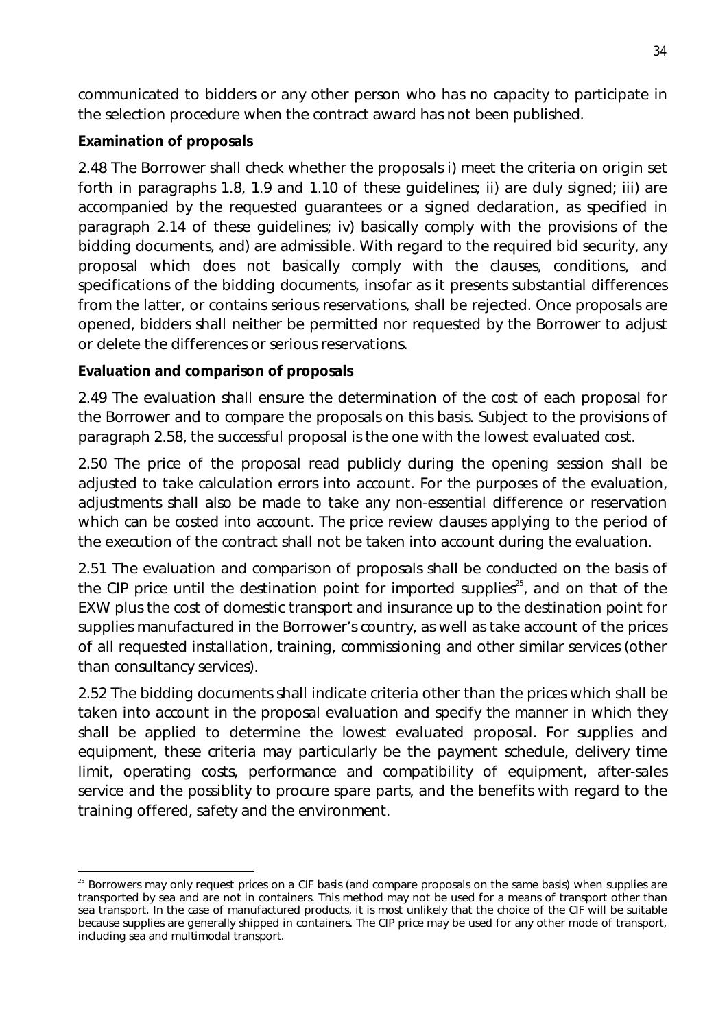communicated to bidders or any other person who has no capacity to participate in the selection procedure when the contract award has not been published.

**Examination of proposals**

2.48 The Borrower shall check whether the proposals i) meet the criteria on origin set forth in paragraphs 1.8, 1.9 and 1.10 of these guidelines; ii) are duly signed; iii) are accompanied by the requested guarantees or a signed declaration, as specified in paragraph 2.14 of these guidelines; iv) basically comply with the provisions of the bidding documents, and) are admissible. With regard to the required bid security, any proposal which does not basically comply with the clauses, conditions, and specifications of the bidding documents, insofar as it presents substantial differences from the latter, or contains serious reservations, shall be rejected. Once proposals are opened, bidders shall neither be permitted nor requested by the Borrower to adjust or delete the differences or serious reservations.

**Evaluation and comparison of proposals**

2.49 The evaluation shall ensure the determination of the cost of each proposal for the Borrower and to compare the proposals on this basis. Subject to the provisions of paragraph 2.58, the successful proposal is the one with the lowest evaluated cost.

2.50 The price of the proposal read publicly during the opening session shall be adjusted to take calculation errors into account. For the purposes of the evaluation, adjustments shall also be made to take any non-essential difference or reservation which can be costed into account. The price review clauses applying to the period of the execution of the contract shall not be taken into account during the evaluation.

2.51 The evaluation and comparison of proposals shall be conducted on the basis of the CIP price until the destination point for imported supplies[25], and on that of the EXW plus the cost of domestic transport and insurance up to the destination point for supplies manufactured in the Borrower's country, as well as take account of the prices of all requested installation, training, commissioning and other similar services (other than consultancy services).

2.52 The bidding documents shall indicate criteria other than the prices which shall be taken into account in the proposal evaluation and specify the manner in which they shall be applied to determine the lowest evaluated proposal. For supplies and equipment, these criteria may particularly be the payment schedule, delivery time limit, operating costs, performance and compatibility of equipment, after-sales service and the possiblity to procure spare parts, and the benefits with regard to the training offered, safety and the environment.

[25] Borrowers may only request prices on a CIF basis (and compare proposals on the same basis) when supplies are transported by sea and are not in containers. This method may not be used for a means of transport other than sea transport. In the case of manufactured products, it is most unlikely that the choice of the CIF will be suitable because supplies are generally shipped in containers. The CIP price may be used for any other mode of transport, including sea and multimodal transport.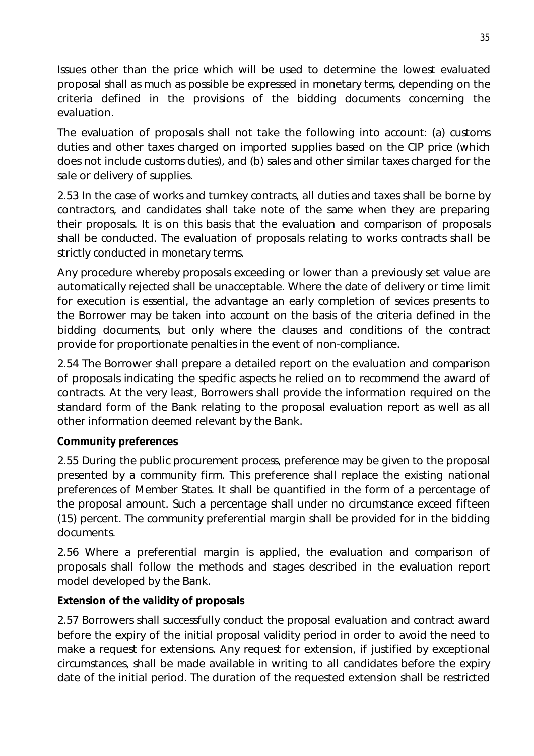Issues other than the price which will be used to determine the lowest evaluated proposal shall as much as possible be expressed in monetary terms, depending on the criteria defined in the provisions of the bidding documents concerning the evaluation.

The evaluation of proposals shall not take the following into account: (a) customs duties and other taxes charged on imported supplies based on the CIP price (which does not include customs duties), and (b) sales and other similar taxes charged for the sale or delivery of supplies.

2.53 In the case of works and turnkey contracts, all duties and taxes shall be borne by contractors, and candidates shall take note of the same when they are preparing their proposals. It is on this basis that the evaluation and comparison of proposals shall be conducted. The evaluation of proposals relating to works contracts shall be strictly conducted in monetary terms.

Any procedure whereby proposals exceeding or lower than a previously set value are automatically rejected shall be unacceptable. Where the date of delivery or time limit for execution is essential, the advantage an early completion of sevices presents to the Borrower may be taken into account on the basis of the criteria defined in the bidding documents, but only where the clauses and conditions of the contract provide for proportionate penalties in the event of non-compliance.

2.54 The Borrower shall prepare a detailed report on the evaluation and comparison of proposals indicating the specific aspects he relied on to recommend the award of contracts. At the very least, Borrowers shall provide the information required on the standard form of the Bank relating to the proposal evaluation report as well as all other information deemed relevant by the Bank.

**Community preferences**

2.55 During the public procurement process, preference may be given to the proposal presented by a community firm. This preference shall replace the existing national preferences of Member States. It shall be quantified in the form of a percentage of the proposal amount. Such a percentage shall under no circumstance exceed fifteen (15) percent. The community preferential margin shall be provided for in the bidding documents.

2.56 Where a preferential margin is applied, the evaluation and comparison of proposals shall follow the methods and stages described in the evaluation report model developed by the Bank.

**Extension of the validity of proposals**

2.57 Borrowers shall successfully conduct the proposal evaluation and contract award before the expiry of the initial proposal validity period in order to avoid the need to make a request for extensions. Any request for extension, if justified by exceptional circumstances, shall be made available in writing to all candidates before the expiry date of the initial period. The duration of the requested extension shall be restricted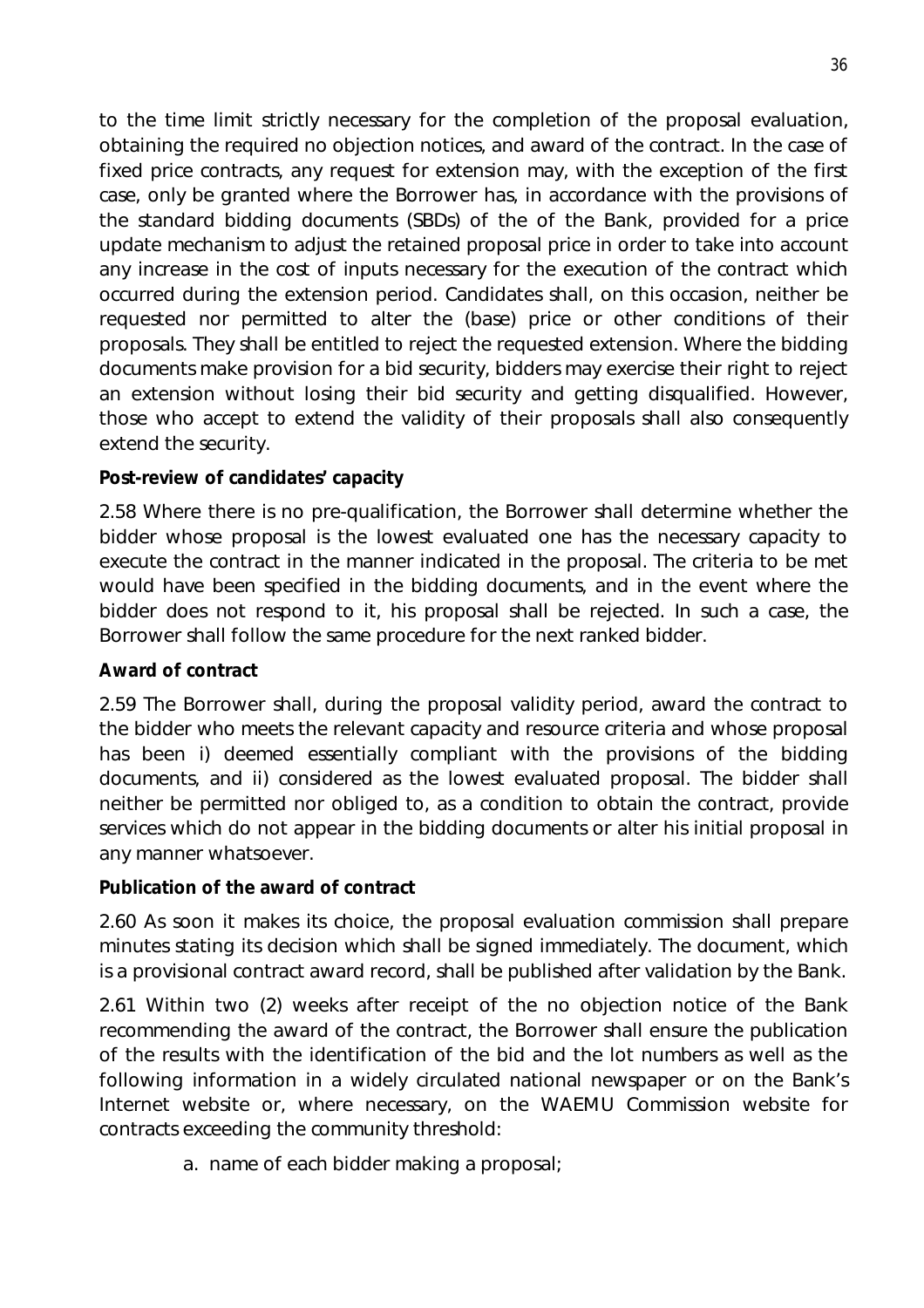to the time limit strictly necessary for the completion of the proposal evaluation, obtaining the required no objection notices, and award of the contract. In the case of fixed price contracts, any request for extension may, with the exception of the first case, only be granted where the Borrower has, in accordance with the provisions of the standard bidding documents (SBDs) of the of the Bank, provided for a price update mechanism to adjust the retained proposal price in order to take into account any increase in the cost of inputs necessary for the execution of the contract which occurred during the extension period. Candidates shall, on this occasion, neither be requested nor permitted to alter the (base) price or other conditions of their proposals. They shall be entitled to reject the requested extension. Where the bidding documents make provision for a bid security, bidders may exercise their right to reject an extension without losing their bid security and getting disqualified. However, those who accept to extend the validity of their proposals shall also consequently extend the security.

**Post-review of candidates' capacity**

2.58 Where there is no pre-qualification, the Borrower shall determine whether the bidder whose proposal is the lowest evaluated one has the necessary capacity to execute the contract in the manner indicated in the proposal. The criteria to be met would have been specified in the bidding documents, and in the event where the bidder does not respond to it, his proposal shall be rejected. In such a case, the Borrower shall follow the same procedure for the next ranked bidder.

**Award of contract**

2.59 The Borrower shall, during the proposal validity period, award the contract to the bidder who meets the relevant capacity and resource criteria and whose proposal has been i) deemed essentially compliant with the provisions of the bidding documents, and ii) considered as the lowest evaluated proposal. The bidder shall neither be permitted nor obliged to, as a condition to obtain the contract, provide services which do not appear in the bidding documents or alter his initial proposal in any manner whatsoever.

**Publication of the award of contract**

2.60 As soon it makes its choice, the proposal evaluation commission shall prepare minutes stating its decision which shall be signed immediately. The document, which is a provisional contract award record, shall be published after validation by the Bank.

2.61 Within two (2) weeks after receipt of the no objection notice of the Bank recommending the award of the contract, the Borrower shall ensure the publication of the results with the identification of the bid and the lot numbers as well as the following information in a widely circulated national newspaper or on the Bank's Internet website or, where necessary, on the WAEMU Commission website for contracts exceeding the community threshold:

a. name of each bidder making a proposal;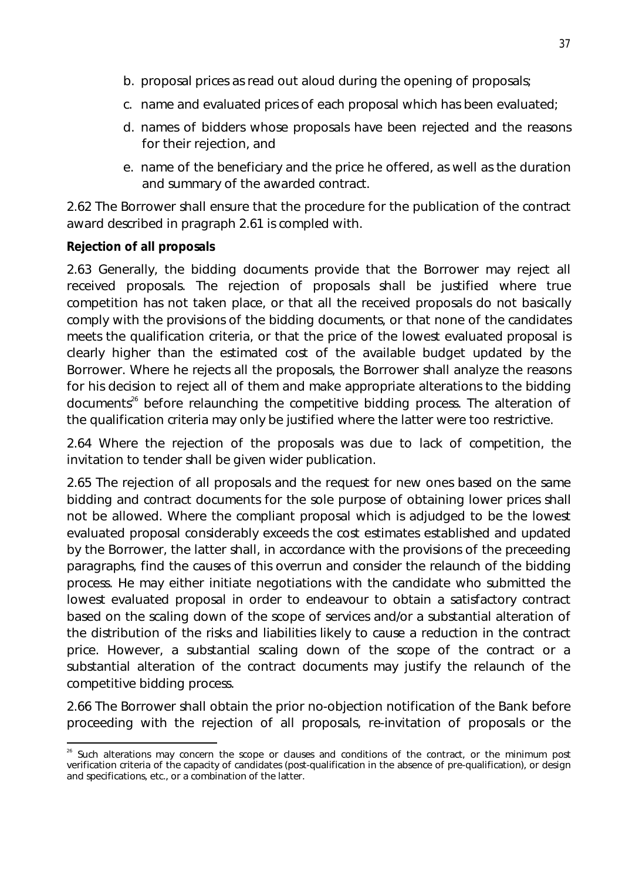b. proposal prices as read out aloud during the opening of proposals;

c. name and evaluated prices of each proposal which has been evaluated;

d. names of bidders whose proposals have been rejected and the reasons for their rejection, and

e. name of the beneficiary and the price he offered, as well as the duration and summary of the awarded contract.

2.62 The Borrower shall ensure that the procedure for the publication of the contract award described in pragraph 2.61 is compled with.

**Rejection of all proposals**

2.63 Generally, the bidding documents provide that the Borrower may reject all received proposals. The rejection of proposals shall be justified where true competition has not taken place, or that all the received proposals do not basically comply with the provisions of the bidding documents, or that none of the candidates meets the qualification criteria, or that the price of the lowest evaluated proposal is clearly higher than the estimated cost of the available budget updated by the Borrower. Where he rejects all the proposals, the Borrower shall analyze the reasons for his decision to reject all of them and make appropriate alterations to the bidding documents[26] before relaunching the competitive bidding process. The alteration of the qualification criteria may only be justified where the latter were too restrictive.

2.64 Where the rejection of the proposals was due to lack of competition, the invitation to tender shall be given wider publication.

2.65 The rejection of all proposals and the request for new ones based on the same bidding and contract documents for the sole purpose of obtaining lower prices shall not be allowed. Where the compliant proposal which is adjudged to be the lowest evaluated proposal considerably exceeds the cost estimates established and updated by the Borrower, the latter shall, in accordance with the provisions of the preceeding paragraphs, find the causes of this overrun and consider the relaunch of the bidding process. He may either initiate negotiations with the candidate who submitted the lowest evaluated proposal in order to endeavour to obtain a satisfactory contract based on the scaling down of the scope of services and/or a substantial alteration of the distribution of the risks and liabilities likely to cause a reduction in the contract price. However, a substantial scaling down of the scope of the contract or a substantial alteration of the contract documents may justify the relaunch of the competitive bidding process.

2.66 The Borrower shall obtain the prior no-objection notification of the Bank before proceeding with the rejection of all proposals, re-invitation of proposals or the

---

[26] Such alterations may concern the scope or clauses and conditions of the contract, or the minimum post verification criteria of the capacity of candidates (post-qualification in the absence of pre-qualification), or design and specifications, etc., or a combination of the latter.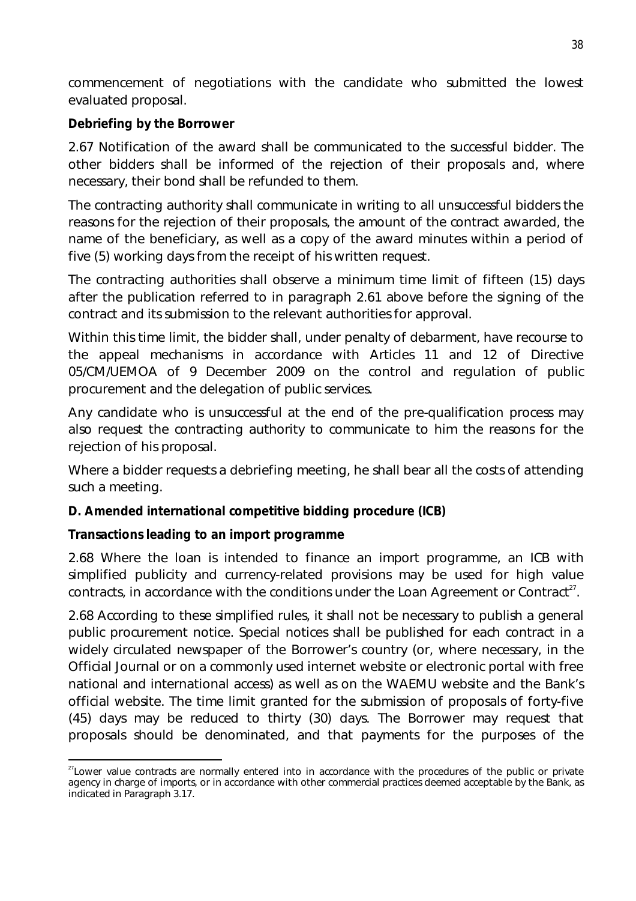commencement of negotiations with the candidate who submitted the lowest evaluated proposal.

**Debriefing by the Borrower**

2.67 Notification of the award shall be communicated to the successful bidder. The other bidders shall be informed of the rejection of their proposals and, where necessary, their bond shall be refunded to them.

The contracting authority shall communicate in writing to all unsuccessful bidders the reasons for the rejection of their proposals, the amount of the contract awarded, the name of the beneficiary, as well as a copy of the award minutes within a period of five (5) working days from the receipt of his written request.

The contracting authorities shall observe a minimum time limit of fifteen (15) days after the publication referred to in paragraph 2.61 above before the signing of the contract and its submission to the relevant authorities for approval.

Within this time limit, the bidder shall, under penalty of debarment, have recourse to the appeal mechanisms in accordance with Articles 11 and 12 of Directive 05/CM/UEMOA of 9 December 2009 on the control and regulation of public procurement and the delegation of public services.

Any candidate who is unsuccessful at the end of the pre-qualification process may also request the contracting authority to communicate to him the reasons for the rejection of his proposal.

Where a bidder requests a debriefing meeting, he shall bear all the costs of attending such a meeting.

**D. Amended international competitive bidding procedure (ICB)**

**Transactions leading to an import programme**

2.68 Where the loan is intended to finance an import programme, an ICB with simplified publicity and currency-related provisions may be used for high value contracts, in accordance with the conditions under the Loan Agreement or Contract[27].

2.68 According to these simplified rules, it shall not be necessary to publish a general public procurement notice. Special notices shall be published for each contract in a widely circulated newspaper of the Borrower's country (or, where necessary, in the Official Journal or on a commonly used internet website or electronic portal with free national and international access) as well as on the WAEMU website and the Bank's official website. The time limit granted for the submission of proposals of forty-five (45) days may be reduced to thirty (30) days. The Borrower may request that proposals should be denominated, and that payments for the purposes of the

[27] Lower value contracts are normally entered into in accordance with the procedures of the public or private agency in charge of imports, or in accordance with other commercial practices deemed acceptable by the Bank, as indicated in Paragraph 3.17.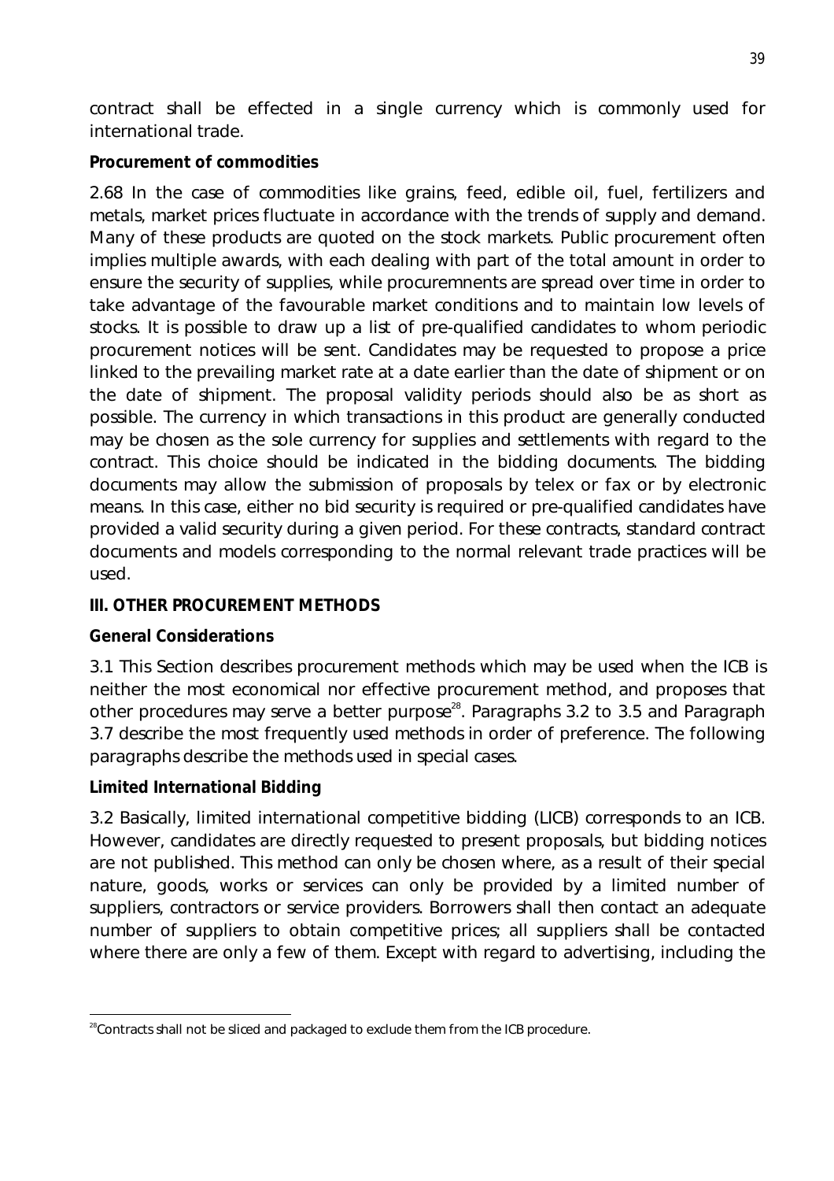contract shall be effected in a single currency which is commonly used for international trade.

**Procurement of commodities**

2.68 In the case of commodities like grains, feed, edible oil, fuel, fertilizers and metals, market prices fluctuate in accordance with the trends of supply and demand. Many of these products are quoted on the stock markets. Public procurement often implies multiple awards, with each dealing with part of the total amount in order to ensure the security of supplies, while procuremnents are spread over time in order to take advantage of the favourable market conditions and to maintain low levels of stocks. It is possible to draw up a list of pre-qualified candidates to whom periodic procurement notices will be sent. Candidates may be requested to propose a price linked to the prevailing market rate at a date earlier than the date of shipment or on the date of shipment. The proposal validity periods should also be as short as possible. The currency in which transactions in this product are generally conducted may be chosen as the sole currency for supplies and settlements with regard to the contract. This choice should be indicated in the bidding documents. The bidding documents may allow the submission of proposals by telex or fax or by electronic means. In this case, either no bid security is required or pre-qualified candidates have provided a valid security during a given period. For these contracts, standard contract documents and models corresponding to the normal relevant trade practices will be used.

## III. OTHER PROCUREMENT METHODS

**General Considerations**

3.1 This Section describes procurement methods which may be used when the ICB is neither the most economical nor effective procurement method, and proposes that other procedures may serve a better purpose[28]. Paragraphs 3.2 to 3.5 and Paragraph 3.7 describe the most frequently used methods in order of preference. The following paragraphs describe the methods used in special cases.

**Limited International Bidding**

3.2 Basically, limited international competitive bidding (LICB) corresponds to an ICB. However, candidates are directly requested to present proposals, but bidding notices are not published. This method can only be chosen where, as a result of their special nature, goods, works or services can only be provided by a limited number of suppliers, contractors or service providers. Borrowers shall then contact an adequate number of suppliers to obtain competitive prices; all suppliers shall be contacted where there are only a few of them. Except with regard to advertising, including the

[28] Contracts shall not be sliced and packaged to exclude them from the ICB procedure.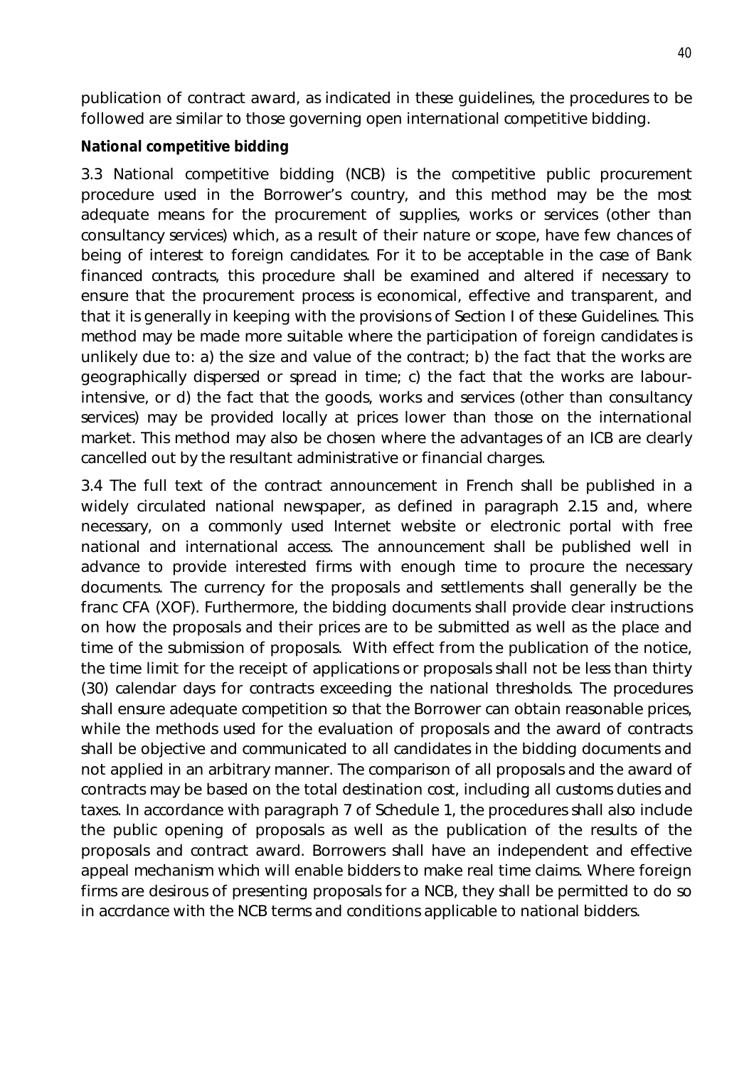publication of contract award, as indicated in these guidelines, the procedures to be followed are similar to those governing open international competitive bidding.

**National competitive bidding**

3.3 National competitive bidding (NCB) is the competitive public procurement procedure used in the Borrower's country, and this method may be the most adequate means for the procurement of supplies, works or services (other than consultancy services) which, as a result of their nature or scope, have few chances of being of interest to foreign candidates. For it to be acceptable in the case of Bank financed contracts, this procedure shall be examined and altered if necessary to ensure that the procurement process is economical, effective and transparent, and that it is generally in keeping with the provisions of Section I of these Guidelines. This method may be made more suitable where the participation of foreign candidates is unlikely due to: a) the size and value of the contract; b) the fact that the works are geographically dispersed or spread in time; c) the fact that the works are labour-intensive, or d) the fact that the goods, works and services (other than consultancy services) may be provided locally at prices lower than those on the international market. This method may also be chosen where the advantages of an ICB are clearly cancelled out by the resultant administrative or financial charges.

3.4 The full text of the contract announcement in French shall be published in a widely circulated national newspaper, as defined in paragraph 2.15 and, where necessary, on a commonly used Internet website or electronic portal with free national and international access. The announcement shall be published well in advance to provide interested firms with enough time to procure the necessary documents. The currency for the proposals and settlements shall generally be the franc CFA (XOF). Furthermore, the bidding documents shall provide clear instructions on how the proposals and their prices are to be submitted as well as the place and time of the submission of proposals. With effect from the publication of the notice, the time limit for the receipt of applications or proposals shall not be less than thirty (30) calendar days for contracts exceeding the national thresholds. The procedures shall ensure adequate competition so that the Borrower can obtain reasonable prices, while the methods used for the evaluation of proposals and the award of contracts shall be objective and communicated to all candidates in the bidding documents and not applied in an arbitrary manner. The comparison of all proposals and the award of contracts may be based on the total destination cost, including all customs duties and taxes. In accordance with paragraph 7 of Schedule 1, the procedures shall also include the public opening of proposals as well as the publication of the results of the proposals and contract award. Borrowers shall have an independent and effective appeal mechanism which will enable bidders to make real time claims. Where foreign firms are desirous of presenting proposals for a NCB, they shall be permitted to do so in accrdance with the NCB terms and conditions applicable to national bidders.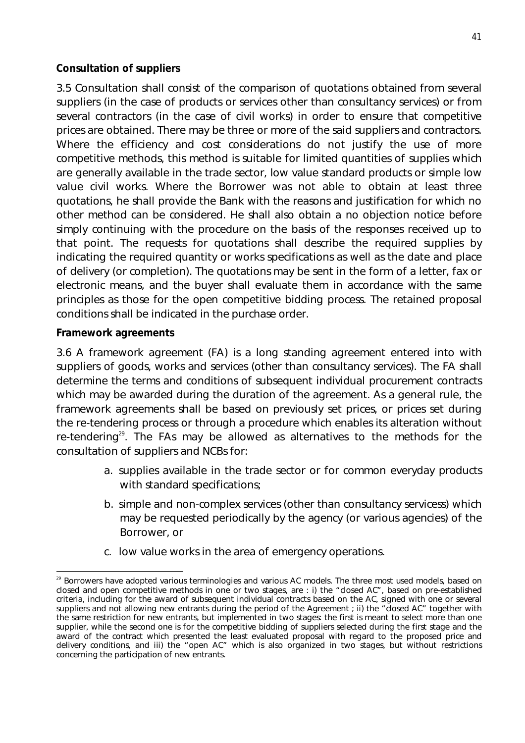**Consultation of suppliers**

3.5 Consultation shall consist of the comparison of quotations obtained from several suppliers (in the case of products or services other than consultancy services) or from several contractors (in the case of civil works) in order to ensure that competitive prices are obtained. There may be three or more of the said suppliers and contractors. Where the efficiency and cost considerations do not justify the use of more competitive methods, this method is suitable for limited quantities of supplies which are generally available in the trade sector, low value standard products or simple low value civil works. Where the Borrower was not able to obtain at least three quotations, he shall provide the Bank with the reasons and justification for which no other method can be considered. He shall also obtain a no objection notice before simply continuing with the procedure on the basis of the responses received up to that point. The requests for quotations shall describe the required supplies by indicating the required quantity or works specifications as well as the date and place of delivery (or completion). The quotations may be sent in the form of a letter, fax or electronic means, and the buyer shall evaluate them in accordance with the same principles as those for the open competitive bidding process. The retained proposal conditions shall be indicated in the purchase order.

**Framework agreements**

3.6 A framework agreement (FA) is a long standing agreement entered into with suppliers of goods, works and services (other than consultancy services). The FA shall determine the terms and conditions of subsequent individual procurement contracts which may be awarded during the duration of the agreement. As a general rule, the framework agreements shall be based on previously set prices, or prices set during the re-tendering process or through a procedure which enables its alteration without re-tendering[29]. The FAs may be allowed as alternatives to the methods for the consultation of suppliers and NCBs for:

a. supplies available in the trade sector or for common everyday products with standard specifications;

b. simple and non-complex services (other than consultancy servicess) which may be requested periodically by the agency (or various agencies) of the Borrower, or

c. low value works in the area of emergency operations.

[29] Borrowers have adopted various terminologies and various AC models. The three most used models, based on closed and open competitive methods in one or two stages, are : i) the "closed AC", based on pre-established criteria, including for the award of subsequent individual contracts based on the AC, signed with one or several suppliers and not allowing new entrants during the period of the Agreement ; ii) the "closed AC" together with the same restriction for new entrants, but implemented in two stages: the first is meant to select more than one supplier, while the second one is for the competitive bidding of suppliers selected during the first stage and the award of the contract which presented the least evaluated proposal with regard to the proposed price and delivery conditions, and iii) the "open AC" which is also organized in two stages, but without restrictions concerning the participation of new entrants.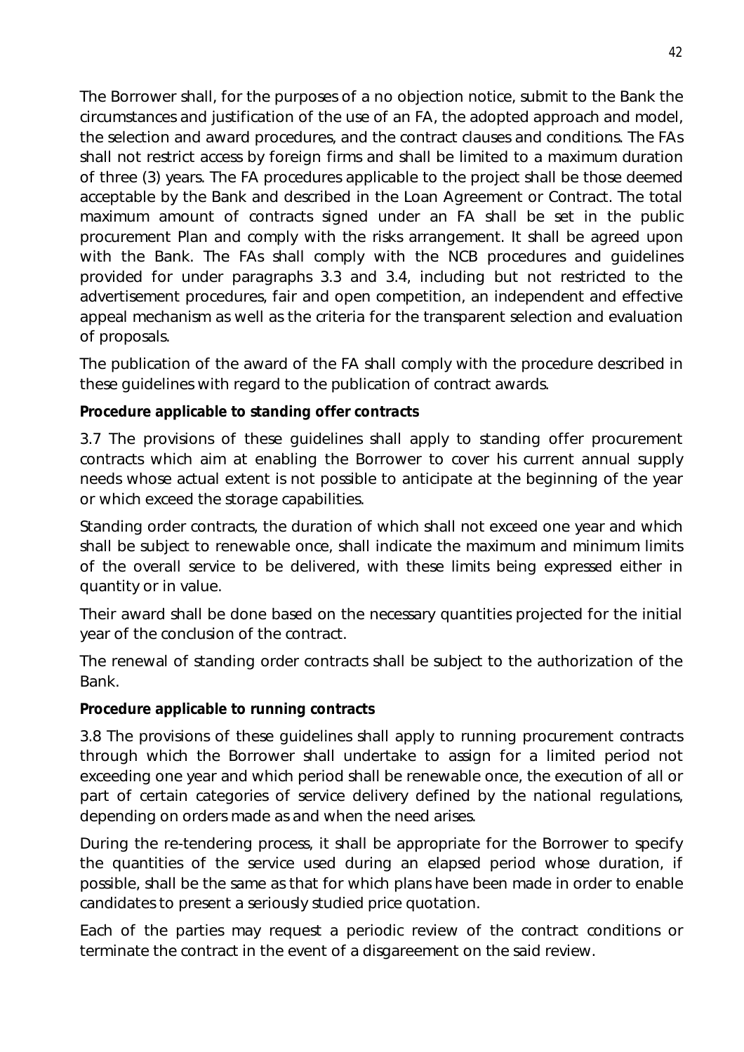The Borrower shall, for the purposes of a no objection notice, submit to the Bank the circumstances and justification of the use of an FA, the adopted approach and model, the selection and award procedures, and the contract clauses and conditions. The FAs shall not restrict access by foreign firms and shall be limited to a maximum duration of three (3) years. The FA procedures applicable to the project shall be those deemed acceptable by the Bank and described in the Loan Agreement or Contract. The total maximum amount of contracts signed under an FA shall be set in the public procurement Plan and comply with the risks arrangement. It shall be agreed upon with the Bank. The FAs shall comply with the NCB procedures and guidelines provided for under paragraphs 3.3 and 3.4, including but not restricted to the advertisement procedures, fair and open competition, an independent and effective appeal mechanism as well as the criteria for the transparent selection and evaluation of proposals.

The publication of the award of the FA shall comply with the procedure described in these guidelines with regard to the publication of contract awards.

**Procedure applicable to standing offer contracts**

3.7 The provisions of these guidelines shall apply to standing offer procurement contracts which aim at enabling the Borrower to cover his current annual supply needs whose actual extent is not possible to anticipate at the beginning of the year or which exceed the storage capabilities.

Standing order contracts, the duration of which shall not exceed one year and which shall be subject to renewable once, shall indicate the maximum and minimum limits of the overall service to be delivered, with these limits being expressed either in quantity or in value.

Their award shall be done based on the necessary quantities projected for the initial year of the conclusion of the contract.

The renewal of standing order contracts shall be subject to the authorization of the Bank.

**Procedure applicable to running contracts**

3.8 The provisions of these guidelines shall apply to running procurement contracts through which the Borrower shall undertake to assign for a limited period not exceeding one year and which period shall be renewable once, the execution of all or part of certain categories of service delivery defined by the national regulations, depending on orders made as and when the need arises.

During the re-tendering process, it shall be appropriate for the Borrower to specify the quantities of the service used during an elapsed period whose duration, if possible, shall be the same as that for which plans have been made in order to enable candidates to present a seriously studied price quotation.

Each of the parties may request a periodic review of the contract conditions or terminate the contract in the event of a disgareement on the said review.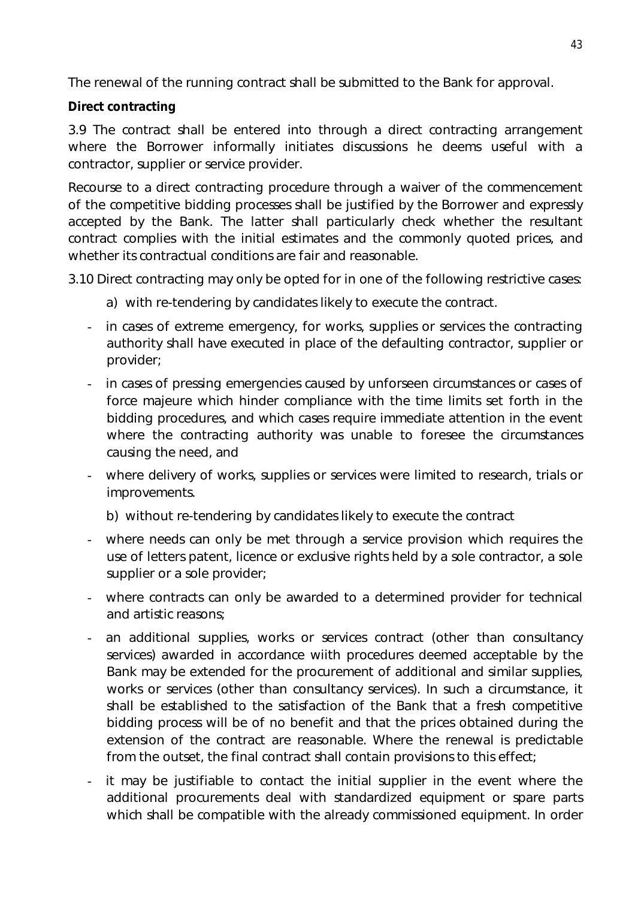The renewal of the running contract shall be submitted to the Bank for approval.

**Direct contracting**

3.9 The contract shall be entered into through a direct contracting arrangement where the Borrower informally initiates discussions he deems useful with a contractor, supplier or service provider.

Recourse to a direct contracting procedure through a waiver of the commencement of the competitive bidding processes shall be justified by the Borrower and expressly accepted by the Bank. The latter shall particularly check whether the resultant contract complies with the initial estimates and the commonly quoted prices, and whether its contractual conditions are fair and reasonable.

3.10 Direct contracting may only be opted for in one of the following restrictive cases:

a) with re-tendering by candidates likely to execute the contract.

- in cases of extreme emergency, for works, supplies or services the contracting authority shall have executed in place of the defaulting contractor, supplier or provider;
- in cases of pressing emergencies caused by unforseen circumstances or cases of force majeure which hinder compliance with the time limits set forth in the bidding procedures, and which cases require immediate attention in the event where the contracting authority was unable to foresee the circumstances causing the need, and
- where delivery of works, supplies or services were limited to research, trials or improvements.

b) without re-tendering by candidates likely to execute the contract

- where needs can only be met through a service provision which requires the use of letters patent, licence or exclusive rights held by a sole contractor, a sole supplier or a sole provider;
- where contracts can only be awarded to a determined provider for technical and artistic reasons;
- an additional supplies, works or services contract (other than consultancy services) awarded in accordance wiith procedures deemed acceptable by the Bank may be extended for the procurement of additional and similar supplies, works or services (other than consultancy services). In such a circumstance, it shall be established to the satisfaction of the Bank that a fresh competitive bidding process will be of no benefit and that the prices obtained during the extension of the contract are reasonable. Where the renewal is predictable from the outset, the final contract shall contain provisions to this effect;
- it may be justifiable to contact the initial supplier in the event where the additional procurements deal with standardized equipment or spare parts which shall be compatible with the already commissioned equipment. In order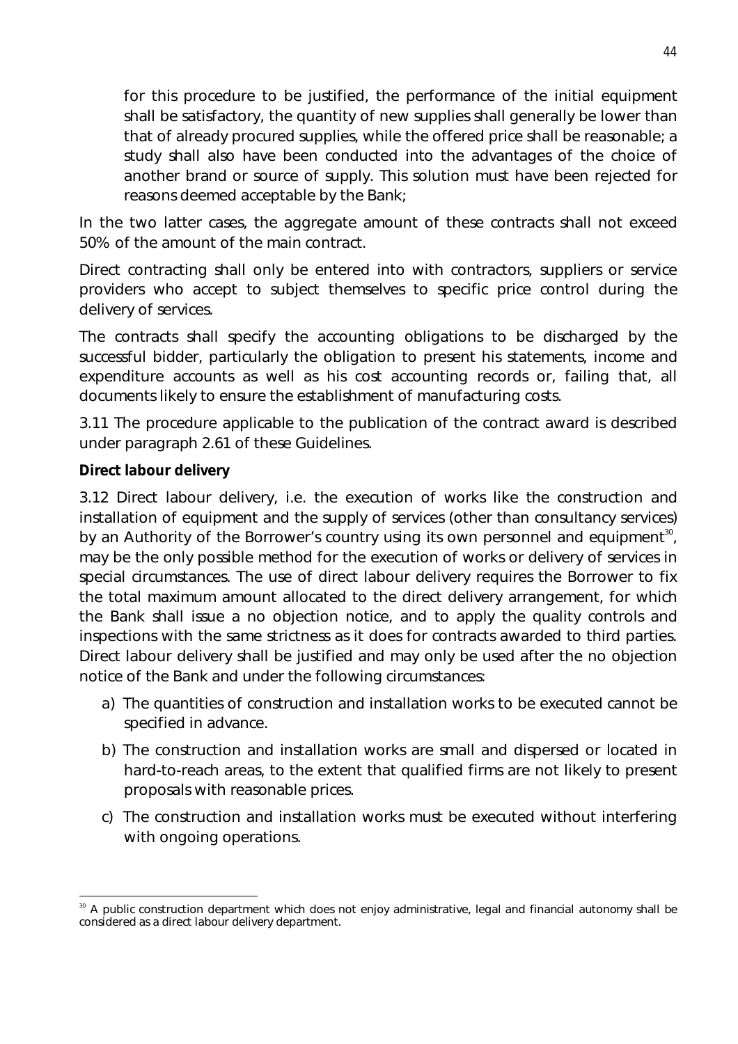for this procedure to be justified, the performance of the initial equipment shall be satisfactory, the quantity of new supplies shall generally be lower than that of already procured supplies, while the offered price shall be reasonable; a study shall also have been conducted into the advantages of the choice of another brand or source of supply. This solution must have been rejected for reasons deemed acceptable by the Bank;

In the two latter cases, the aggregate amount of these contracts shall not exceed 50% of the amount of the main contract.

Direct contracting shall only be entered into with contractors, suppliers or service providers who accept to subject themselves to specific price control during the delivery of services.

The contracts shall specify the accounting obligations to be discharged by the successful bidder, particularly the obligation to present his statements, income and expenditure accounts as well as his cost accounting records or, failing that, all documents likely to ensure the establishment of manufacturing costs.

3.11 The procedure applicable to the publication of the contract award is described under paragraph 2.61 of these Guidelines.

**Direct labour delivery**

3.12 Direct labour delivery, i.e. the execution of works like the construction and installation of equipment and the supply of services (other than consultancy services) by an Authority of the Borrower's country using its own personnel and equipment[30], may be the only possible method for the execution of works or delivery of services in special circumstances. The use of direct labour delivery requires the Borrower to fix the total maximum amount allocated to the direct delivery arrangement, for which the Bank shall issue a no objection notice, and to apply the quality controls and inspections with the same strictness as it does for contracts awarded to third parties. Direct labour delivery shall be justified and may only be used after the no objection notice of the Bank and under the following circumstances:

a) The quantities of construction and installation works to be executed cannot be specified in advance.

b) The construction and installation works are small and dispersed or located in hard-to-reach areas, to the extent that qualified firms are not likely to present proposals with reasonable prices.

c) The construction and installation works must be executed without interfering with ongoing operations.

[30] A public construction department which does not enjoy administrative, legal and financial autonomy shall be considered as a direct labour delivery department.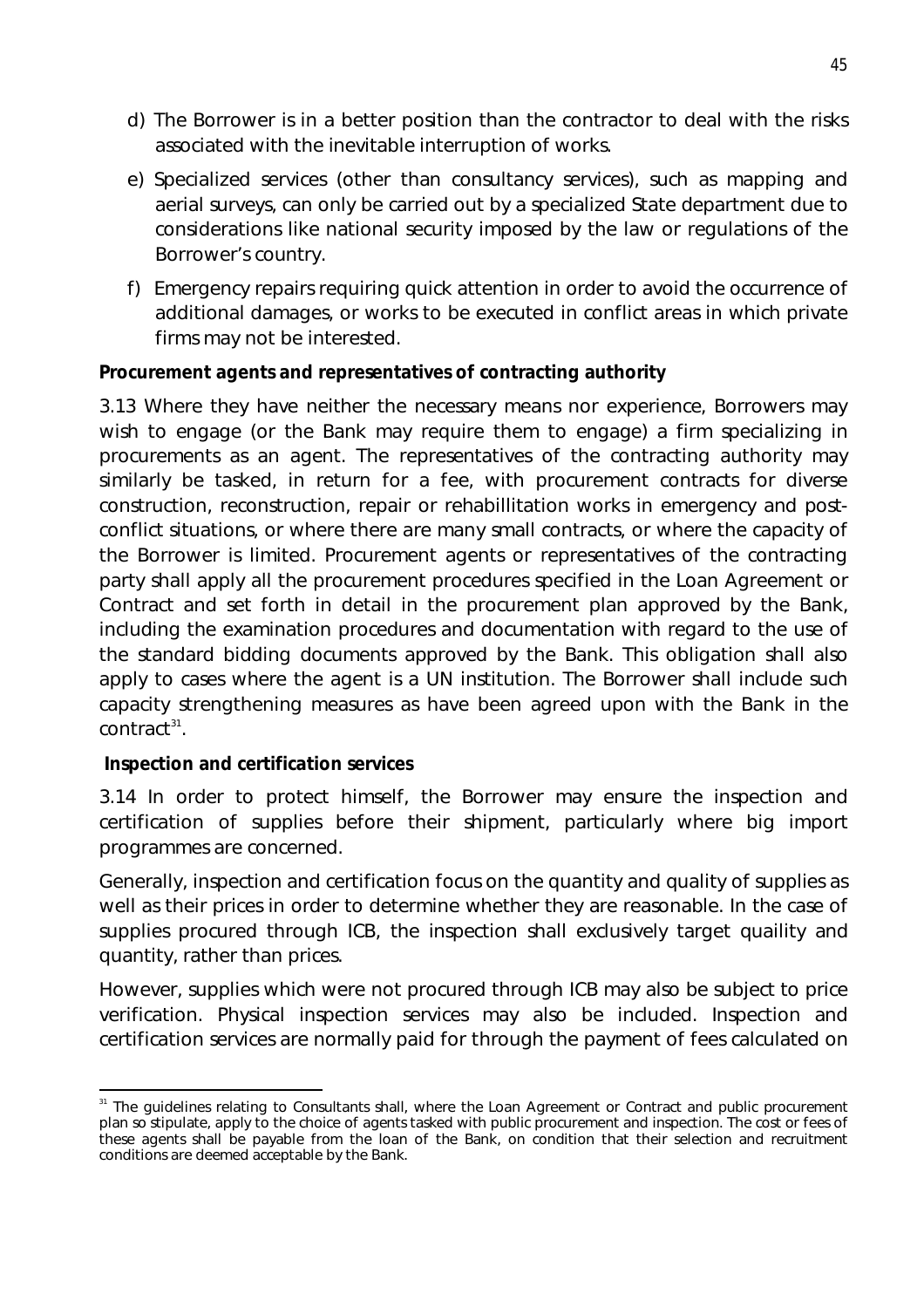d) The Borrower is in a better position than the contractor to deal with the risks associated with the inevitable interruption of works.

e) Specialized services (other than consultancy services), such as mapping and aerial surveys, can only be carried out by a specialized State department due to considerations like national security imposed by the law or regulations of the Borrower's country.

f) Emergency repairs requiring quick attention in order to avoid the occurrence of additional damages, or works to be executed in conflict areas in which private firms may not be interested.

**Procurement agents and representatives of contracting authority**

3.13 Where they have neither the necessary means nor experience, Borrowers may wish to engage (or the Bank may require them to engage) a firm specializing in procurements as an agent. The representatives of the contracting authority may similarly be tasked, in return for a fee, with procurement contracts for diverse construction, reconstruction, repair or rehabillitation works in emergency and post-conflict situations, or where there are many small contracts, or where the capacity of the Borrower is limited. Procurement agents or representatives of the contracting party shall apply all the procurement procedures specified in the Loan Agreement or Contract and set forth in detail in the procurement plan approved by the Bank, including the examination procedures and documentation with regard to the use of the standard bidding documents approved by the Bank. This obligation shall also apply to cases where the agent is a UN institution. The Borrower shall include such capacity strengthening measures as have been agreed upon with the Bank in the contract[31].

**Inspection and certification services**

3.14 In order to protect himself, the Borrower may ensure the inspection and certification of supplies before their shipment, particularly where big import programmes are concerned.

Generally, inspection and certification focus on the quantity and quality of supplies as well as their prices in order to determine whether they are reasonable. In the case of supplies procured through ICB, the inspection shall exclusively target quaility and quantity, rather than prices.

However, supplies which were not procured through ICB may also be subject to price verification. Physical inspection services may also be included. Inspection and certification services are normally paid for through the payment of fees calculated on

---

[31] The guidelines relating to Consultants shall, where the Loan Agreement or Contract and public procurement plan so stipulate, apply to the choice of agents tasked with public procurement and inspection. The cost or fees of these agents shall be payable from the loan of the Bank, on condition that their selection and recruitment conditions are deemed acceptable by the Bank.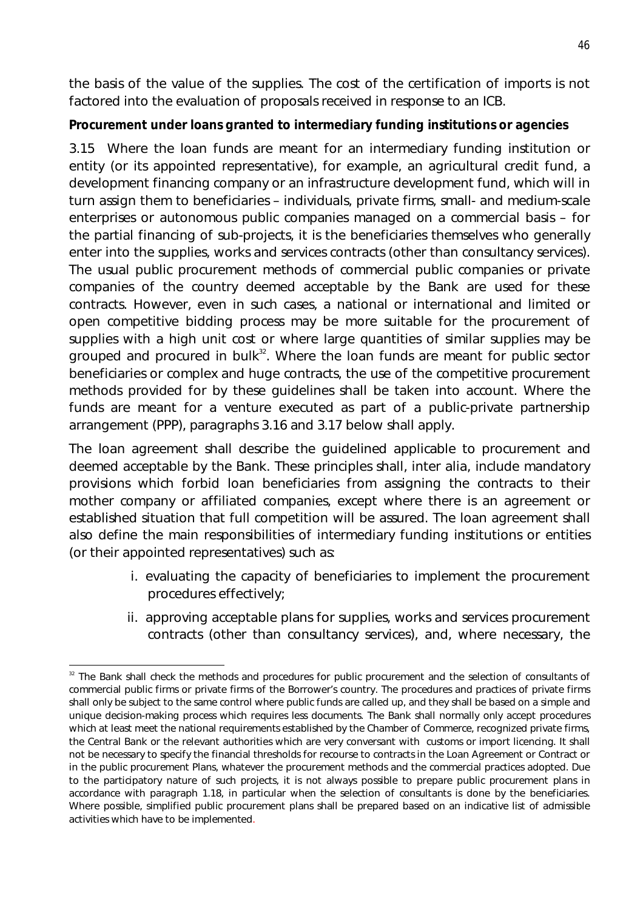the basis of the value of the supplies. The cost of the certification of imports is not factored into the evaluation of proposals received in response to an ICB.

**Procurement under loans granted to intermediary funding institutions or agencies**

3.15 Where the loan funds are meant for an intermediary funding institution or entity (or its appointed representative), for example, an agricultural credit fund, a development financing company or an infrastructure development fund, which will in turn assign them to beneficiaries – individuals, private firms, small- and medium-scale enterprises or autonomous public companies managed on a commercial basis – for the partial financing of sub-projects, it is the beneficiaries themselves who generally enter into the supplies, works and services contracts (other than consultancy services). The usual public procurement methods of commercial public companies or private companies of the country deemed acceptable by the Bank are used for these contracts. However, even in such cases, a national or international and limited or open competitive bidding process may be more suitable for the procurement of supplies with a high unit cost or where large quantities of similar supplies may be grouped and procured in bulk[32]. Where the loan funds are meant for public sector beneficiaries or complex and huge contracts, the use of the competitive procurement methods provided for by these guidelines shall be taken into account. Where the funds are meant for a venture executed as part of a public-private partnership arrangement (PPP), paragraphs 3.16 and 3.17 below shall apply.

The loan agreement shall describe the guidelined applicable to procurement and deemed acceptable by the Bank. These principles shall, inter alia, include mandatory provisions which forbid loan beneficiaries from assigning the contracts to their mother company or affiliated companies, except where there is an agreement or established situation that full competition will be assured. The loan agreement shall also define the main responsibilities of intermediary funding institutions or entities (or their appointed representatives) such as:

i. evaluating the capacity of beneficiaries to implement the procurement procedures effectively;

ii. approving acceptable plans for supplies, works and services procurement contracts (other than consultancy services), and, where necessary, the

---

[32] The Bank shall check the methods and procedures for public procurement and the selection of consultants of commercial public firms or private firms of the Borrower's country. The procedures and practices of private firms shall only be subject to the same control where public funds are called up, and they shall be based on a simple and unique decision-making process which requires less documents. The Bank shall normally only accept procedures which at least meet the national requirements established by the Chamber of Commerce, recognized private firms, the Central Bank or the relevant authorities which are very conversant with customs or import licencing. It shall not be necessary to specify the financial thresholds for recourse to contracts in the Loan Agreement or Contract or in the public procurement Plans, whatever the procurement methods and the commercial practices adopted. Due to the participatory nature of such projects, it is not always possible to prepare public procurement plans in accordance with paragraph 1.18, in particular when the selection of consultants is done by the beneficiaries. Where possible, simplified public procurement plans shall be prepared based on an indicative list of admissible activities which have to be implemented.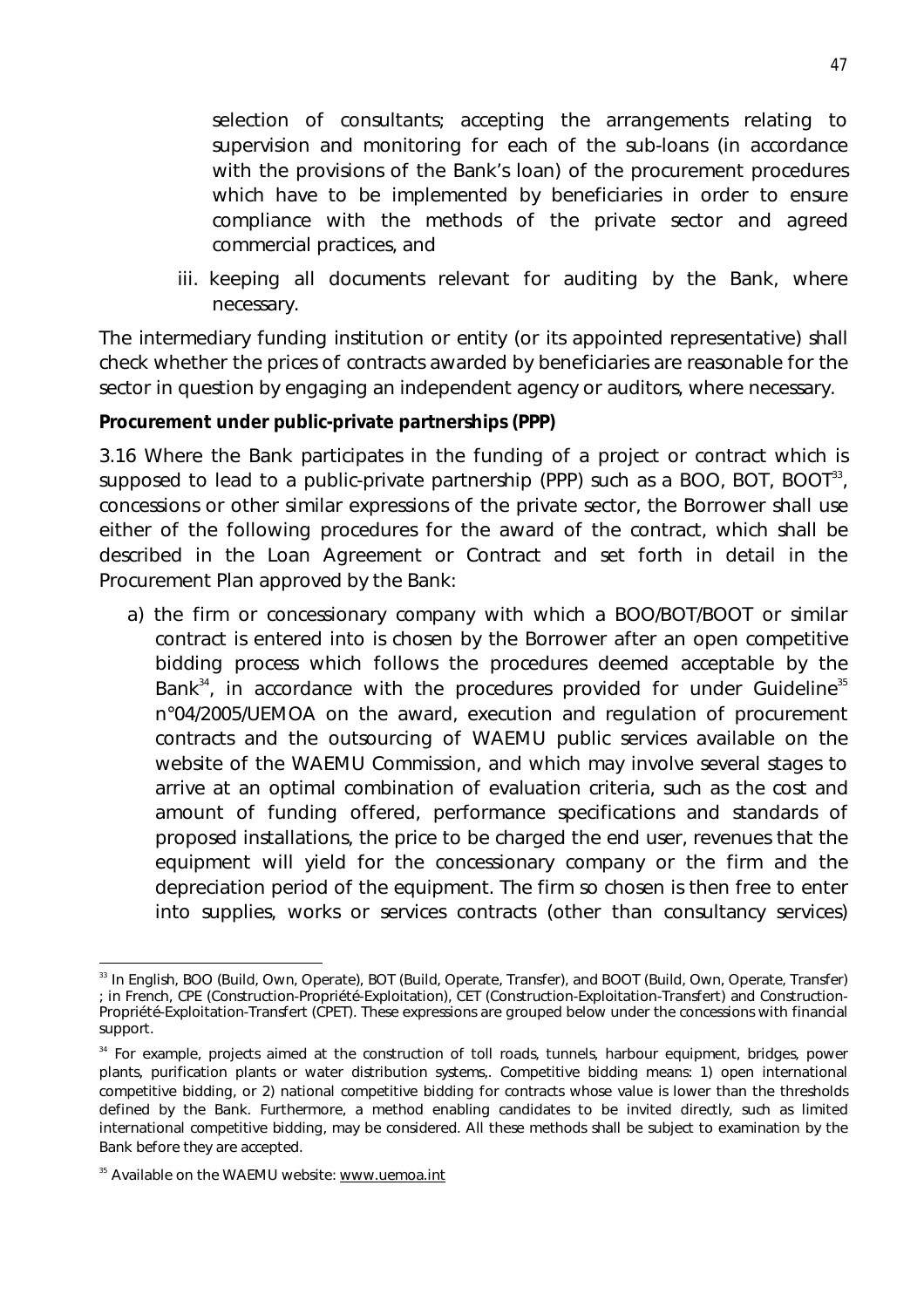selection of consultants; accepting the arrangements relating to supervision and monitoring for each of the sub-loans (in accordance with the provisions of the Bank's loan) of the procurement procedures which have to be implemented by beneficiaries in order to ensure compliance with the methods of the private sector and agreed commercial practices, and

iii. keeping all documents relevant for auditing by the Bank, where necessary.

The intermediary funding institution or entity (or its appointed representative) shall check whether the prices of contracts awarded by beneficiaries are reasonable for the sector in question by engaging an independent agency or auditors, where necessary.

**Procurement under public-private partnerships (PPP)**

3.16 Where the Bank participates in the funding of a project or contract which is supposed to lead to a public-private partnership (PPP) such as a BOO, BOT, BOOT[33], concessions or other similar expressions of the private sector, the Borrower shall use either of the following procedures for the award of the contract, which shall be described in the Loan Agreement or Contract and set forth in detail in the Procurement Plan approved by the Bank:

a) the firm or concessionary company with which a BOO/BOT/BOOT or similar contract is entered into is chosen by the Borrower after an open competitive bidding process which follows the procedures deemed acceptable by the Bank[34], in accordance with the procedures provided for under Guideline[35] n°04/2005/UEMOA on the award, execution and regulation of procurement contracts and the outsourcing of WAEMU public services available on the website of the WAEMU Commission, and which may involve several stages to arrive at an optimal combination of evaluation criteria, such as the cost and amount of funding offered, performance specifications and standards of proposed installations, the price to be charged the end user, revenues that the equipment will yield for the concessionary company or the firm and the depreciation period of the equipment. The firm so chosen is then free to enter into supplies, works or services contracts (other than consultancy services)

---

[33] In English, BOO (Build, Own, Operate), BOT (Build, Operate, Transfer), and BOOT (Build, Own, Operate, Transfer) ; in French, CPE (Construction-Propriété-Exploitation), CET (Construction-Exploitation-Transfert) and Construction-Propriété-Exploitation-Transfert (CPET). These expressions are grouped below under the concessions with financial support.

[34] For example, projects aimed at the construction of toll roads, tunnels, harbour equipment, bridges, power plants, purification plants or water distribution systems,. Competitive bidding means: 1) open international competitive bidding, or 2) national competitive bidding for contracts whose value is lower than the thresholds defined by the Bank. Furthermore, a method enabling candidates to be invited directly, such as limited international competitive bidding, may be considered. All these methods shall be subject to examination by the Bank before they are accepted.

[35] Available on the WAEMU website: www.uemoa.int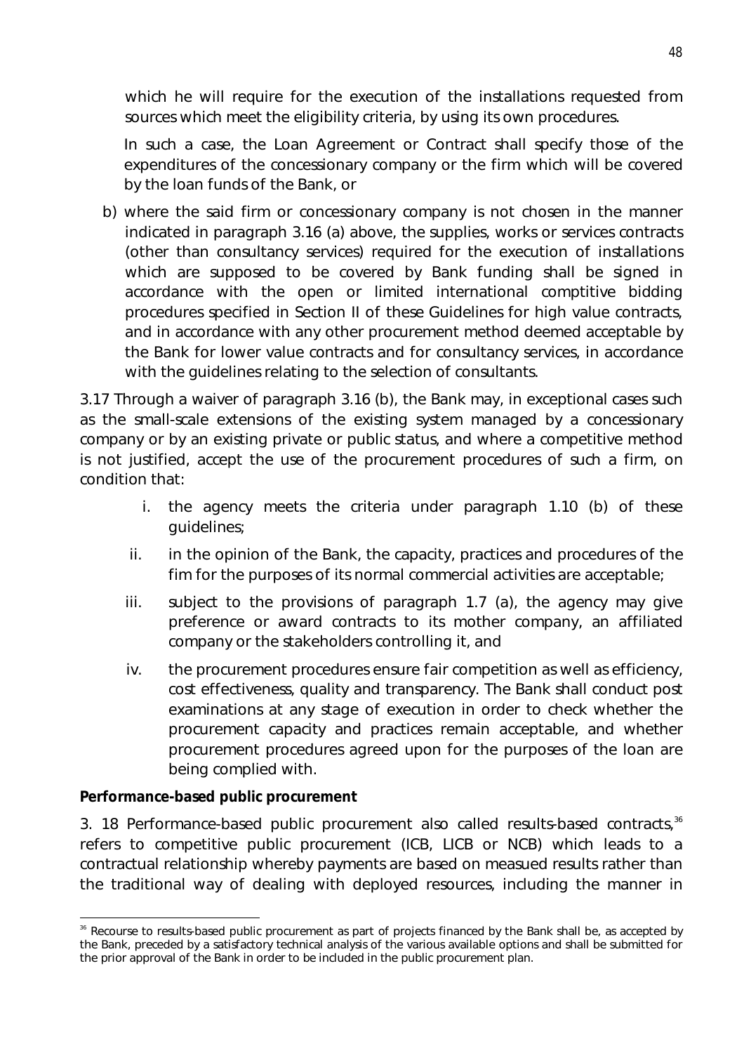which he will require for the execution of the installations requested from sources which meet the eligibility criteria, by using its own procedures.

In such a case, the Loan Agreement or Contract shall specify those of the expenditures of the concessionary company or the firm which will be covered by the loan funds of the Bank, or

b) where the said firm or concessionary company is not chosen in the manner indicated in paragraph 3.16 (a) above, the supplies, works or services contracts (other than consultancy services) required for the execution of installations which are supposed to be covered by Bank funding shall be signed in accordance with the open or limited international comptitive bidding procedures specified in Section II of these Guidelines for high value contracts, and in accordance with any other procurement method deemed acceptable by the Bank for lower value contracts and for consultancy services, in accordance with the guidelines relating to the selection of consultants.

3.17 Through a waiver of paragraph 3.16 (b), the Bank may, in exceptional cases such as the small-scale extensions of the existing system managed by a concessionary company or by an existing private or public status, and where a competitive method is not justified, accept the use of the procurement procedures of such a firm, on condition that:

i. the agency meets the criteria under paragraph 1.10 (b) of these guidelines;

ii. in the opinion of the Bank, the capacity, practices and procedures of the fim for the purposes of its normal commercial activities are acceptable;

iii. subject to the provisions of paragraph 1.7 (a), the agency may give preference or award contracts to its mother company, an affiliated company or the stakeholders controlling it, and

iv. the procurement procedures ensure fair competition as well as efficiency, cost effectiveness, quality and transparency. The Bank shall conduct post examinations at any stage of execution in order to check whether the procurement capacity and practices remain acceptable, and whether procurement procedures agreed upon for the purposes of the loan are being complied with.

**Performance-based public procurement**

3. 18 Performance-based public procurement also called results-based contracts,[36] refers to competitive public procurement (ICB, LICB or NCB) which leads to a contractual relationship whereby payments are based on measued results rather than the traditional way of dealing with deployed resources, including the manner in

[36] Recourse to results-based public procurement as part of projects financed by the Bank shall be, as accepted by the Bank, preceded by a satisfactory technical analysis of the various available options and shall be submitted for the prior approval of the Bank in order to be included in the public procurement plan.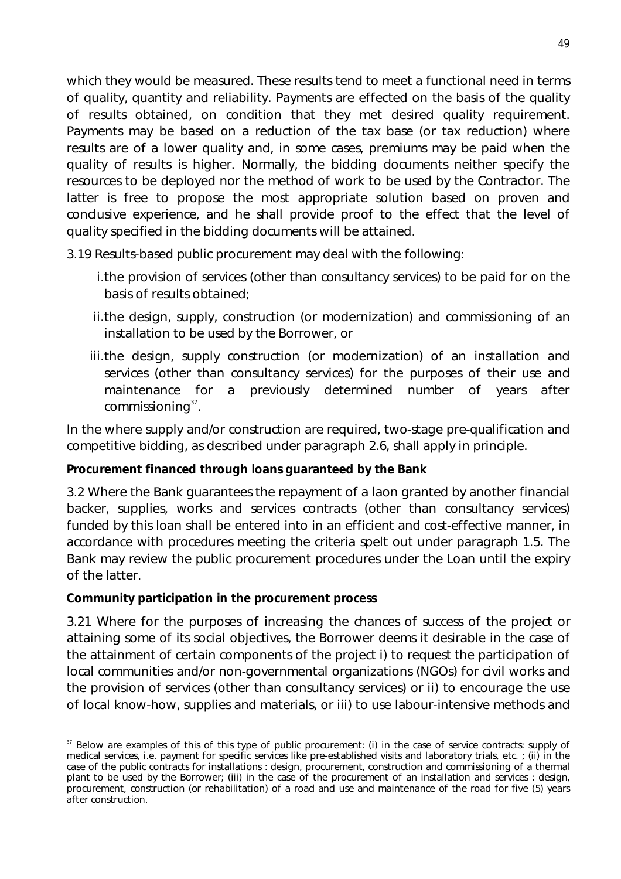which they would be measured. These results tend to meet a functional need in terms of quality, quantity and reliability. Payments are effected on the basis of the quality of results obtained, on condition that they met desired quality requirement. Payments may be based on a reduction of the tax base (or tax reduction) where results are of a lower quality and, in some cases, premiums may be paid when the quality of results is higher. Normally, the bidding documents neither specify the resources to be deployed nor the method of work to be used by the Contractor. The latter is free to propose the most appropriate solution based on proven and conclusive experience, and he shall provide proof to the effect that the level of quality specified in the bidding documents will be attained.

3.19 Results-based public procurement may deal with the following:

i. the provision of services (other than consultancy services) to be paid for on the basis of results obtained;

ii. the design, supply, construction (or modernization) and commissioning of an installation to be used by the Borrower, or

iii. the design, supply construction (or modernization) of an installation and services (other than consultancy services) for the purposes of their use and maintenance for a previously determined number of years after commissioning[37].

In the where supply and/or construction are required, two-stage pre-qualification and competitive bidding, as described under paragraph 2.6, shall apply in principle.

**Procurement financed through loans guaranteed by the Bank**

3.2 Where the Bank guarantees the repayment of a laon granted by another financial backer, supplies, works and services contracts (other than consultancy services) funded by this loan shall be entered into in an efficient and cost-effective manner, in accordance with procedures meeting the criteria spelt out under paragraph 1.5. The Bank may review the public procurement procedures under the Loan until the expiry of the latter.

**Community participation in the procurement process**

3.21 Where for the purposes of increasing the chances of success of the project or attaining some of its social objectives, the Borrower deems it desirable in the case of the attainment of certain components of the project i) to request the participation of local communities and/or non-governmental organizations (NGOs) for civil works and the provision of services (other than consultancy services) or ii) to encourage the use of local know-how, supplies and materials, or iii) to use labour-intensive methods and

---

[37] Below are examples of this of this type of public procurement: (i) in the case of service contracts: supply of medical services, i.e. payment for specific services like pre-established visits and laboratory trials, etc. ; (ii) in the case of the public contracts for installations : design, procurement, construction and commissioning of a thermal plant to be used by the Borrower; (iii) in the case of the procurement of an installation and services : design, procurement, construction (or rehabilitation) of a road and use and maintenance of the road for five (5) years after construction.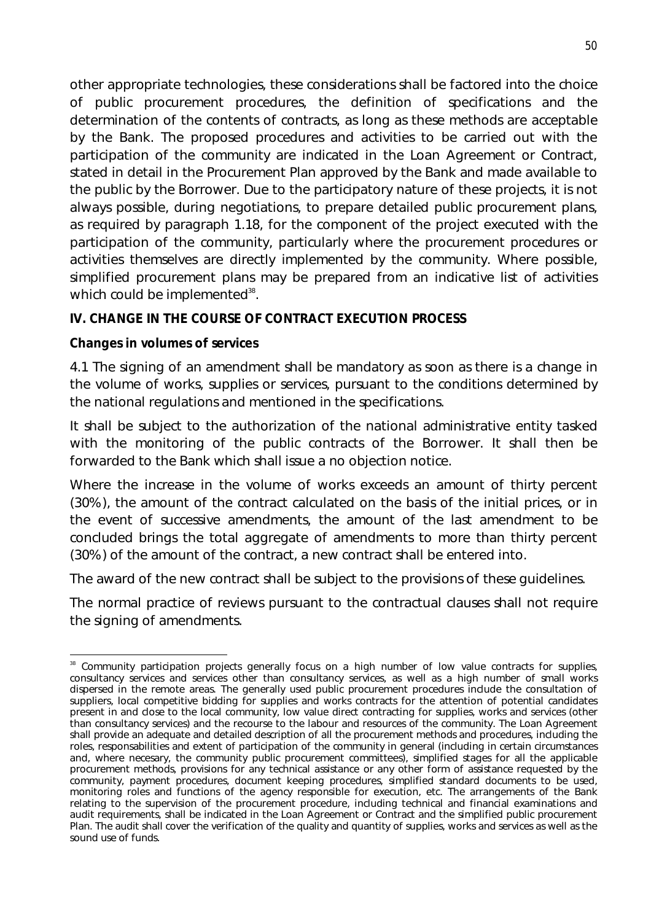other appropriate technologies, these considerations shall be factored into the choice of public procurement procedures, the definition of specifications and the determination of the contents of contracts, as long as these methods are acceptable by the Bank. The proposed procedures and activities to be carried out with the participation of the community are indicated in the Loan Agreement or Contract, stated in detail in the Procurement Plan approved by the Bank and made available to the public by the Borrower. Due to the participatory nature of these projects, it is not always possible, during negotiations, to prepare detailed public procurement plans, as required by paragraph 1.18, for the component of the project executed with the participation of the community, particularly where the procurement procedures or activities themselves are directly implemented by the community. Where possible, simplified procurement plans may be prepared from an indicative list of activities which could be implemented[38].

## IV. CHANGE IN THE COURSE OF CONTRACT EXECUTION PROCESS

### Changes in volumes of services

4.1 The signing of an amendment shall be mandatory as soon as there is a change in the volume of works, supplies or services, pursuant to the conditions determined by the national regulations and mentioned in the specifications.

It shall be subject to the authorization of the national administrative entity tasked with the monitoring of the public contracts of the Borrower. It shall then be forwarded to the Bank which shall issue a no objection notice.

Where the increase in the volume of works exceeds an amount of thirty percent (30%), the amount of the contract calculated on the basis of the initial prices, or in the event of successive amendments, the amount of the last amendment to be concluded brings the total aggregate of amendments to more than thirty percent (30%) of the amount of the contract, a new contract shall be entered into.

The award of the new contract shall be subject to the provisions of these guidelines.

The normal practice of reviews pursuant to the contractual clauses shall not require the signing of amendments.

---

[38] Community participation projects generally focus on a high number of low value contracts for supplies, consultancy services and services other than consultancy services, as well as a high number of small works dispersed in the remote areas. The generally used public procurement procedures include the consultation of suppliers, local competitive bidding for supplies and works contracts for the attention of potential candidates present in and close to the local community, low value direct contracting for supplies, works and services (other than consultancy services) and the recourse to the labour and resources of the community. The Loan Agreement shall provide an adequate and detailed description of all the procurement methods and procedures, including the roles, responsabilities and extent of participation of the community in general (including in certain circumstances and, where necesary, the community public procurement committees), simplified stages for all the applicable procurement methods, provisions for any technical assistance or any other form of assistance requested by the community, payment procedures, document keeping procedures, simplified standard documents to be used, monitoring roles and functions of the agency responsible for execution, etc. The arrangements of the Bank relating to the supervision of the procurement procedure, including technical and financial examinations and audit requirements, shall be indicated in the Loan Agreement or Contract and the simplified public procurement Plan. The audit shall cover the verification of the quality and quantity of supplies, works and services as well as the sound use of funds.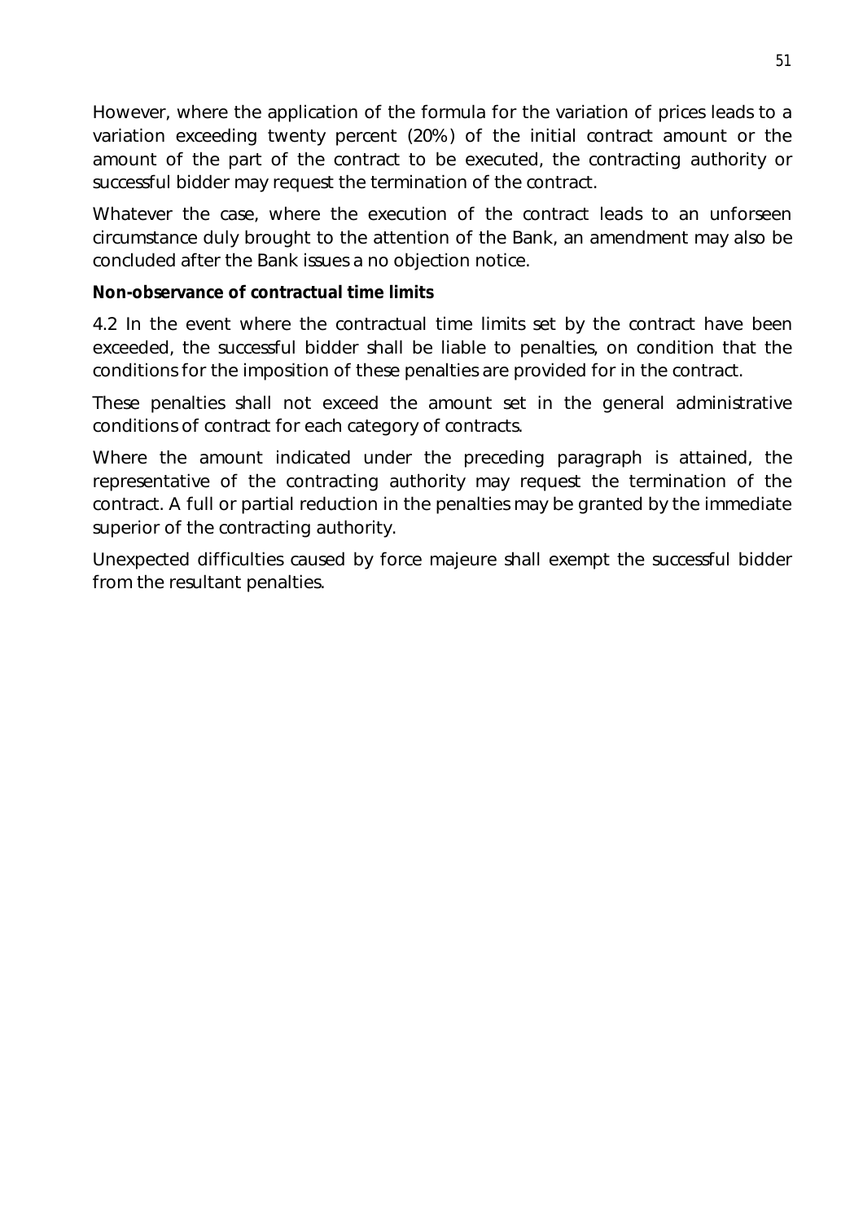However, where the application of the formula for the variation of prices leads to a variation exceeding twenty percent (20%) of the initial contract amount or the amount of the part of the contract to be executed, the contracting authority or successful bidder may request the termination of the contract.

Whatever the case, where the execution of the contract leads to an unforseen circumstance duly brought to the attention of the Bank, an amendment may also be concluded after the Bank issues a no objection notice.

**Non-observance of contractual time limits**

4.2 In the event where the contractual time limits set by the contract have been exceeded, the successful bidder shall be liable to penalties, on condition that the conditions for the imposition of these penalties are provided for in the contract.

These penalties shall not exceed the amount set in the general administrative conditions of contract for each category of contracts.

Where the amount indicated under the preceding paragraph is attained, the representative of the contracting authority may request the termination of the contract. A full or partial reduction in the penalties may be granted by the immediate superior of the contracting authority.

Unexpected difficulties caused by force majeure shall exempt the successful bidder from the resultant penalties.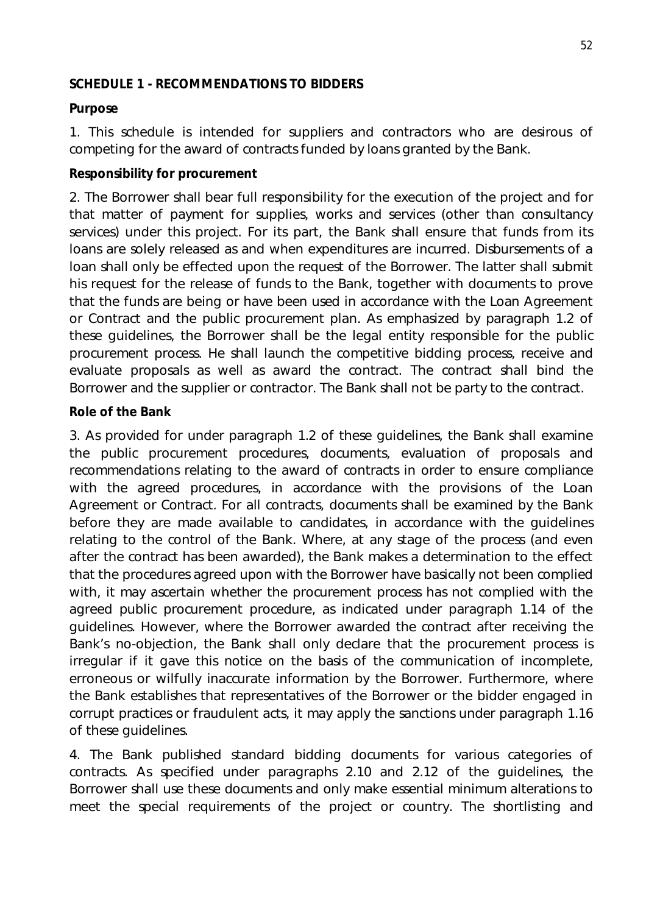## SCHEDULE 1 - RECOMMENDATIONS TO BIDDERS

**Purpose**

1. This schedule is intended for suppliers and contractors who are desirous of competing for the award of contracts funded by loans granted by the Bank.

**Responsibility for procurement**

2. The Borrower shall bear full responsibility for the execution of the project and for that matter of payment for supplies, works and services (other than consultancy services) under this project. For its part, the Bank shall ensure that funds from its loans are solely released as and when expenditures are incurred. Disbursements of a loan shall only be effected upon the request of the Borrower. The latter shall submit his request for the release of funds to the Bank, together with documents to prove that the funds are being or have been used in accordance with the Loan Agreement or Contract and the public procurement plan. As emphasized by paragraph 1.2 of these guidelines, the Borrower shall be the legal entity responsible for the public procurement process. He shall launch the competitive bidding process, receive and evaluate proposals as well as award the contract. The contract shall bind the Borrower and the supplier or contractor. The Bank shall not be party to the contract.

**Role of the Bank**

3. As provided for under paragraph 1.2 of these guidelines, the Bank shall examine the public procurement procedures, documents, evaluation of proposals and recommendations relating to the award of contracts in order to ensure compliance with the agreed procedures, in accordance with the provisions of the Loan Agreement or Contract. For all contracts, documents shall be examined by the Bank before they are made available to candidates, in accordance with the guidelines relating to the control of the Bank. Where, at any stage of the process (and even after the contract has been awarded), the Bank makes a determination to the effect that the procedures agreed upon with the Borrower have basically not been complied with, it may ascertain whether the procurement process has not complied with the agreed public procurement procedure, as indicated under paragraph 1.14 of the guidelines. However, where the Borrower awarded the contract after receiving the Bank's no-objection, the Bank shall only declare that the procurement process is irregular if it gave this notice on the basis of the communication of incomplete, erroneous or wilfully inaccurate information by the Borrower. Furthermore, where the Bank establishes that representatives of the Borrower or the bidder engaged in corrupt practices or fraudulent acts, it may apply the sanctions under paragraph 1.16 of these guidelines.

4. The Bank published standard bidding documents for various categories of contracts. As specified under paragraphs 2.10 and 2.12 of the guidelines, the Borrower shall use these documents and only make essential minimum alterations to meet the special requirements of the project or country. The shortlisting and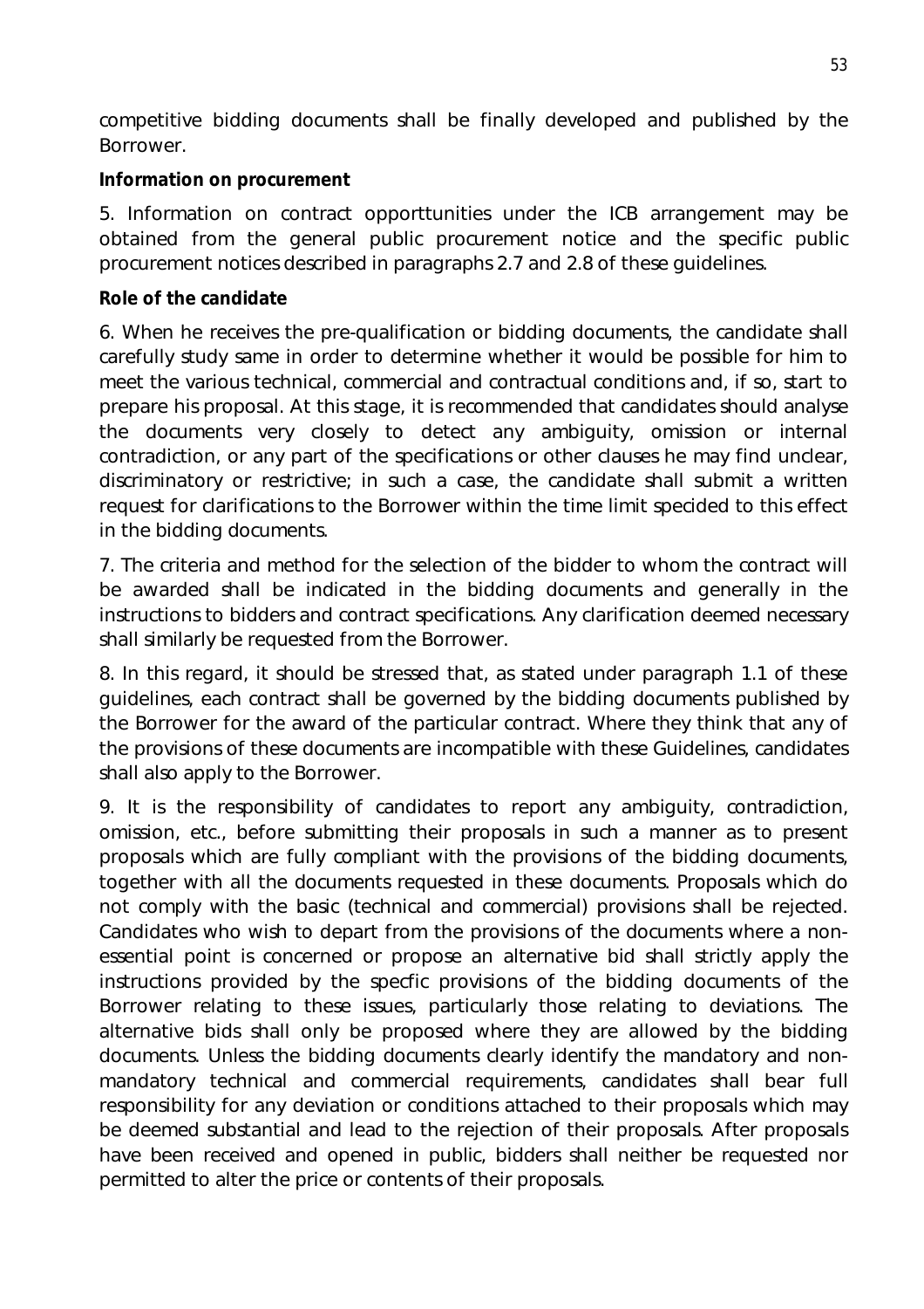competitive bidding documents shall be finally developed and published by the Borrower.

**Information on procurement**

5. Information on contract opporttunities under the ICB arrangement may be obtained from the general public procurement notice and the specific public procurement notices described in paragraphs 2.7 and 2.8 of these guidelines.

**Role of the candidate**

6. When he receives the pre-qualification or bidding documents, the candidate shall carefully study same in order to determine whether it would be possible for him to meet the various technical, commercial and contractual conditions and, if so, start to prepare his proposal. At this stage, it is recommended that candidates should analyse the documents very closely to detect any ambiguity, omission or internal contradiction, or any part of the specifications or other clauses he may find unclear, discriminatory or restrictive; in such a case, the candidate shall submit a written request for clarifications to the Borrower within the time limit specided to this effect in the bidding documents.

7. The criteria and method for the selection of the bidder to whom the contract will be awarded shall be indicated in the bidding documents and generally in the instructions to bidders and contract specifications. Any clarification deemed necessary shall similarly be requested from the Borrower.

8. In this regard, it should be stressed that, as stated under paragraph 1.1 of these guidelines, each contract shall be governed by the bidding documents published by the Borrower for the award of the particular contract. Where they think that any of the provisions of these documents are incompatible with these Guidelines, candidates shall also apply to the Borrower.

9. It is the responsibility of candidates to report any ambiguity, contradiction, omission, etc., before submitting their proposals in such a manner as to present proposals which are fully compliant with the provisions of the bidding documents, together with all the documents requested in these documents. Proposals which do not comply with the basic (technical and commercial) provisions shall be rejected. Candidates who wish to depart from the provisions of the documents where a non-essential point is concerned or propose an alternative bid shall strictly apply the instructions provided by the specfic provisions of the bidding documents of the Borrower relating to these issues, particularly those relating to deviations. The alternative bids shall only be proposed where they are allowed by the bidding documents. Unless the bidding documents clearly identify the mandatory and non-mandatory technical and commercial requirements, candidates shall bear full responsibility for any deviation or conditions attached to their proposals which may be deemed substantial and lead to the rejection of their proposals. After proposals have been received and opened in public, bidders shall neither be requested nor permitted to alter the price or contents of their proposals.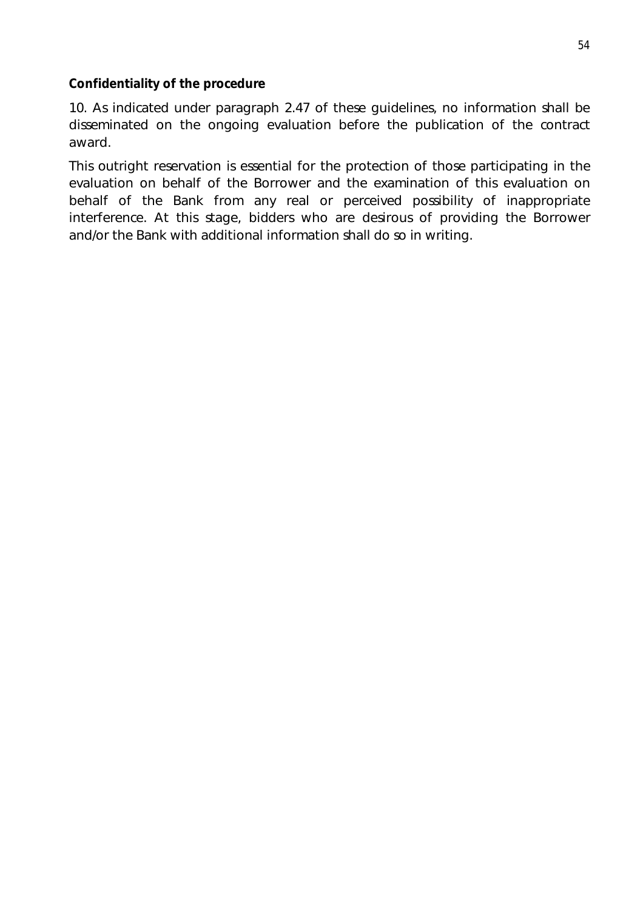**Confidentiality of the procedure**

10. As indicated under paragraph 2.47 of these guidelines, no information shall be disseminated on the ongoing evaluation before the publication of the contract award.

This outright reservation is essential for the protection of those participating in the evaluation on behalf of the Borrower and the examination of this evaluation on behalf of the Bank from any real or perceived possibility of inappropriate interference. At this stage, bidders who are desirous of providing the Borrower and/or the Bank with additional information shall do so in writing.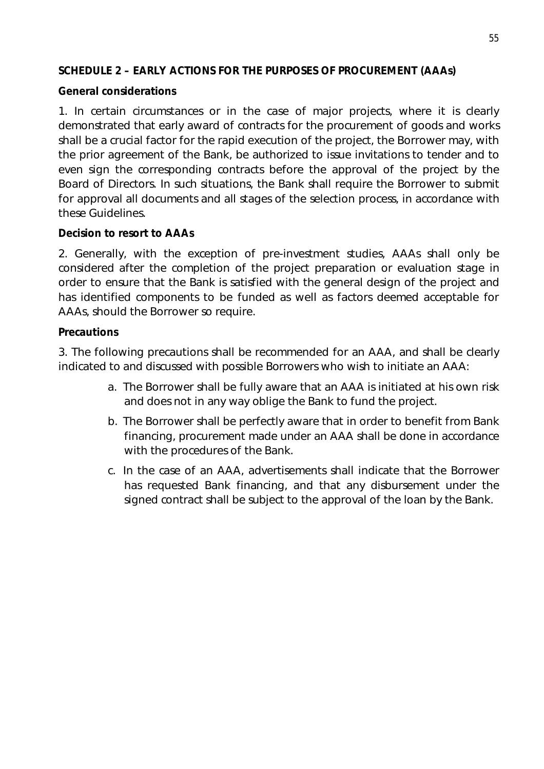## SCHEDULE 2 – EARLY ACTIONS FOR THE PURPOSES OF PROCUREMENT (AAAs)

### General considerations

1. In certain circumstances or in the case of major projects, where it is clearly demonstrated that early award of contracts for the procurement of goods and works shall be a crucial factor for the rapid execution of the project, the Borrower may, with the prior agreement of the Bank, be authorized to issue invitations to tender and to even sign the corresponding contracts before the approval of the project by the Board of Directors. In such situations, the Bank shall require the Borrower to submit for approval all documents and all stages of the selection process, in accordance with these Guidelines.

### Decision to resort to AAAs

2. Generally, with the exception of pre-investment studies, AAAs shall only be considered after the completion of the project preparation or evaluation stage in order to ensure that the Bank is satisfied with the general design of the project and has identified components to be funded as well as factors deemed acceptable for AAAs, should the Borrower so require.

### Precautions

3. The following precautions shall be recommended for an AAA, and shall be clearly indicated to and discussed with possible Borrowers who wish to initiate an AAA:

   a. The Borrower shall be fully aware that an AAA is initiated at his own risk and does not in any way oblige the Bank to fund the project.

   b. The Borrower shall be perfectly aware that in order to benefit from Bank financing, procurement made under an AAA shall be done in accordance with the procedures of the Bank.

   c. In the case of an AAA, advertisements shall indicate that the Borrower has requested Bank financing, and that any disbursement under the signed contract shall be subject to the approval of the loan by the Bank.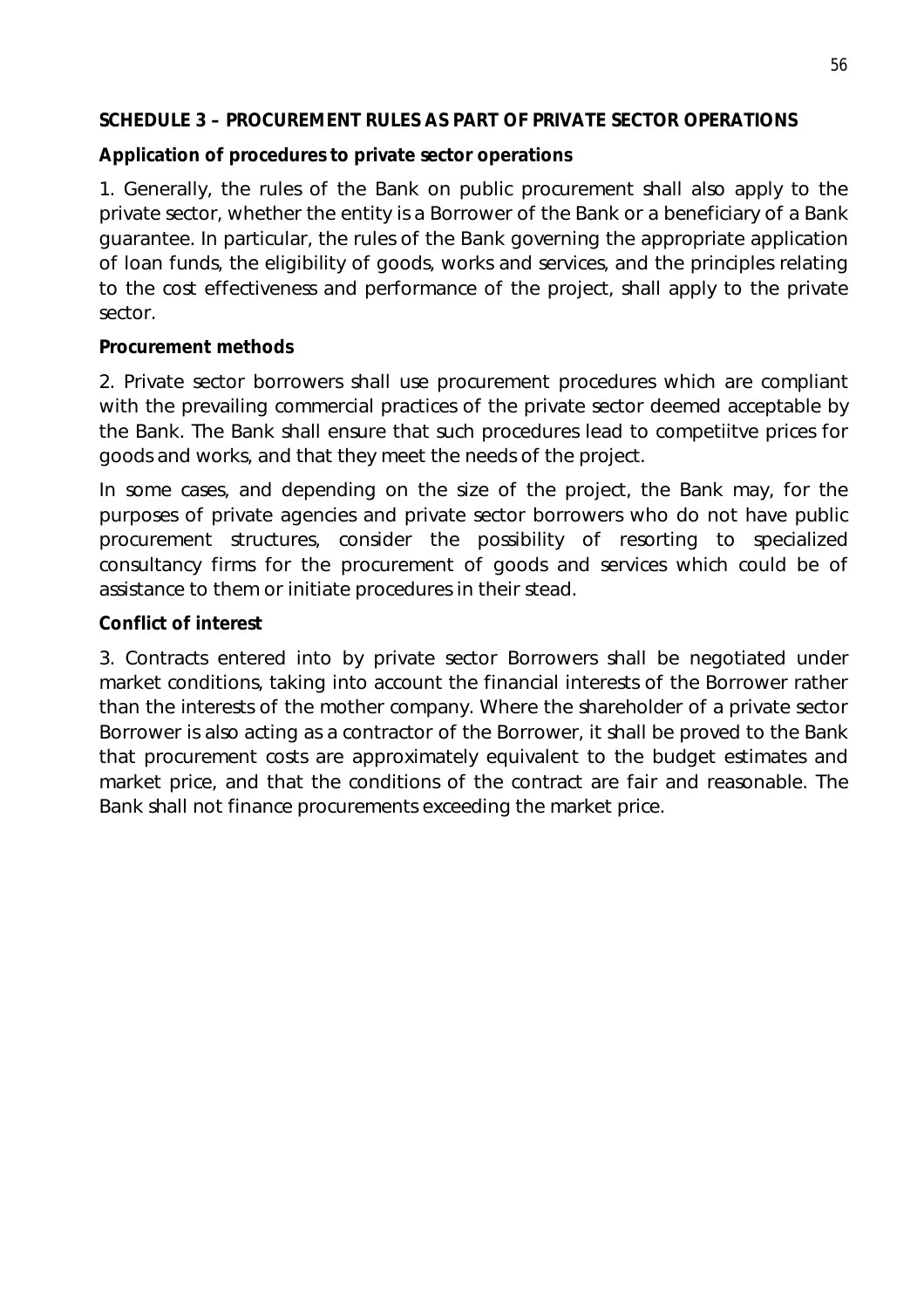## SCHEDULE 3 – PROCUREMENT RULES AS PART OF PRIVATE SECTOR OPERATIONS

**Application of procedures to private sector operations**

1. Generally, the rules of the Bank on public procurement shall also apply to the private sector, whether the entity is a Borrower of the Bank or a beneficiary of a Bank guarantee. In particular, the rules of the Bank governing the appropriate application of loan funds, the eligibility of goods, works and services, and the principles relating to the cost effectiveness and performance of the project, shall apply to the private sector.

**Procurement methods**

2. Private sector borrowers shall use procurement procedures which are compliant with the prevailing commercial practices of the private sector deemed acceptable by the Bank. The Bank shall ensure that such procedures lead to competiitve prices for goods and works, and that they meet the needs of the project.

In some cases, and depending on the size of the project, the Bank may, for the purposes of private agencies and private sector borrowers who do not have public procurement structures, consider the possibility of resorting to specialized consultancy firms for the procurement of goods and services which could be of assistance to them or initiate procedures in their stead.

**Conflict of interest**

3. Contracts entered into by private sector Borrowers shall be negotiated under market conditions, taking into account the financial interests of the Borrower rather than the interests of the mother company. Where the shareholder of a private sector Borrower is also acting as a contractor of the Borrower, it shall be proved to the Bank that procurement costs are approximately equivalent to the budget estimates and market price, and that the conditions of the contract are fair and reasonable. The Bank shall not finance procurements exceeding the market price.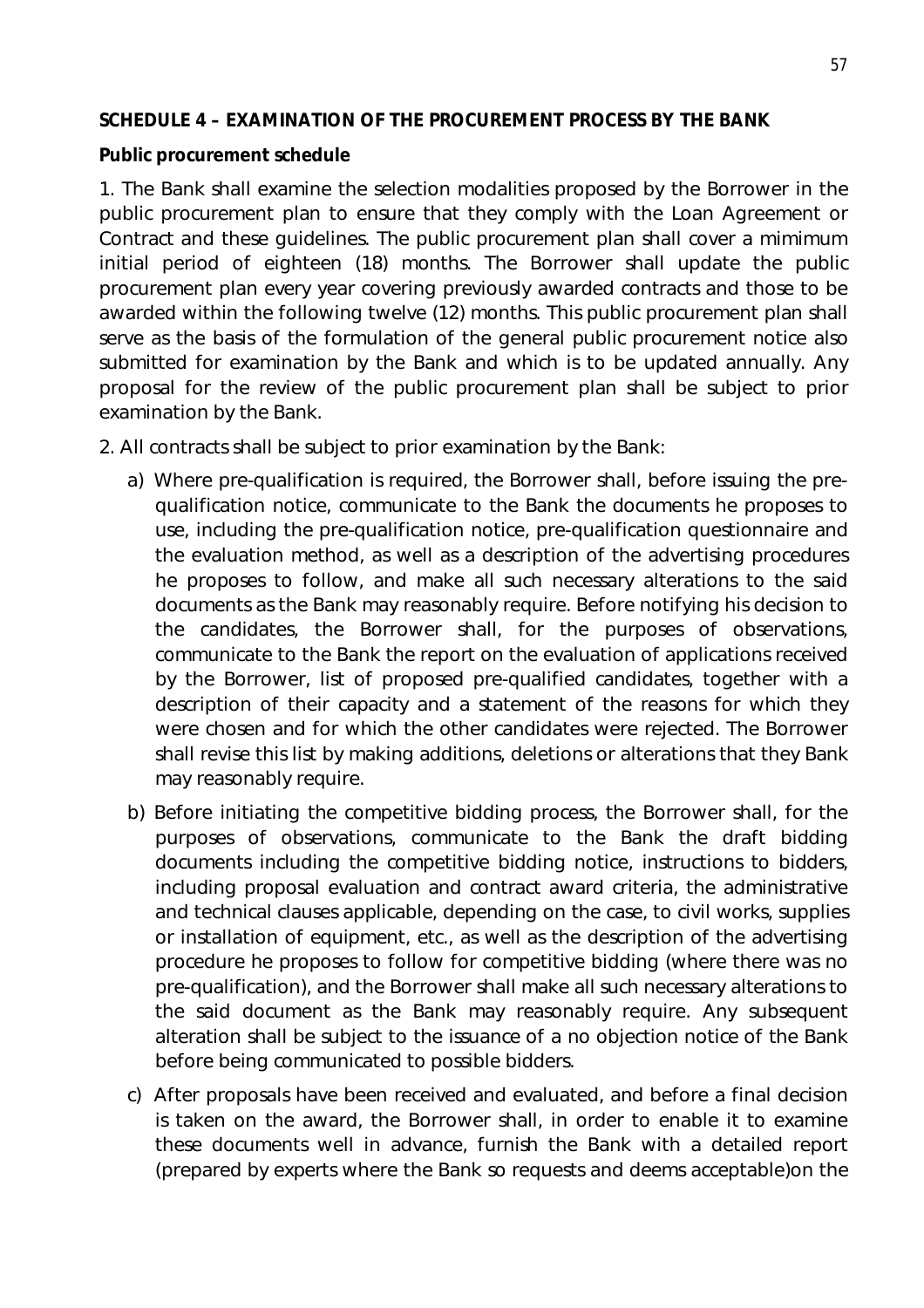**SCHEDULE 4 – EXAMINATION OF THE PROCUREMENT PROCESS BY THE BANK**

**Public procurement schedule**

1. The Bank shall examine the selection modalities proposed by the Borrower in the public procurement plan to ensure that they comply with the Loan Agreement or Contract and these guidelines. The public procurement plan shall cover a mimimum initial period of eighteen (18) months. The Borrower shall update the public procurement plan every year covering previously awarded contracts and those to be awarded within the following twelve (12) months. This public procurement plan shall serve as the basis of the formulation of the general public procurement notice also submitted for examination by the Bank and which is to be updated annually. Any proposal for the review of the public procurement plan shall be subject to prior examination by the Bank.

2. All contracts shall be subject to prior examination by the Bank:

a) Where pre-qualification is required, the Borrower shall, before issuing the pre-qualification notice, communicate to the Bank the documents he proposes to use, including the pre-qualification notice, pre-qualification questionnaire and the evaluation method, as well as a description of the advertising procedures he proposes to follow, and make all such necessary alterations to the said documents as the Bank may reasonably require. Before notifying his decision to the candidates, the Borrower shall, for the purposes of observations, communicate to the Bank the report on the evaluation of applications received by the Borrower, list of proposed pre-qualified candidates, together with a description of their capacity and a statement of the reasons for which they were chosen and for which the other candidates were rejected. The Borrower shall revise this list by making additions, deletions or alterations that they Bank may reasonably require.

b) Before initiating the competitive bidding process, the Borrower shall, for the purposes of observations, communicate to the Bank the draft bidding documents including the competitive bidding notice, instructions to bidders, including proposal evaluation and contract award criteria, the administrative and technical clauses applicable, depending on the case, to civil works, supplies or installation of equipment, etc., as well as the description of the advertising procedure he proposes to follow for competitive bidding (where there was no pre-qualification), and the Borrower shall make all such necessary alterations to the said document as the Bank may reasonably require. Any subsequent alteration shall be subject to the issuance of a no objection notice of the Bank before being communicated to possible bidders.

c) After proposals have been received and evaluated, and before a final decision is taken on the award, the Borrower shall, in order to enable it to examine these documents well in advance, furnish the Bank with a detailed report (prepared by experts where the Bank so requests and deems acceptable)on the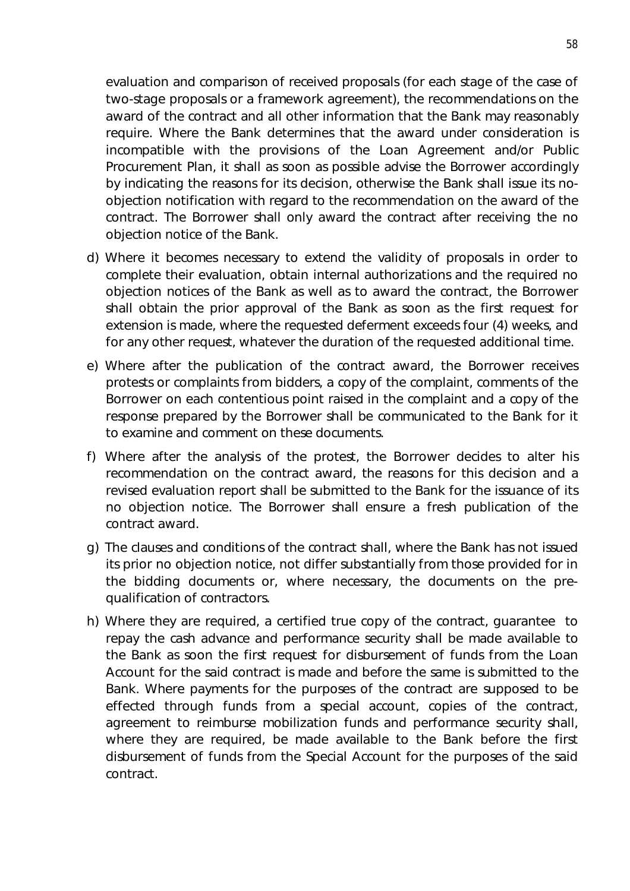evaluation and comparison of received proposals (for each stage of the case of two-stage proposals or a framework agreement), the recommendations on the award of the contract and all other information that the Bank may reasonably require. Where the Bank determines that the award under consideration is incompatible with the provisions of the Loan Agreement and/or Public Procurement Plan, it shall as soon as possible advise the Borrower accordingly by indicating the reasons for its decision, otherwise the Bank shall issue its no-objection notification with regard to the recommendation on the award of the contract. The Borrower shall only award the contract after receiving the no objection notice of the Bank.

d) Where it becomes necessary to extend the validity of proposals in order to complete their evaluation, obtain internal authorizations and the required no objection notices of the Bank as well as to award the contract, the Borrower shall obtain the prior approval of the Bank as soon as the first request for extension is made, where the requested deferment exceeds four (4) weeks, and for any other request, whatever the duration of the requested additional time.

e) Where after the publication of the contract award, the Borrower receives protests or complaints from bidders, a copy of the complaint, comments of the Borrower on each contentious point raised in the complaint and a copy of the response prepared by the Borrower shall be communicated to the Bank for it to examine and comment on these documents.

f) Where after the analysis of the protest, the Borrower decides to alter his recommendation on the contract award, the reasons for this decision and a revised evaluation report shall be submitted to the Bank for the issuance of its no objection notice. The Borrower shall ensure a fresh publication of the contract award.

g) The clauses and conditions of the contract shall, where the Bank has not issued its prior no objection notice, not differ substantially from those provided for in the bidding documents or, where necessary, the documents on the pre-qualification of contractors.

h) Where they are required, a certified true copy of the contract, guarantee to repay the cash advance and performance security shall be made available to the Bank as soon the first request for disbursement of funds from the Loan Account for the said contract is made and before the same is submitted to the Bank. Where payments for the purposes of the contract are supposed to be effected through funds from a special account, copies of the contract, agreement to reimburse mobilization funds and performance security shall, where they are required, be made available to the Bank before the first disbursement of funds from the Special Account for the purposes of the said contract.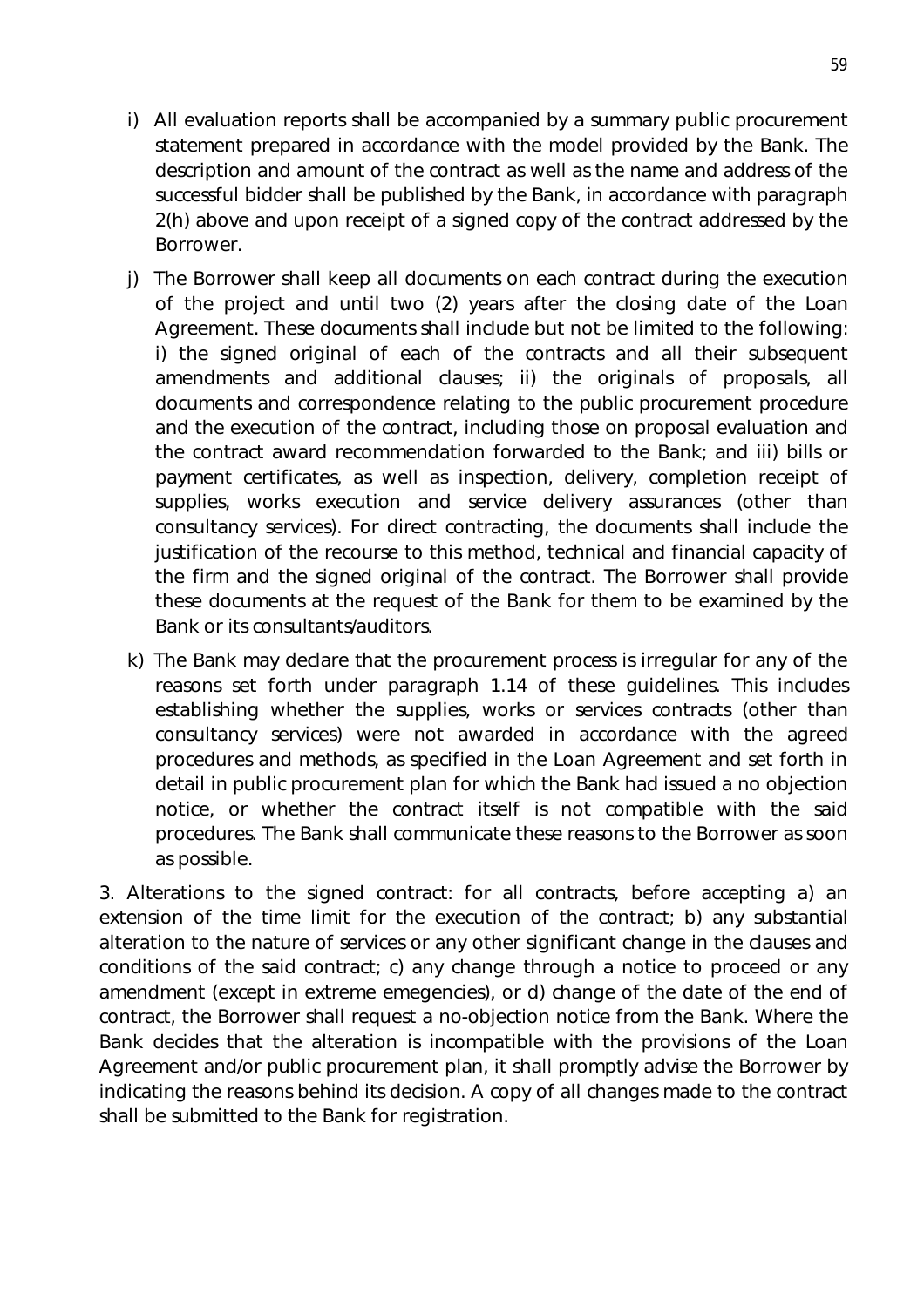i) All evaluation reports shall be accompanied by a summary public procurement statement prepared in accordance with the model provided by the Bank. The description and amount of the contract as well as the name and address of the successful bidder shall be published by the Bank, in accordance with paragraph 2(h) above and upon receipt of a signed copy of the contract addressed by the Borrower.

j) The Borrower shall keep all documents on each contract during the execution of the project and until two (2) years after the closing date of the Loan Agreement. These documents shall include but not be limited to the following: i) the signed original of each of the contracts and all their subsequent amendments and additional clauses; ii) the originals of proposals, all documents and correspondence relating to the public procurement procedure and the execution of the contract, including those on proposal evaluation and the contract award recommendation forwarded to the Bank; and iii) bills or payment certificates, as well as inspection, delivery, completion receipt of supplies, works execution and service delivery assurances (other than consultancy services). For direct contracting, the documents shall include the justification of the recourse to this method, technical and financial capacity of the firm and the signed original of the contract. The Borrower shall provide these documents at the request of the Bank for them to be examined by the Bank or its consultants/auditors.

k) The Bank may declare that the procurement process is irregular for any of the reasons set forth under paragraph 1.14 of these guidelines. This includes establishing whether the supplies, works or services contracts (other than consultancy services) were not awarded in accordance with the agreed procedures and methods, as specified in the Loan Agreement and set forth in detail in public procurement plan for which the Bank had issued a no objection notice, or whether the contract itself is not compatible with the said procedures. The Bank shall communicate these reasons to the Borrower as soon as possible.

3. Alterations to the signed contract: for all contracts, before accepting a) an extension of the time limit for the execution of the contract; b) any substantial alteration to the nature of services or any other significant change in the clauses and conditions of the said contract; c) any change through a notice to proceed or any amendment (except in extreme emegencies), or d) change of the date of the end of contract, the Borrower shall request a no-objection notice from the Bank. Where the Bank decides that the alteration is incompatible with the provisions of the Loan Agreement and/or public procurement plan, it shall promptly advise the Borrower by indicating the reasons behind its decision. A copy of all changes made to the contract shall be submitted to the Bank for registration.